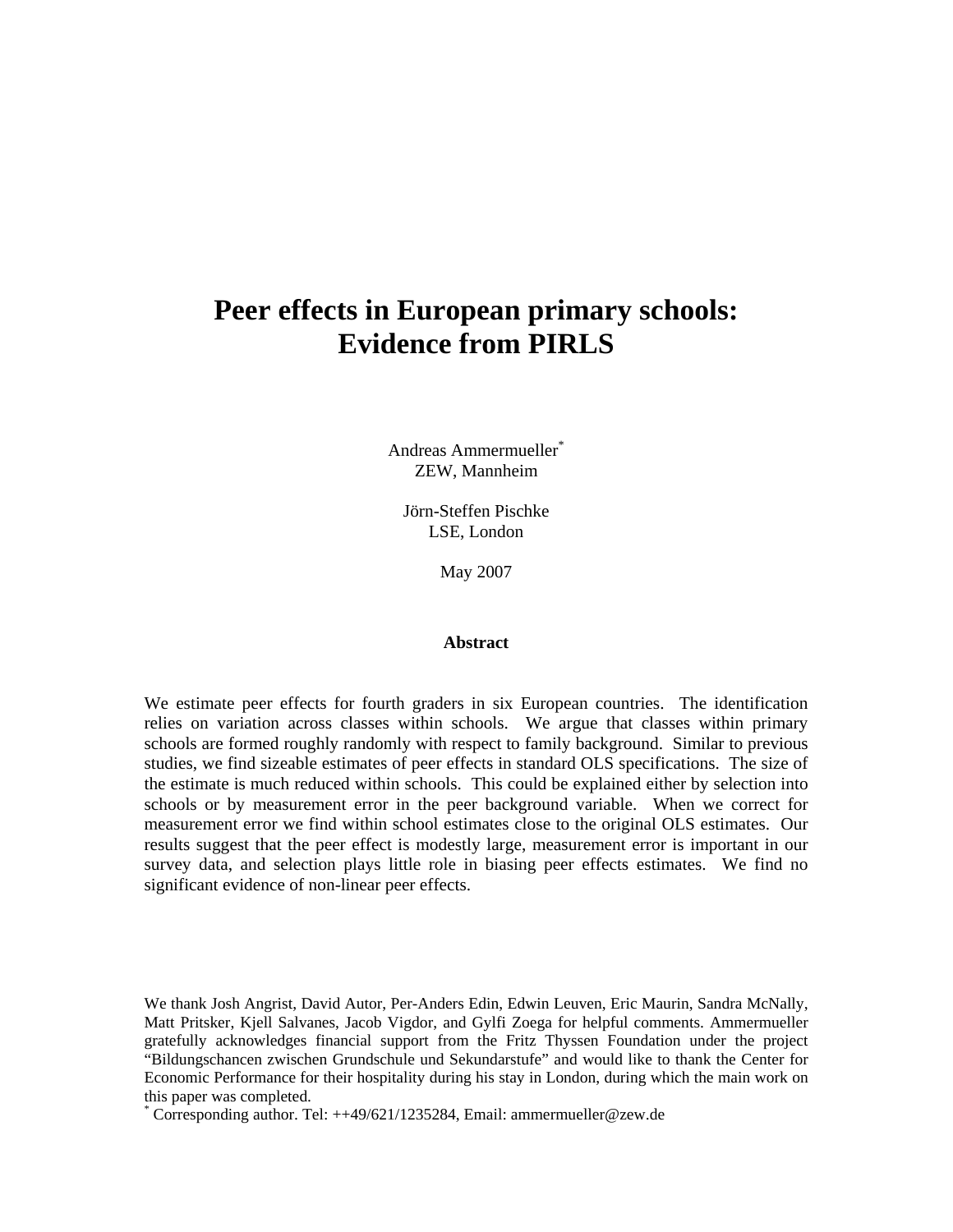# Peer effects in European primary schools: Evidence from PIRLS

Andreas Ammermueller[*]
ZEW, Mannheim

Jörn-Steffen Pischke
LSE, London

May 2007

**Abstract**

We estimate peer effects for fourth graders in six European countries. The identification relies on variation across classes within schools. We argue that classes within primary schools are formed roughly randomly with respect to family background. Similar to previous studies, we find sizeable estimates of peer effects in standard OLS specifications. The size of the estimate is much reduced within schools. This could be explained either by selection into schools or by measurement error in the peer background variable. When we correct for measurement error we find within school estimates close to the original OLS estimates. Our results suggest that the peer effect is modestly large, measurement error is important in our survey data, and selection plays little role in biasing peer effects estimates. We find no significant evidence of non-linear peer effects.

We thank Josh Angrist, David Autor, Per-Anders Edin, Edwin Leuven, Eric Maurin, Sandra McNally, Matt Pritsker, Kjell Salvanes, Jacob Vigdor, and Gylfi Zoega for helpful comments. Ammermueller gratefully acknowledges financial support from the Fritz Thyssen Foundation under the project "Bildungschancen zwischen Grundschule und Sekundarstufe" and would like to thank the Center for Economic Performance for their hospitality during his stay in London, during which the main work on this paper was completed.

[*] Corresponding author. Tel: ++49/621/1235284, Email: ammermueller@zew.de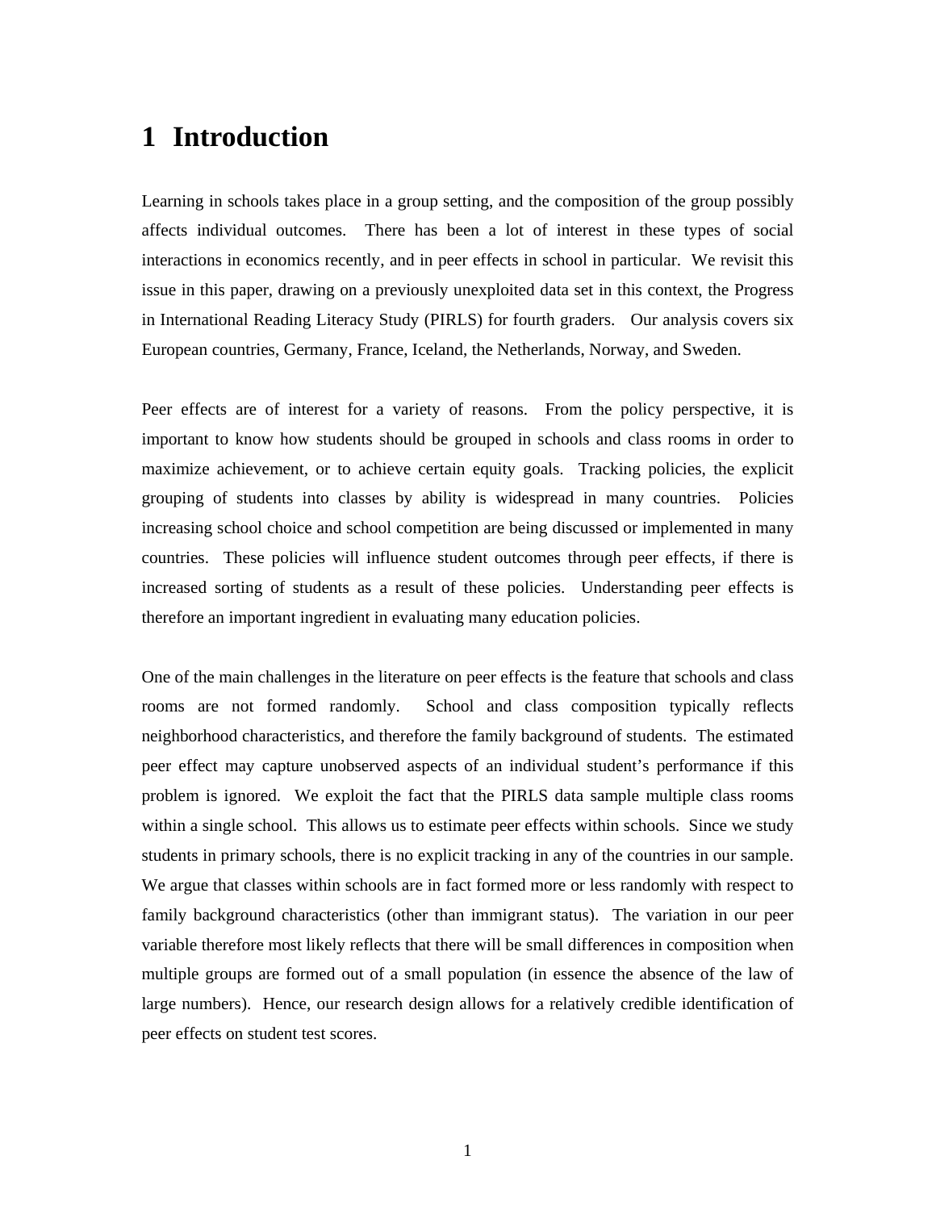# 1 Introduction

Learning in schools takes place in a group setting, and the composition of the group possibly affects individual outcomes. There has been a lot of interest in these types of social interactions in economics recently, and in peer effects in school in particular. We revisit this issue in this paper, drawing on a previously unexploited data set in this context, the Progress in International Reading Literacy Study (PIRLS) for fourth graders. Our analysis covers six European countries, Germany, France, Iceland, the Netherlands, Norway, and Sweden.

Peer effects are of interest for a variety of reasons. From the policy perspective, it is important to know how students should be grouped in schools and class rooms in order to maximize achievement, or to achieve certain equity goals. Tracking policies, the explicit grouping of students into classes by ability is widespread in many countries. Policies increasing school choice and school competition are being discussed or implemented in many countries. These policies will influence student outcomes through peer effects, if there is increased sorting of students as a result of these policies. Understanding peer effects is therefore an important ingredient in evaluating many education policies.

One of the main challenges in the literature on peer effects is the feature that schools and class rooms are not formed randomly. School and class composition typically reflects neighborhood characteristics, and therefore the family background of students. The estimated peer effect may capture unobserved aspects of an individual student's performance if this problem is ignored. We exploit the fact that the PIRLS data sample multiple class rooms within a single school. This allows us to estimate peer effects within schools. Since we study students in primary schools, there is no explicit tracking in any of the countries in our sample. We argue that classes within schools are in fact formed more or less randomly with respect to family background characteristics (other than immigrant status). The variation in our peer variable therefore most likely reflects that there will be small differences in composition when multiple groups are formed out of a small population (in essence the absence of the law of large numbers). Hence, our research design allows for a relatively credible identification of peer effects on student test scores.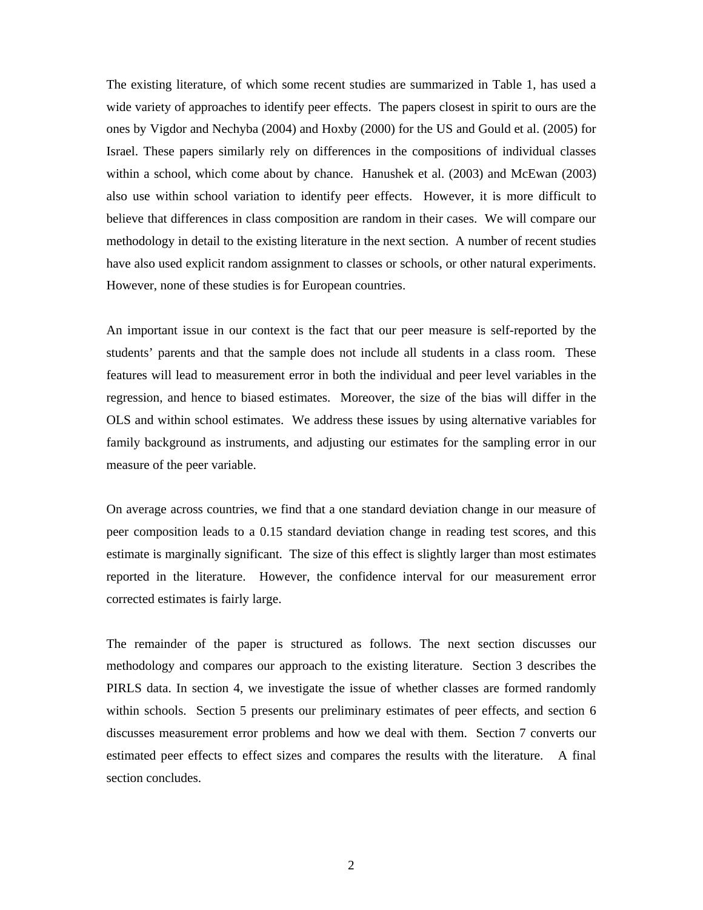The existing literature, of which some recent studies are summarized in Table 1, has used a wide variety of approaches to identify peer effects. The papers closest in spirit to ours are the ones by Vigdor and Nechyba (2004) and Hoxby (2000) for the US and Gould et al. (2005) for Israel. These papers similarly rely on differences in the compositions of individual classes within a school, which come about by chance. Hanushek et al. (2003) and McEwan (2003) also use within school variation to identify peer effects. However, it is more difficult to believe that differences in class composition are random in their cases. We will compare our methodology in detail to the existing literature in the next section. A number of recent studies have also used explicit random assignment to classes or schools, or other natural experiments. However, none of these studies is for European countries.

An important issue in our context is the fact that our peer measure is self-reported by the students' parents and that the sample does not include all students in a class room. These features will lead to measurement error in both the individual and peer level variables in the regression, and hence to biased estimates. Moreover, the size of the bias will differ in the OLS and within school estimates. We address these issues by using alternative variables for family background as instruments, and adjusting our estimates for the sampling error in our measure of the peer variable.

On average across countries, we find that a one standard deviation change in our measure of peer composition leads to a 0.15 standard deviation change in reading test scores, and this estimate is marginally significant. The size of this effect is slightly larger than most estimates reported in the literature. However, the confidence interval for our measurement error corrected estimates is fairly large.

The remainder of the paper is structured as follows. The next section discusses our methodology and compares our approach to the existing literature. Section 3 describes the PIRLS data. In section 4, we investigate the issue of whether classes are formed randomly within schools. Section 5 presents our preliminary estimates of peer effects, and section 6 discusses measurement error problems and how we deal with them. Section 7 converts our estimated peer effects to effect sizes and compares the results with the literature. A final section concludes.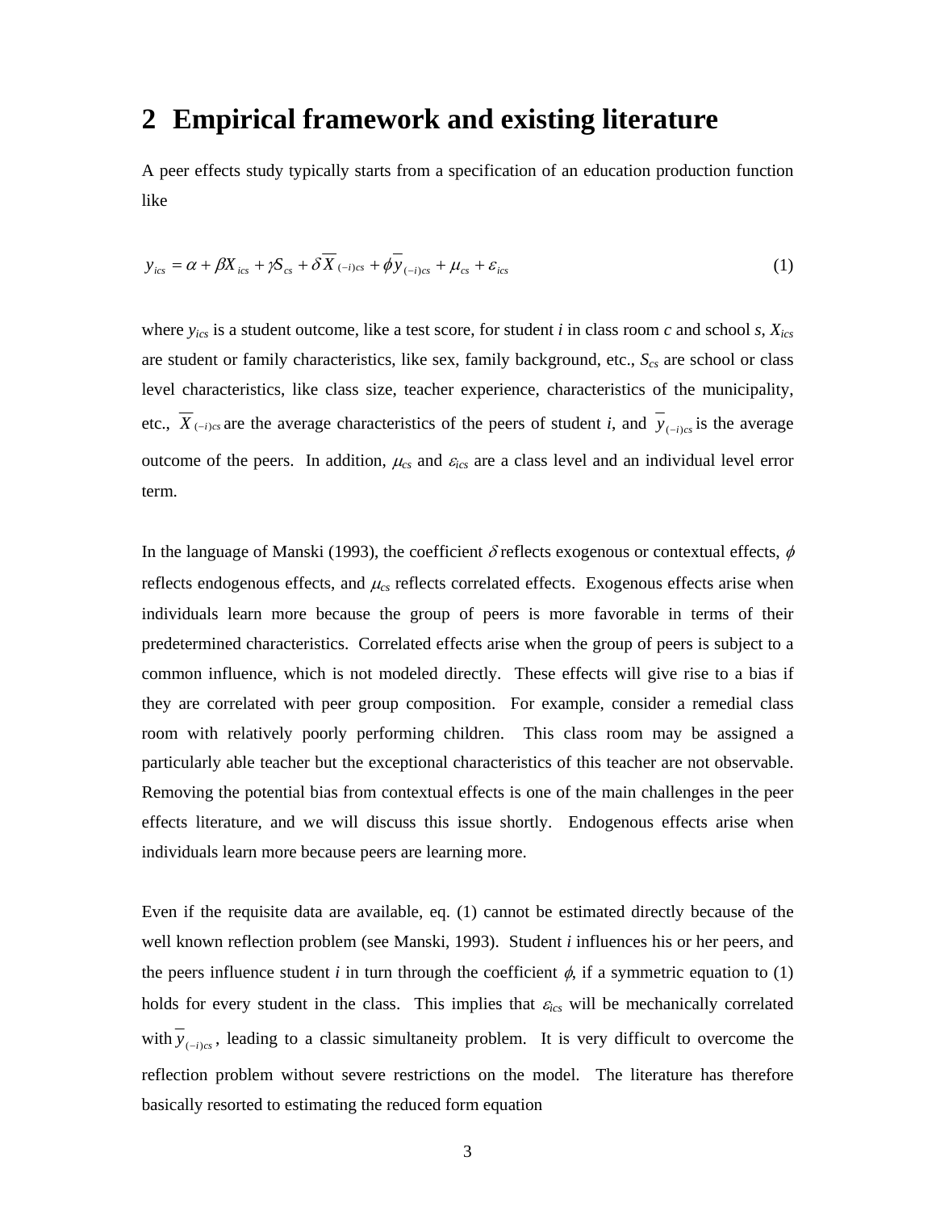## 2 Empirical framework and existing literature

A peer effects study typically starts from a specification of an education production function like

$$y_{ics} = \alpha + \beta X_{ics} + \gamma S_{cs} + \delta \overline{X}_{(-i)cs} + \phi \overline{y}_{(-i)cs} + \mu_{cs} + \varepsilon_{ics} \qquad (1)$$

where $y_{ics}$ is a student outcome, like a test score, for student *i* in class room *c* and school *s*, $X_{ics}$ are student or family characteristics, like sex, family background, etc., $S_{cs}$ are school or class level characteristics, like class size, teacher experience, characteristics of the municipality, etc., $\overline{X}_{(-i)cs}$ are the average characteristics of the peers of student *i*, and $\overline{y}_{(-i)cs}$ is the average outcome of the peers. In addition, $\mu_{cs}$ and $\varepsilon_{ics}$ are a class level and an individual level error term.

In the language of Manski (1993), the coefficient $\delta$ reflects exogenous or contextual effects, $\phi$ reflects endogenous effects, and $\mu_{cs}$ reflects correlated effects. Exogenous effects arise when individuals learn more because the group of peers is more favorable in terms of their predetermined characteristics. Correlated effects arise when the group of peers is subject to a common influence, which is not modeled directly. These effects will give rise to a bias if they are correlated with peer group composition. For example, consider a remedial class room with relatively poorly performing children. This class room may be assigned a particularly able teacher but the exceptional characteristics of this teacher are not observable. Removing the potential bias from contextual effects is one of the main challenges in the peer effects literature, and we will discuss this issue shortly. Endogenous effects arise when individuals learn more because peers are learning more.

Even if the requisite data are available, eq. (1) cannot be estimated directly because of the well known reflection problem (see Manski, 1993). Student *i* influences his or her peers, and the peers influence student *i* in turn through the coefficient $\phi$, if a symmetric equation to (1) holds for every student in the class. This implies that $\varepsilon_{ics}$ will be mechanically correlated with $\overline{y}_{(-i)cs}$, leading to a classic simultaneity problem. It is very difficult to overcome the reflection problem without severe restrictions on the model. The literature has therefore basically resorted to estimating the reduced form equation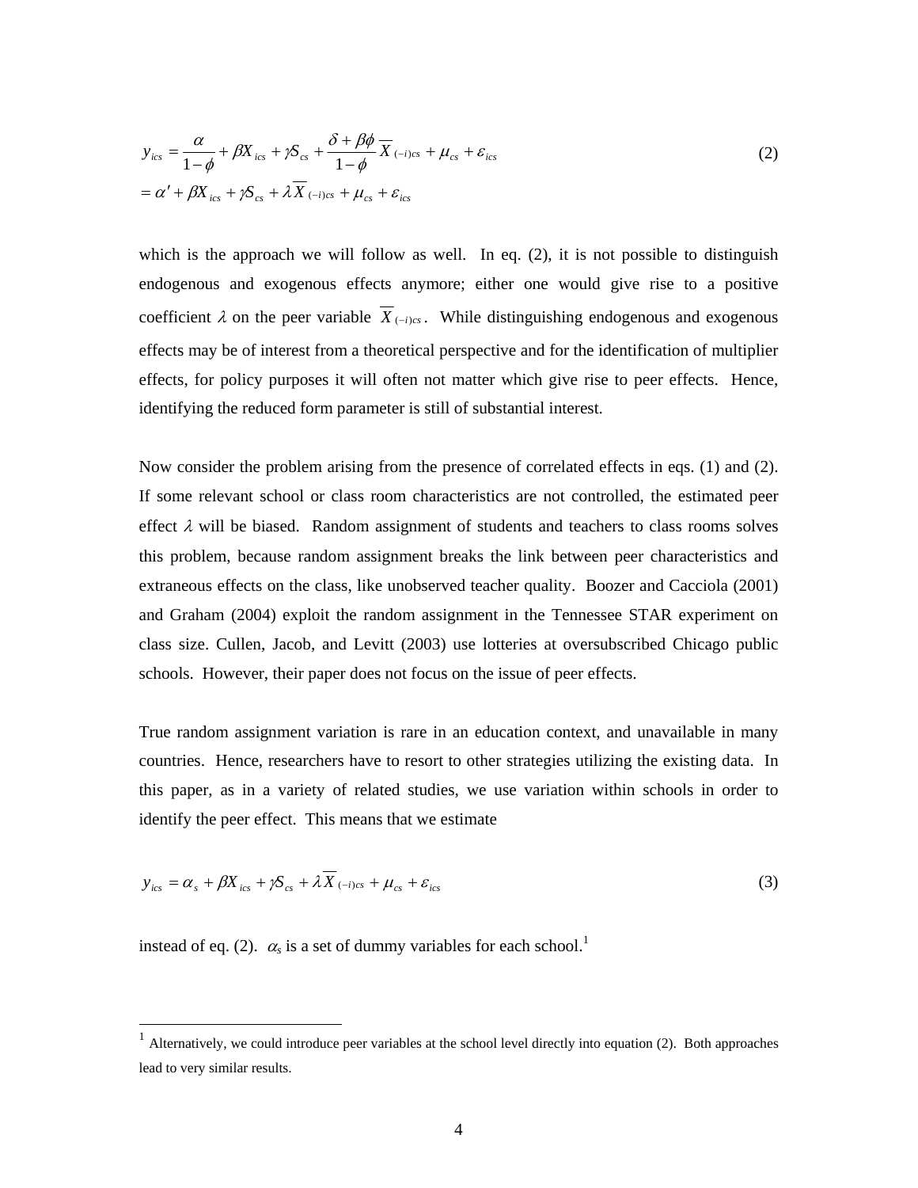$$y_{ics} = \frac{\alpha}{1-\phi} + \beta X_{ics} + \gamma S_{cs} + \frac{\delta + \beta\phi}{1-\phi} \overline{X}_{(-i)cs} + \mu_{cs} + \varepsilon_{ics} \tag{2}$$
$$= \alpha' + \beta X_{ics} + \gamma S_{cs} + \lambda \overline{X}_{(-i)cs} + \mu_{cs} + \varepsilon_{ics}$$

which is the approach we will follow as well. In eq. (2), it is not possible to distinguish endogenous and exogenous effects anymore; either one would give rise to a positive coefficient $\lambda$ on the peer variable $\overline{X}_{(-i)cs}$. While distinguishing endogenous and exogenous effects may be of interest from a theoretical perspective and for the identification of multiplier effects, for policy purposes it will often not matter which give rise to peer effects. Hence, identifying the reduced form parameter is still of substantial interest.

Now consider the problem arising from the presence of correlated effects in eqs. (1) and (2). If some relevant school or class room characteristics are not controlled, the estimated peer effect $\lambda$ will be biased. Random assignment of students and teachers to class rooms solves this problem, because random assignment breaks the link between peer characteristics and extraneous effects on the class, like unobserved teacher quality. Boozer and Cacciola (2001) and Graham (2004) exploit the random assignment in the Tennessee STAR experiment on class size. Cullen, Jacob, and Levitt (2003) use lotteries at oversubscribed Chicago public schools. However, their paper does not focus on the issue of peer effects.

True random assignment variation is rare in an education context, and unavailable in many countries. Hence, researchers have to resort to other strategies utilizing the existing data. In this paper, as in a variety of related studies, we use variation within schools in order to identify the peer effect. This means that we estimate

$$y_{ics} = \alpha_s + \beta X_{ics} + \gamma S_{cs} + \lambda \overline{X}_{(-i)cs} + \mu_{cs} + \varepsilon_{ics} \tag{3}$$

instead of eq. (2). $\alpha_s$ is a set of dummy variables for each school.[1]

[1] Alternatively, we could introduce peer variables at the school level directly into equation (2). Both approaches lead to very similar results.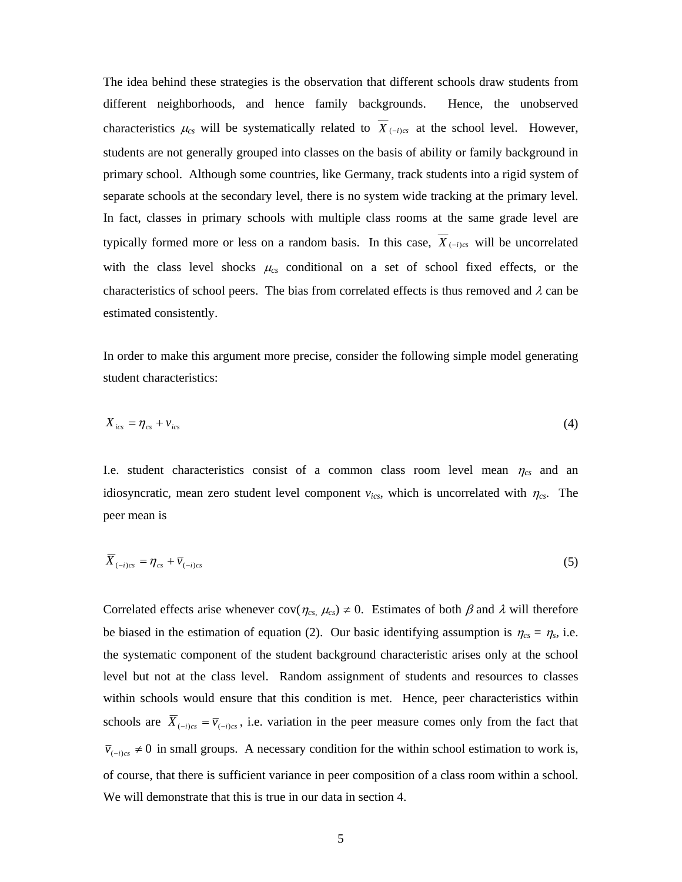The idea behind these strategies is the observation that different schools draw students from different neighborhoods, and hence family backgrounds. Hence, the unobserved characteristics $\mu_{cs}$ will be systematically related to $\overline{X}_{(-i)cs}$ at the school level. However, students are not generally grouped into classes on the basis of ability or family background in primary school. Although some countries, like Germany, track students into a rigid system of separate schools at the secondary level, there is no system wide tracking at the primary level. In fact, classes in primary schools with multiple class rooms at the same grade level are typically formed more or less on a random basis. In this case, $\overline{X}_{(-i)cs}$ will be uncorrelated with the class level shocks $\mu_{cs}$ conditional on a set of school fixed effects, or the characteristics of school peers. The bias from correlated effects is thus removed and $\lambda$ can be estimated consistently.

In order to make this argument more precise, consider the following simple model generating student characteristics:

$$X_{ics} = \eta_{cs} + v_{ics} \tag{4}$$

I.e. student characteristics consist of a common class room level mean $\eta_{cs}$ and an idiosyncratic, mean zero student level component $v_{ics}$, which is uncorrelated with $\eta_{cs}$. The peer mean is

$$\overline{X}_{(-i)cs} = \eta_{cs} + \overline{v}_{(-i)cs} \tag{5}$$

Correlated effects arise whenever cov($\eta_{cs}$, $\mu_{cs}$) $\neq 0$. Estimates of both $\beta$ and $\lambda$ will therefore be biased in the estimation of equation (2). Our basic identifying assumption is $\eta_{cs} = \eta_s$, i.e. the systematic component of the student background characteristic arises only at the school level but not at the class level. Random assignment of students and resources to classes within schools would ensure that this condition is met. Hence, peer characteristics within schools are $\overline{X}_{(-i)cs} = \overline{v}_{(-i)cs}$, i.e. variation in the peer measure comes only from the fact that $\overline{v}_{(-i)cs} \neq 0$ in small groups. A necessary condition for the within school estimation to work is, of course, that there is sufficient variance in peer composition of a class room within a school. We will demonstrate that this is true in our data in section 4.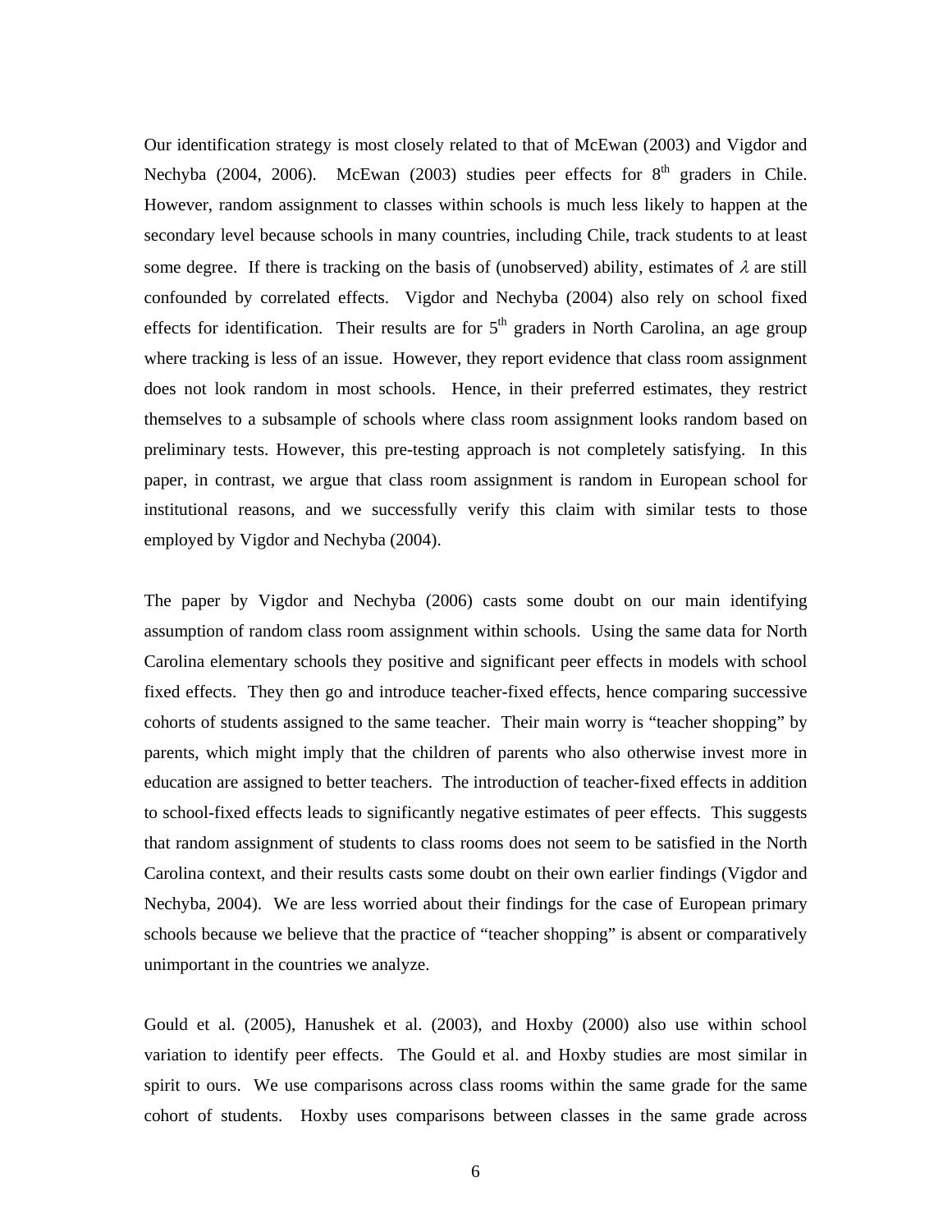Our identification strategy is most closely related to that of McEwan (2003) and Vigdor and Nechyba (2004, 2006). McEwan (2003) studies peer effects for 8th graders in Chile. However, random assignment to classes within schools is much less likely to happen at the secondary level because schools in many countries, including Chile, track students to at least some degree. If there is tracking on the basis of (unobserved) ability, estimates of $\lambda$ are still confounded by correlated effects. Vigdor and Nechyba (2004) also rely on school fixed effects for identification. Their results are for 5th graders in North Carolina, an age group where tracking is less of an issue. However, they report evidence that class room assignment does not look random in most schools. Hence, in their preferred estimates, they restrict themselves to a subsample of schools where class room assignment looks random based on preliminary tests. However, this pre-testing approach is not completely satisfying. In this paper, in contrast, we argue that class room assignment is random in European school for institutional reasons, and we successfully verify this claim with similar tests to those employed by Vigdor and Nechyba (2004).

The paper by Vigdor and Nechyba (2006) casts some doubt on our main identifying assumption of random class room assignment within schools. Using the same data for North Carolina elementary schools they positive and significant peer effects in models with school fixed effects. They then go and introduce teacher-fixed effects, hence comparing successive cohorts of students assigned to the same teacher. Their main worry is "teacher shopping" by parents, which might imply that the children of parents who also otherwise invest more in education are assigned to better teachers. The introduction of teacher-fixed effects in addition to school-fixed effects leads to significantly negative estimates of peer effects. This suggests that random assignment of students to class rooms does not seem to be satisfied in the North Carolina context, and their results casts some doubt on their own earlier findings (Vigdor and Nechyba, 2004). We are less worried about their findings for the case of European primary schools because we believe that the practice of "teacher shopping" is absent or comparatively unimportant in the countries we analyze.

Gould et al. (2005), Hanushek et al. (2003), and Hoxby (2000) also use within school variation to identify peer effects. The Gould et al. and Hoxby studies are most similar in spirit to ours. We use comparisons across class rooms within the same grade for the same cohort of students. Hoxby uses comparisons between classes in the same grade across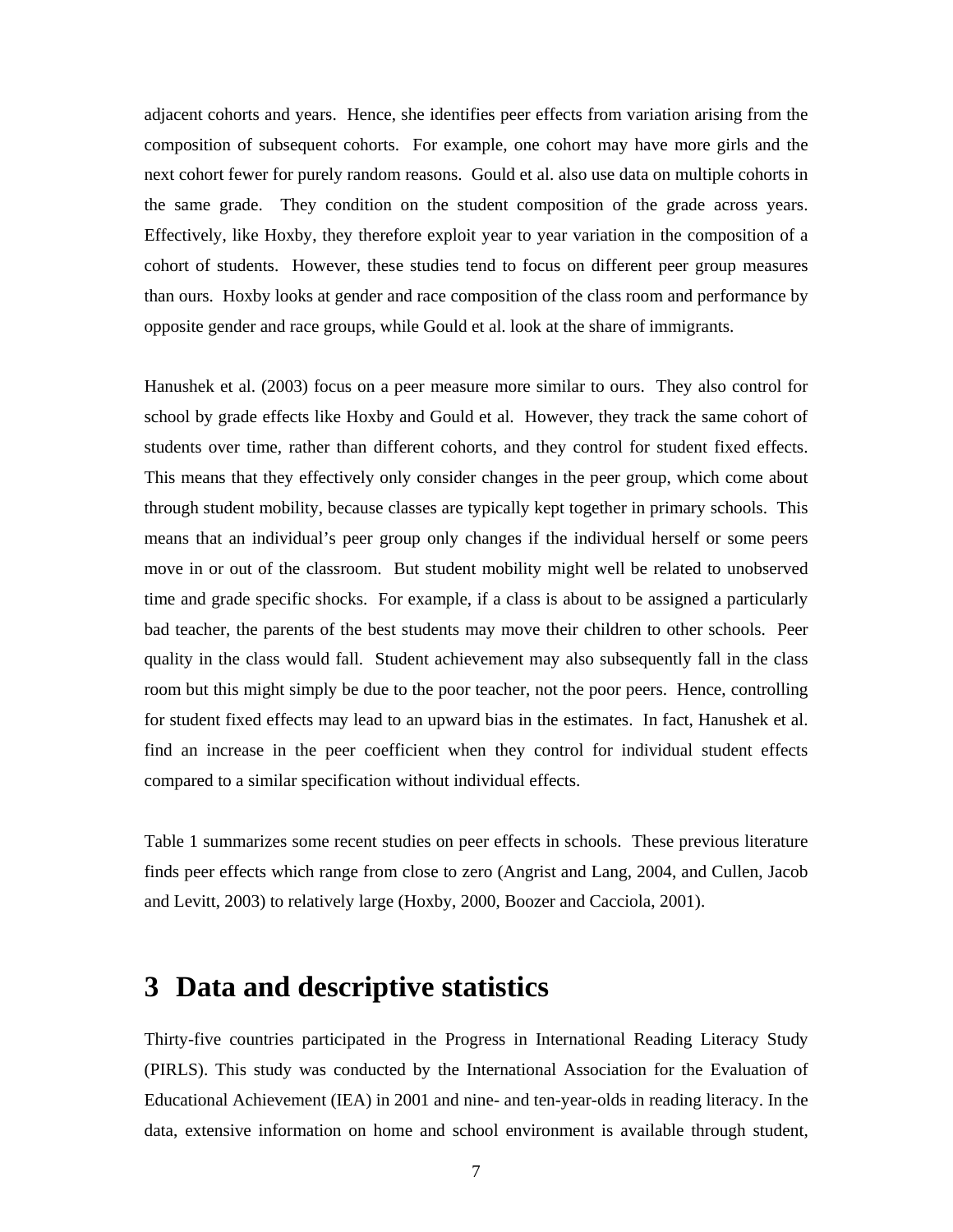adjacent cohorts and years. Hence, she identifies peer effects from variation arising from the composition of subsequent cohorts. For example, one cohort may have more girls and the next cohort fewer for purely random reasons. Gould et al. also use data on multiple cohorts in the same grade. They condition on the student composition of the grade across years. Effectively, like Hoxby, they therefore exploit year to year variation in the composition of a cohort of students. However, these studies tend to focus on different peer group measures than ours. Hoxby looks at gender and race composition of the class room and performance by opposite gender and race groups, while Gould et al. look at the share of immigrants.

Hanushek et al. (2003) focus on a peer measure more similar to ours. They also control for school by grade effects like Hoxby and Gould et al. However, they track the same cohort of students over time, rather than different cohorts, and they control for student fixed effects. This means that they effectively only consider changes in the peer group, which come about through student mobility, because classes are typically kept together in primary schools. This means that an individual's peer group only changes if the individual herself or some peers move in or out of the classroom. But student mobility might well be related to unobserved time and grade specific shocks. For example, if a class is about to be assigned a particularly bad teacher, the parents of the best students may move their children to other schools. Peer quality in the class would fall. Student achievement may also subsequently fall in the class room but this might simply be due to the poor teacher, not the poor peers. Hence, controlling for student fixed effects may lead to an upward bias in the estimates. In fact, Hanushek et al. find an increase in the peer coefficient when they control for individual student effects compared to a similar specification without individual effects.

Table 1 summarizes some recent studies on peer effects in schools. These previous literature finds peer effects which range from close to zero (Angrist and Lang, 2004, and Cullen, Jacob and Levitt, 2003) to relatively large (Hoxby, 2000, Boozer and Cacciola, 2001).

# 3 Data and descriptive statistics

Thirty-five countries participated in the Progress in International Reading Literacy Study (PIRLS). This study was conducted by the International Association for the Evaluation of Educational Achievement (IEA) in 2001 and nine- and ten-year-olds in reading literacy. In the data, extensive information on home and school environment is available through student,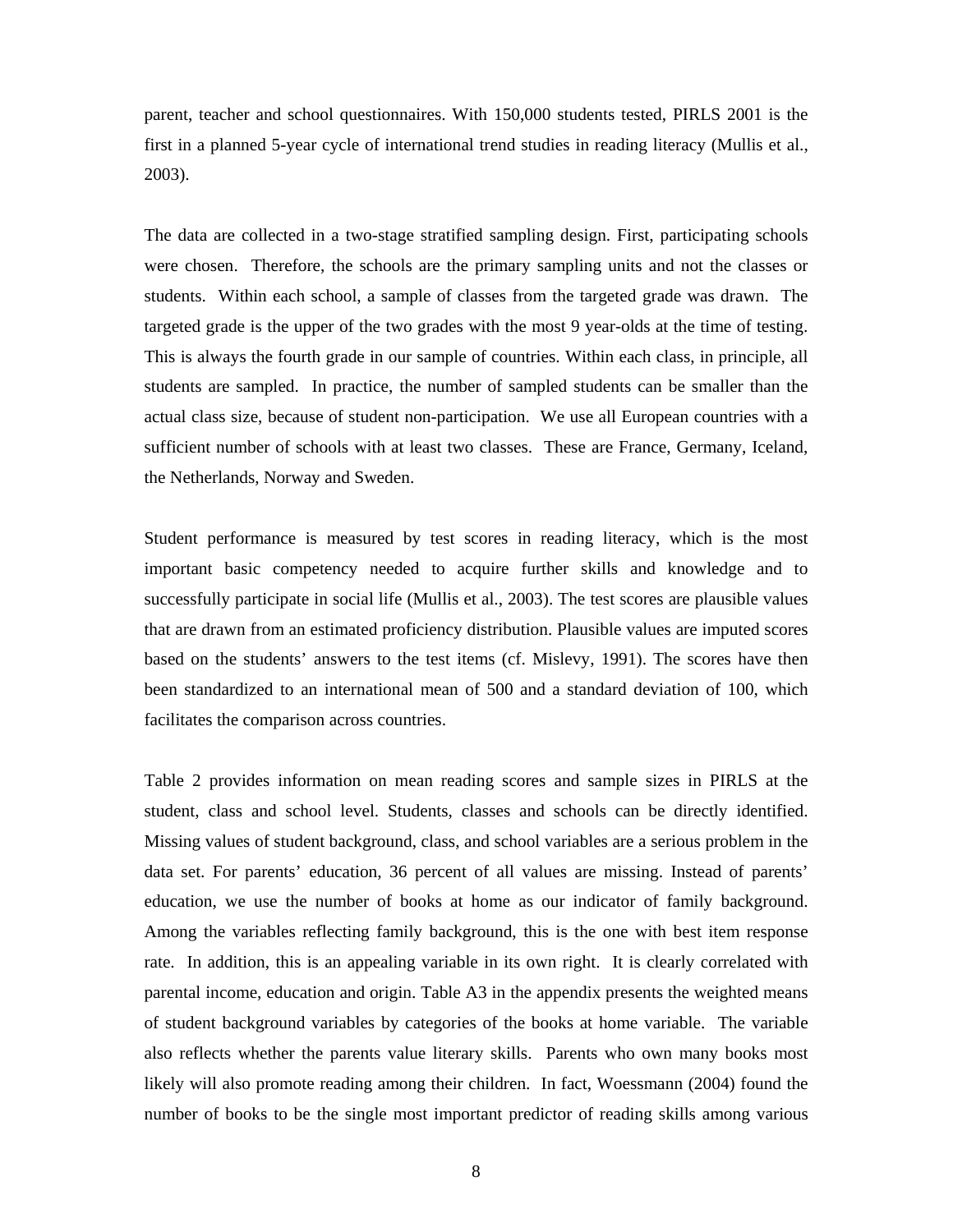parent, teacher and school questionnaires. With 150,000 students tested, PIRLS 2001 is the first in a planned 5-year cycle of international trend studies in reading literacy (Mullis et al., 2003).

The data are collected in a two-stage stratified sampling design. First, participating schools were chosen. Therefore, the schools are the primary sampling units and not the classes or students. Within each school, a sample of classes from the targeted grade was drawn. The targeted grade is the upper of the two grades with the most 9 year-olds at the time of testing. This is always the fourth grade in our sample of countries. Within each class, in principle, all students are sampled. In practice, the number of sampled students can be smaller than the actual class size, because of student non-participation. We use all European countries with a sufficient number of schools with at least two classes. These are France, Germany, Iceland, the Netherlands, Norway and Sweden.

Student performance is measured by test scores in reading literacy, which is the most important basic competency needed to acquire further skills and knowledge and to successfully participate in social life (Mullis et al., 2003). The test scores are plausible values that are drawn from an estimated proficiency distribution. Plausible values are imputed scores based on the students' answers to the test items (cf. Mislevy, 1991). The scores have then been standardized to an international mean of 500 and a standard deviation of 100, which facilitates the comparison across countries.

Table 2 provides information on mean reading scores and sample sizes in PIRLS at the student, class and school level. Students, classes and schools can be directly identified. Missing values of student background, class, and school variables are a serious problem in the data set. For parents' education, 36 percent of all values are missing. Instead of parents' education, we use the number of books at home as our indicator of family background. Among the variables reflecting family background, this is the one with best item response rate. In addition, this is an appealing variable in its own right. It is clearly correlated with parental income, education and origin. Table A3 in the appendix presents the weighted means of student background variables by categories of the books at home variable. The variable also reflects whether the parents value literary skills. Parents who own many books most likely will also promote reading among their children. In fact, Woessmann (2004) found the number of books to be the single most important predictor of reading skills among various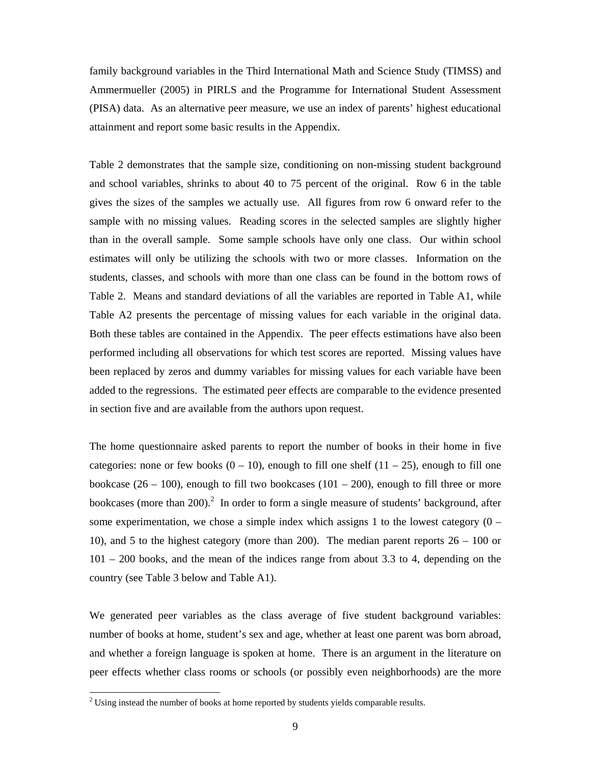family background variables in the Third International Math and Science Study (TIMSS) and Ammermueller (2005) in PIRLS and the Programme for International Student Assessment (PISA) data. As an alternative peer measure, we use an index of parents' highest educational attainment and report some basic results in the Appendix.

Table 2 demonstrates that the sample size, conditioning on non-missing student background and school variables, shrinks to about 40 to 75 percent of the original. Row 6 in the table gives the sizes of the samples we actually use. All figures from row 6 onward refer to the sample with no missing values. Reading scores in the selected samples are slightly higher than in the overall sample. Some sample schools have only one class. Our within school estimates will only be utilizing the schools with two or more classes. Information on the students, classes, and schools with more than one class can be found in the bottom rows of Table 2. Means and standard deviations of all the variables are reported in Table A1, while Table A2 presents the percentage of missing values for each variable in the original data. Both these tables are contained in the Appendix. The peer effects estimations have also been performed including all observations for which test scores are reported. Missing values have been replaced by zeros and dummy variables for missing values for each variable have been added to the regressions. The estimated peer effects are comparable to the evidence presented in section five and are available from the authors upon request.

The home questionnaire asked parents to report the number of books in their home in five categories: none or few books (0 – 10), enough to fill one shelf (11 – 25), enough to fill one bookcase (26 – 100), enough to fill two bookcases (101 – 200), enough to fill three or more bookcases (more than 200).[2] In order to form a single measure of students' background, after some experimentation, we chose a simple index which assigns 1 to the lowest category (0 – 10), and 5 to the highest category (more than 200). The median parent reports 26 – 100 or 101 – 200 books, and the mean of the indices range from about 3.3 to 4, depending on the country (see Table 3 below and Table A1).

We generated peer variables as the class average of five student background variables: number of books at home, student's sex and age, whether at least one parent was born abroad, and whether a foreign language is spoken at home. There is an argument in the literature on peer effects whether class rooms or schools (or possibly even neighborhoods) are the more

[2] Using instead the number of books at home reported by students yields comparable results.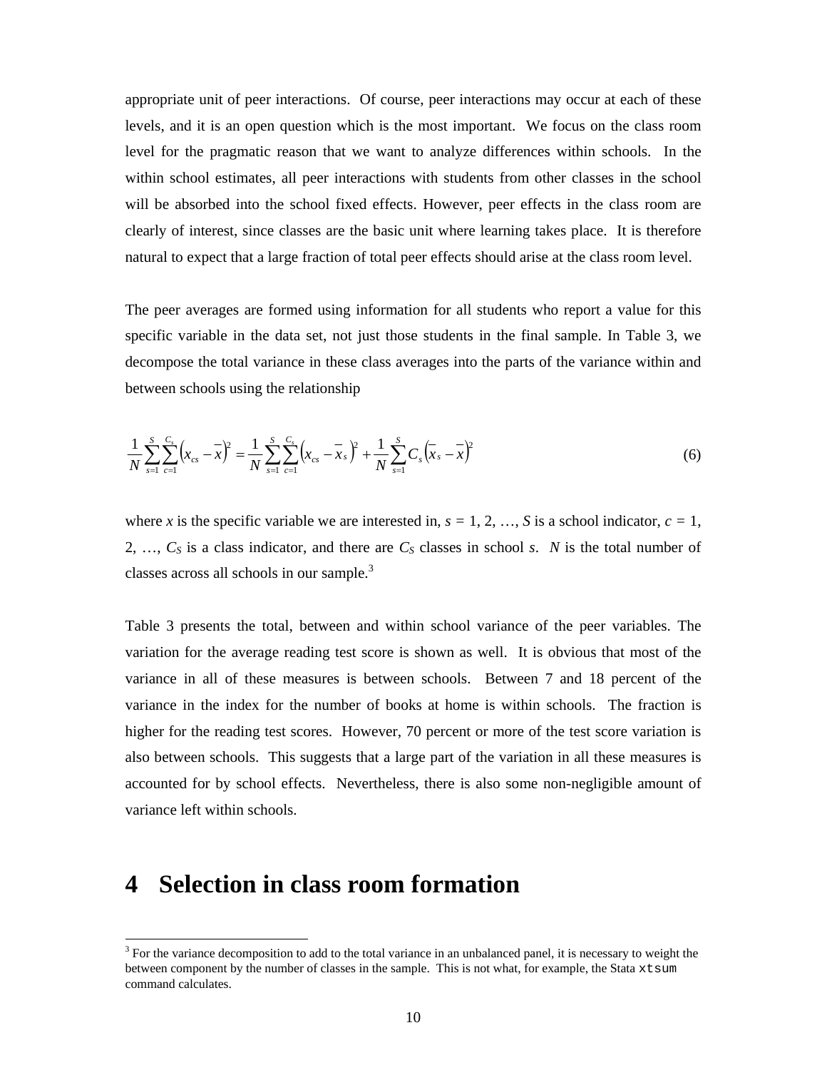appropriate unit of peer interactions. Of course, peer interactions may occur at each of these levels, and it is an open question which is the most important. We focus on the class room level for the pragmatic reason that we want to analyze differences within schools. In the within school estimates, all peer interactions with students from other classes in the school will be absorbed into the school fixed effects. However, peer effects in the class room are clearly of interest, since classes are the basic unit where learning takes place. It is therefore natural to expect that a large fraction of total peer effects should arise at the class room level.

The peer averages are formed using information for all students who report a value for this specific variable in the data set, not just those students in the final sample. In Table 3, we decompose the total variance in these class averages into the parts of the variance within and between schools using the relationship

$$\frac{1}{N}\sum_{s=1}^{S}\sum_{c=1}^{C_s}\left(x_{cs}-\bar{x}\right)^2=\frac{1}{N}\sum_{s=1}^{S}\sum_{c=1}^{C_s}\left(x_{cs}-\bar{x}_s\right)^2+\frac{1}{N}\sum_{s=1}^{S}C_s\left(\bar{x}_s-\bar{x}\right)^2 \tag{6}$$

where $x$ is the specific variable we are interested in, $s = 1, 2, \ldots, S$ is a school indicator, $c = 1, 2, \ldots, C_S$ is a class indicator, and there are $C_S$ classes in school $s$. $N$ is the total number of classes across all schools in our sample.[3]

Table 3 presents the total, between and within school variance of the peer variables. The variation for the average reading test score is shown as well. It is obvious that most of the variance in all of these measures is between schools. Between 7 and 18 percent of the variance in the index for the number of books at home is within schools. The fraction is higher for the reading test scores. However, 70 percent or more of the test score variation is also between schools. This suggests that a large part of the variation in all these measures is accounted for by school effects. Nevertheless, there is also some non-negligible amount of variance left within schools.

# 4 Selection in class room formation

[3] For the variance decomposition to add to the total variance in an unbalanced panel, it is necessary to weight the between component by the number of classes in the sample. This is not what, for example, the Stata `xtsum` command calculates.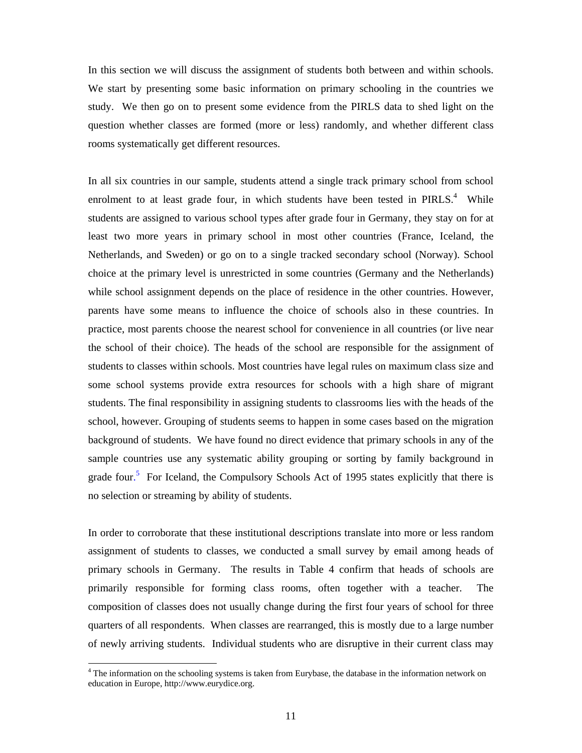In this section we will discuss the assignment of students both between and within schools. We start by presenting some basic information on primary schooling in the countries we study. We then go on to present some evidence from the PIRLS data to shed light on the question whether classes are formed (more or less) randomly, and whether different class rooms systematically get different resources.

In all six countries in our sample, students attend a single track primary school from school enrolment to at least grade four, in which students have been tested in PIRLS.[4] While students are assigned to various school types after grade four in Germany, they stay on for at least two more years in primary school in most other countries (France, Iceland, the Netherlands, and Sweden) or go on to a single tracked secondary school (Norway). School choice at the primary level is unrestricted in some countries (Germany and the Netherlands) while school assignment depends on the place of residence in the other countries. However, parents have some means to influence the choice of schools also in these countries. In practice, most parents choose the nearest school for convenience in all countries (or live near the school of their choice). The heads of the school are responsible for the assignment of students to classes within schools. Most countries have legal rules on maximum class size and some school systems provide extra resources for schools with a high share of migrant students. The final responsibility in assigning students to classrooms lies with the heads of the school, however. Grouping of students seems to happen in some cases based on the migration background of students. We have found no direct evidence that primary schools in any of the sample countries use any systematic ability grouping or sorting by family background in grade four.[5] For Iceland, the Compulsory Schools Act of 1995 states explicitly that there is no selection or streaming by ability of students.

In order to corroborate that these institutional descriptions translate into more or less random assignment of students to classes, we conducted a small survey by email among heads of primary schools in Germany. The results in Table 4 confirm that heads of schools are primarily responsible for forming class rooms, often together with a teacher. The composition of classes does not usually change during the first four years of school for three quarters of all respondents. When classes are rearranged, this is mostly due to a large number of newly arriving students. Individual students who are disruptive in their current class may

[4] The information on the schooling systems is taken from Eurybase, the database in the information network on education in Europe, http://www.eurydice.org.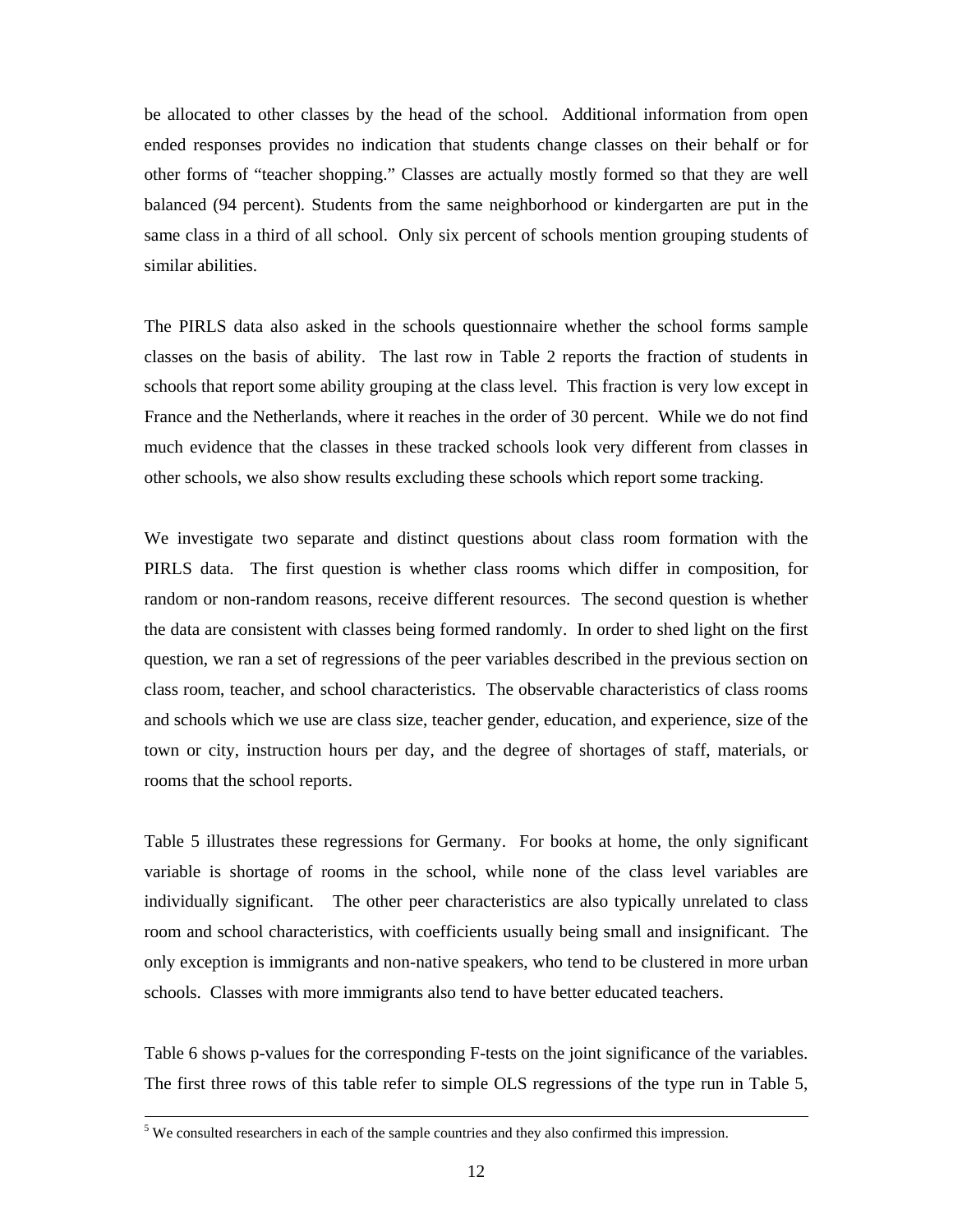be allocated to other classes by the head of the school. Additional information from open ended responses provides no indication that students change classes on their behalf or for other forms of "teacher shopping." Classes are actually mostly formed so that they are well balanced (94 percent). Students from the same neighborhood or kindergarten are put in the same class in a third of all school. Only six percent of schools mention grouping students of similar abilities.

The PIRLS data also asked in the schools questionnaire whether the school forms sample classes on the basis of ability. The last row in Table 2 reports the fraction of students in schools that report some ability grouping at the class level. This fraction is very low except in France and the Netherlands, where it reaches in the order of 30 percent. While we do not find much evidence that the classes in these tracked schools look very different from classes in other schools, we also show results excluding these schools which report some tracking.

We investigate two separate and distinct questions about class room formation with the PIRLS data. The first question is whether class rooms which differ in composition, for random or non-random reasons, receive different resources. The second question is whether the data are consistent with classes being formed randomly. In order to shed light on the first question, we ran a set of regressions of the peer variables described in the previous section on class room, teacher, and school characteristics. The observable characteristics of class rooms and schools which we use are class size, teacher gender, education, and experience, size of the town or city, instruction hours per day, and the degree of shortages of staff, materials, or rooms that the school reports.

Table 5 illustrates these regressions for Germany. For books at home, the only significant variable is shortage of rooms in the school, while none of the class level variables are individually significant. The other peer characteristics are also typically unrelated to class room and school characteristics, with coefficients usually being small and insignificant. The only exception is immigrants and non-native speakers, who tend to be clustered in more urban schools. Classes with more immigrants also tend to have better educated teachers.

Table 6 shows p-values for the corresponding F-tests on the joint significance of the variables. The first three rows of this table refer to simple OLS regressions of the type run in Table 5,

---

[5] We consulted researchers in each of the sample countries and they also confirmed this impression.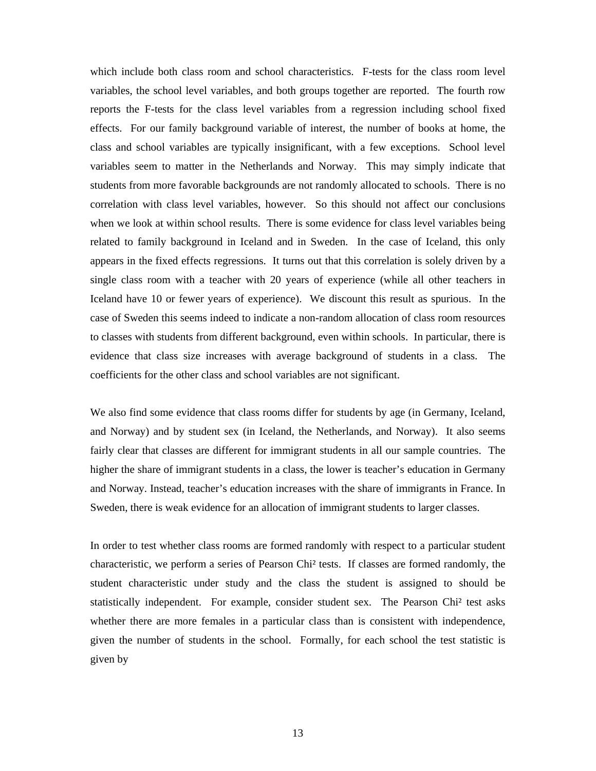which include both class room and school characteristics. F-tests for the class room level variables, the school level variables, and both groups together are reported. The fourth row reports the F-tests for the class level variables from a regression including school fixed effects. For our family background variable of interest, the number of books at home, the class and school variables are typically insignificant, with a few exceptions. School level variables seem to matter in the Netherlands and Norway. This may simply indicate that students from more favorable backgrounds are not randomly allocated to schools. There is no correlation with class level variables, however. So this should not affect our conclusions when we look at within school results. There is some evidence for class level variables being related to family background in Iceland and in Sweden. In the case of Iceland, this only appears in the fixed effects regressions. It turns out that this correlation is solely driven by a single class room with a teacher with 20 years of experience (while all other teachers in Iceland have 10 or fewer years of experience). We discount this result as spurious. In the case of Sweden this seems indeed to indicate a non-random allocation of class room resources to classes with students from different background, even within schools. In particular, there is evidence that class size increases with average background of students in a class. The coefficients for the other class and school variables are not significant.

We also find some evidence that class rooms differ for students by age (in Germany, Iceland, and Norway) and by student sex (in Iceland, the Netherlands, and Norway). It also seems fairly clear that classes are different for immigrant students in all our sample countries. The higher the share of immigrant students in a class, the lower is teacher's education in Germany and Norway. Instead, teacher's education increases with the share of immigrants in France. In Sweden, there is weak evidence for an allocation of immigrant students to larger classes.

In order to test whether class rooms are formed randomly with respect to a particular student characteristic, we perform a series of Pearson Chi² tests. If classes are formed randomly, the student characteristic under study and the class the student is assigned to should be statistically independent. For example, consider student sex. The Pearson Chi² test asks whether there are more females in a particular class than is consistent with independence, given the number of students in the school. Formally, for each school the test statistic is given by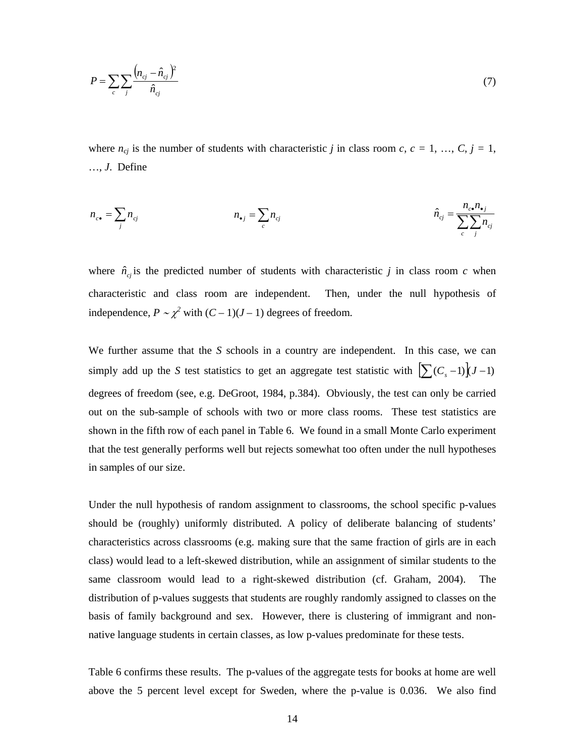$$P = \sum_c \sum_j \frac{\left(n_{cj} - \hat{n}_{cj}\right)^2}{\hat{n}_{cj}} \tag{7}$$

where $n_{cj}$ is the number of students with characteristic $j$ in class room $c$, $c = 1, \ldots, C$, $j = 1, \ldots, J$. Define

$$n_{c\bullet} = \sum_j n_{cj} \qquad\qquad n_{\bullet j} = \sum_c n_{cj} \qquad\qquad \hat{n}_{cj} = \frac{n_{c\bullet} n_{\bullet j}}{\sum_c \sum_j n_{cj}}$$

where $\hat{n}_{cj}$ is the predicted number of students with characteristic $j$ in class room $c$ when characteristic and class room are independent. Then, under the null hypothesis of independence, $P \sim \chi^2$ with $(C - 1)(J - 1)$ degrees of freedom.

We further assume that the $S$ schools in a country are independent. In this case, we can simply add up the $S$ test statistics to get an aggregate test statistic with $\left[\sum (C_s - 1)\right](J - 1)$ degrees of freedom (see, e.g. DeGroot, 1984, p.384). Obviously, the test can only be carried out on the sub-sample of schools with two or more class rooms. These test statistics are shown in the fifth row of each panel in Table 6. We found in a small Monte Carlo experiment that the test generally performs well but rejects somewhat too often under the null hypotheses in samples of our size.

Under the null hypothesis of random assignment to classrooms, the school specific p-values should be (roughly) uniformly distributed. A policy of deliberate balancing of students' characteristics across classrooms (e.g. making sure that the same fraction of girls are in each class) would lead to a left-skewed distribution, while an assignment of similar students to the same classroom would lead to a right-skewed distribution (cf. Graham, 2004). The distribution of p-values suggests that students are roughly randomly assigned to classes on the basis of family background and sex. However, there is clustering of immigrant and non-native language students in certain classes, as low p-values predominate for these tests.

Table 6 confirms these results. The p-values of the aggregate tests for books at home are well above the 5 percent level except for Sweden, where the p-value is 0.036. We also find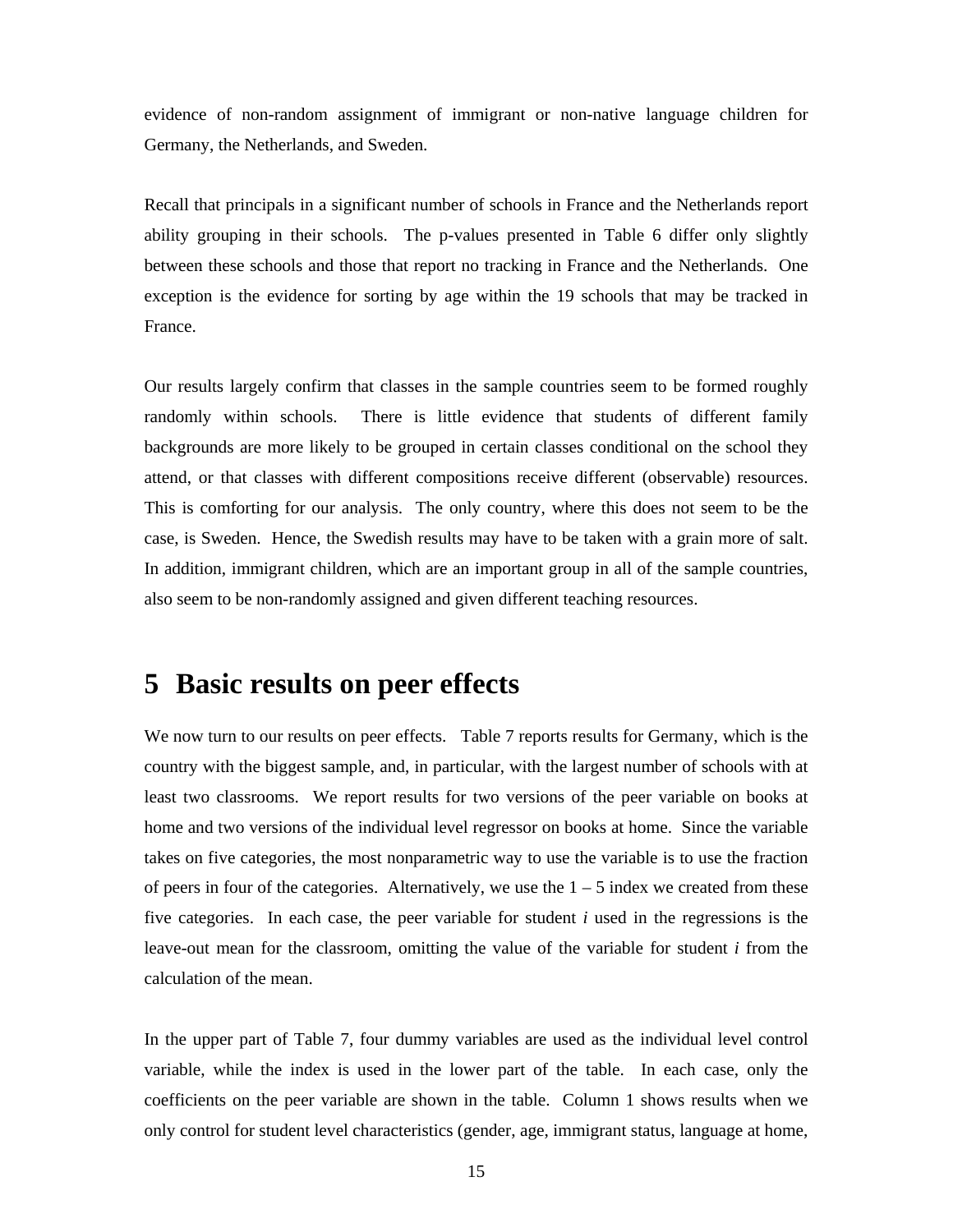evidence of non-random assignment of immigrant or non-native language children for Germany, the Netherlands, and Sweden.

Recall that principals in a significant number of schools in France and the Netherlands report ability grouping in their schools. The p-values presented in Table 6 differ only slightly between these schools and those that report no tracking in France and the Netherlands. One exception is the evidence for sorting by age within the 19 schools that may be tracked in France.

Our results largely confirm that classes in the sample countries seem to be formed roughly randomly within schools. There is little evidence that students of different family backgrounds are more likely to be grouped in certain classes conditional on the school they attend, or that classes with different compositions receive different (observable) resources. This is comforting for our analysis. The only country, where this does not seem to be the case, is Sweden. Hence, the Swedish results may have to be taken with a grain more of salt. In addition, immigrant children, which are an important group in all of the sample countries, also seem to be non-randomly assigned and given different teaching resources.

# 5 Basic results on peer effects

We now turn to our results on peer effects. Table 7 reports results for Germany, which is the country with the biggest sample, and, in particular, with the largest number of schools with at least two classrooms. We report results for two versions of the peer variable on books at home and two versions of the individual level regressor on books at home. Since the variable takes on five categories, the most nonparametric way to use the variable is to use the fraction of peers in four of the categories. Alternatively, we use the 1 – 5 index we created from these five categories. In each case, the peer variable for student *i* used in the regressions is the leave-out mean for the classroom, omitting the value of the variable for student *i* from the calculation of the mean.

In the upper part of Table 7, four dummy variables are used as the individual level control variable, while the index is used in the lower part of the table. In each case, only the coefficients on the peer variable are shown in the table. Column 1 shows results when we only control for student level characteristics (gender, age, immigrant status, language at home,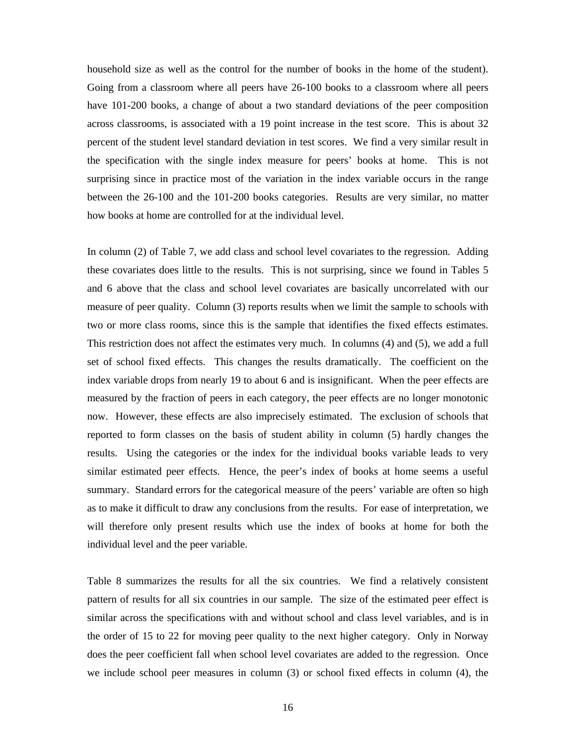household size as well as the control for the number of books in the home of the student). Going from a classroom where all peers have 26-100 books to a classroom where all peers have 101-200 books, a change of about a two standard deviations of the peer composition across classrooms, is associated with a 19 point increase in the test score. This is about 32 percent of the student level standard deviation in test scores. We find a very similar result in the specification with the single index measure for peers' books at home. This is not surprising since in practice most of the variation in the index variable occurs in the range between the 26-100 and the 101-200 books categories. Results are very similar, no matter how books at home are controlled for at the individual level.

In column (2) of Table 7, we add class and school level covariates to the regression. Adding these covariates does little to the results. This is not surprising, since we found in Tables 5 and 6 above that the class and school level covariates are basically uncorrelated with our measure of peer quality. Column (3) reports results when we limit the sample to schools with two or more class rooms, since this is the sample that identifies the fixed effects estimates. This restriction does not affect the estimates very much. In columns (4) and (5), we add a full set of school fixed effects. This changes the results dramatically. The coefficient on the index variable drops from nearly 19 to about 6 and is insignificant. When the peer effects are measured by the fraction of peers in each category, the peer effects are no longer monotonic now. However, these effects are also imprecisely estimated. The exclusion of schools that reported to form classes on the basis of student ability in column (5) hardly changes the results. Using the categories or the index for the individual books variable leads to very similar estimated peer effects. Hence, the peer's index of books at home seems a useful summary. Standard errors for the categorical measure of the peers' variable are often so high as to make it difficult to draw any conclusions from the results. For ease of interpretation, we will therefore only present results which use the index of books at home for both the individual level and the peer variable.

Table 8 summarizes the results for all the six countries. We find a relatively consistent pattern of results for all six countries in our sample. The size of the estimated peer effect is similar across the specifications with and without school and class level variables, and is in the order of 15 to 22 for moving peer quality to the next higher category. Only in Norway does the peer coefficient fall when school level covariates are added to the regression. Once we include school peer measures in column (3) or school fixed effects in column (4), the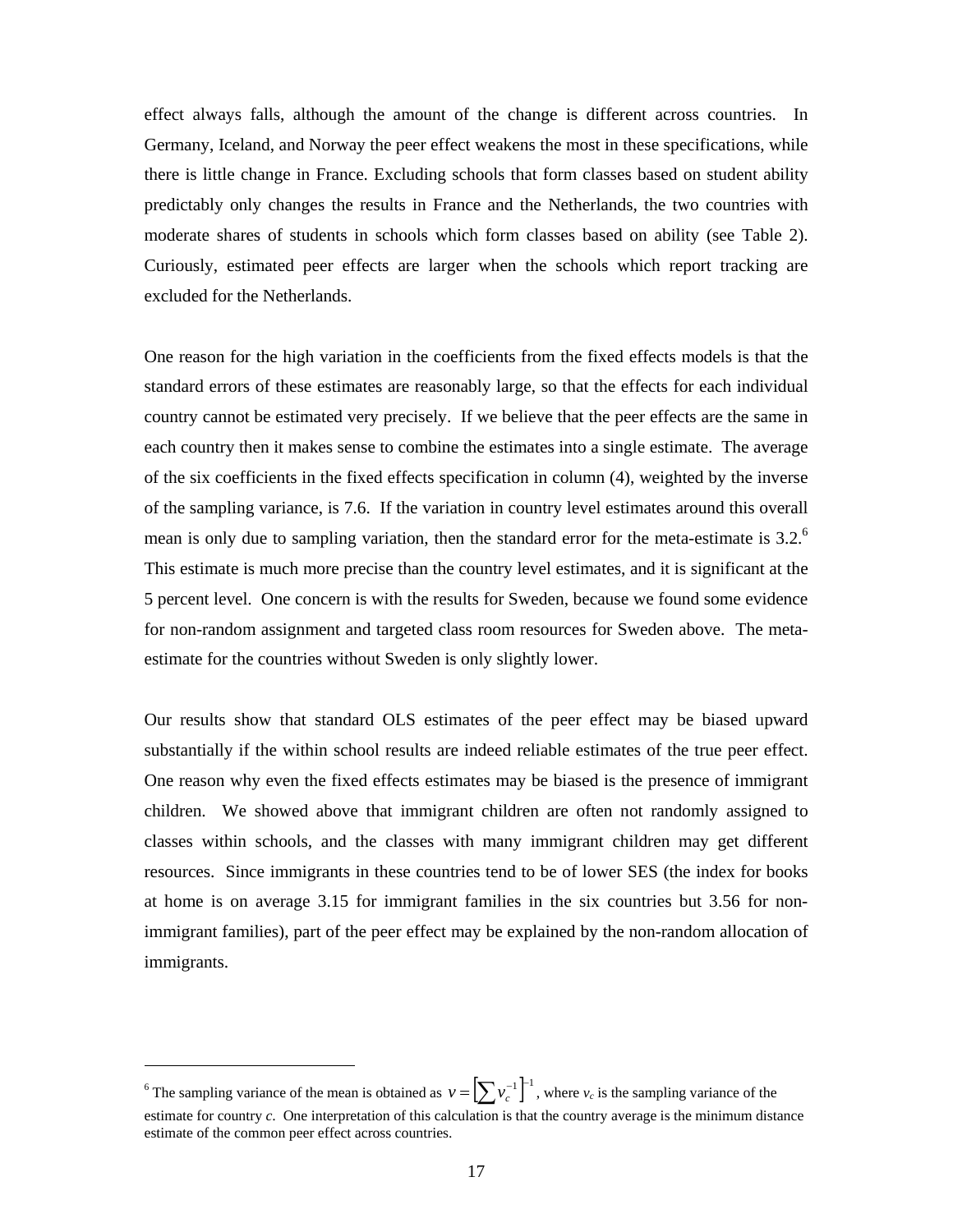effect always falls, although the amount of the change is different across countries. In Germany, Iceland, and Norway the peer effect weakens the most in these specifications, while there is little change in France. Excluding schools that form classes based on student ability predictably only changes the results in France and the Netherlands, the two countries with moderate shares of students in schools which form classes based on ability (see Table 2). Curiously, estimated peer effects are larger when the schools which report tracking are excluded for the Netherlands.

One reason for the high variation in the coefficients from the fixed effects models is that the standard errors of these estimates are reasonably large, so that the effects for each individual country cannot be estimated very precisely. If we believe that the peer effects are the same in each country then it makes sense to combine the estimates into a single estimate. The average of the six coefficients in the fixed effects specification in column (4), weighted by the inverse of the sampling variance, is 7.6. If the variation in country level estimates around this overall mean is only due to sampling variation, then the standard error for the meta-estimate is 3.2.[6] This estimate is much more precise than the country level estimates, and it is significant at the 5 percent level. One concern is with the results for Sweden, because we found some evidence for non-random assignment and targeted class room resources for Sweden above. The meta-estimate for the countries without Sweden is only slightly lower.

Our results show that standard OLS estimates of the peer effect may be biased upward substantially if the within school results are indeed reliable estimates of the true peer effect. One reason why even the fixed effects estimates may be biased is the presence of immigrant children. We showed above that immigrant children are often not randomly assigned to classes within schools, and the classes with many immigrant children may get different resources. Since immigrants in these countries tend to be of lower SES (the index for books at home is on average 3.15 for immigrant families in the six countries but 3.56 for non-immigrant families), part of the peer effect may be explained by the non-random allocation of immigrants.

---

[6] The sampling variance of the mean is obtained as $v = \left[\sum v_c^{-1}\right]^{-1}$, where $v_c$ is the sampling variance of the estimate for country $c$. One interpretation of this calculation is that the country average is the minimum distance estimate of the common peer effect across countries.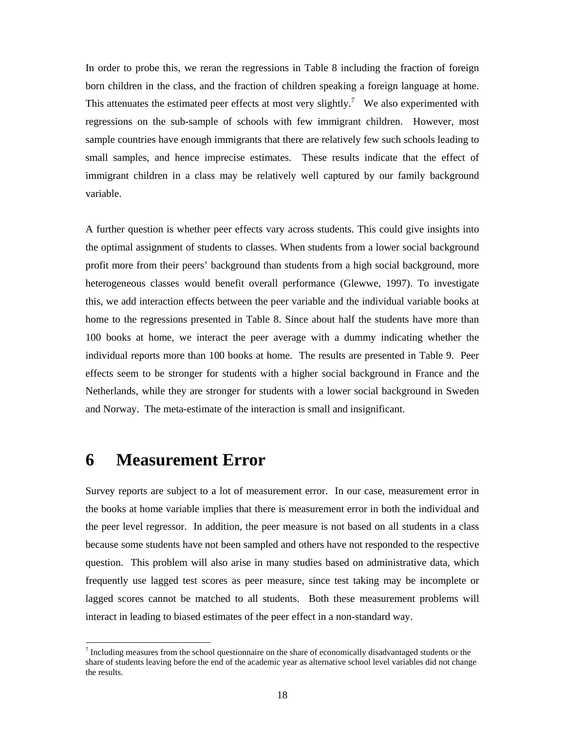In order to probe this, we reran the regressions in Table 8 including the fraction of foreign born children in the class, and the fraction of children speaking a foreign language at home. This attenuates the estimated peer effects at most very slightly.[7] We also experimented with regressions on the sub-sample of schools with few immigrant children. However, most sample countries have enough immigrants that there are relatively few such schools leading to small samples, and hence imprecise estimates. These results indicate that the effect of immigrant children in a class may be relatively well captured by our family background variable.

A further question is whether peer effects vary across students. This could give insights into the optimal assignment of students to classes. When students from a lower social background profit more from their peers' background than students from a high social background, more heterogeneous classes would benefit overall performance (Glewwe, 1997). To investigate this, we add interaction effects between the peer variable and the individual variable books at home to the regressions presented in Table 8. Since about half the students have more than 100 books at home, we interact the peer average with a dummy indicating whether the individual reports more than 100 books at home. The results are presented in Table 9. Peer effects seem to be stronger for students with a higher social background in France and the Netherlands, while they are stronger for students with a lower social background in Sweden and Norway. The meta-estimate of the interaction is small and insignificant.

# 6 Measurement Error

Survey reports are subject to a lot of measurement error. In our case, measurement error in the books at home variable implies that there is measurement error in both the individual and the peer level regressor. In addition, the peer measure is not based on all students in a class because some students have not been sampled and others have not responded to the respective question. This problem will also arise in many studies based on administrative data, which frequently use lagged test scores as peer measure, since test taking may be incomplete or lagged scores cannot be matched to all students. Both these measurement problems will interact in leading to biased estimates of the peer effect in a non-standard way.

[7] Including measures from the school questionnaire on the share of economically disadvantaged students or the share of students leaving before the end of the academic year as alternative school level variables did not change the results.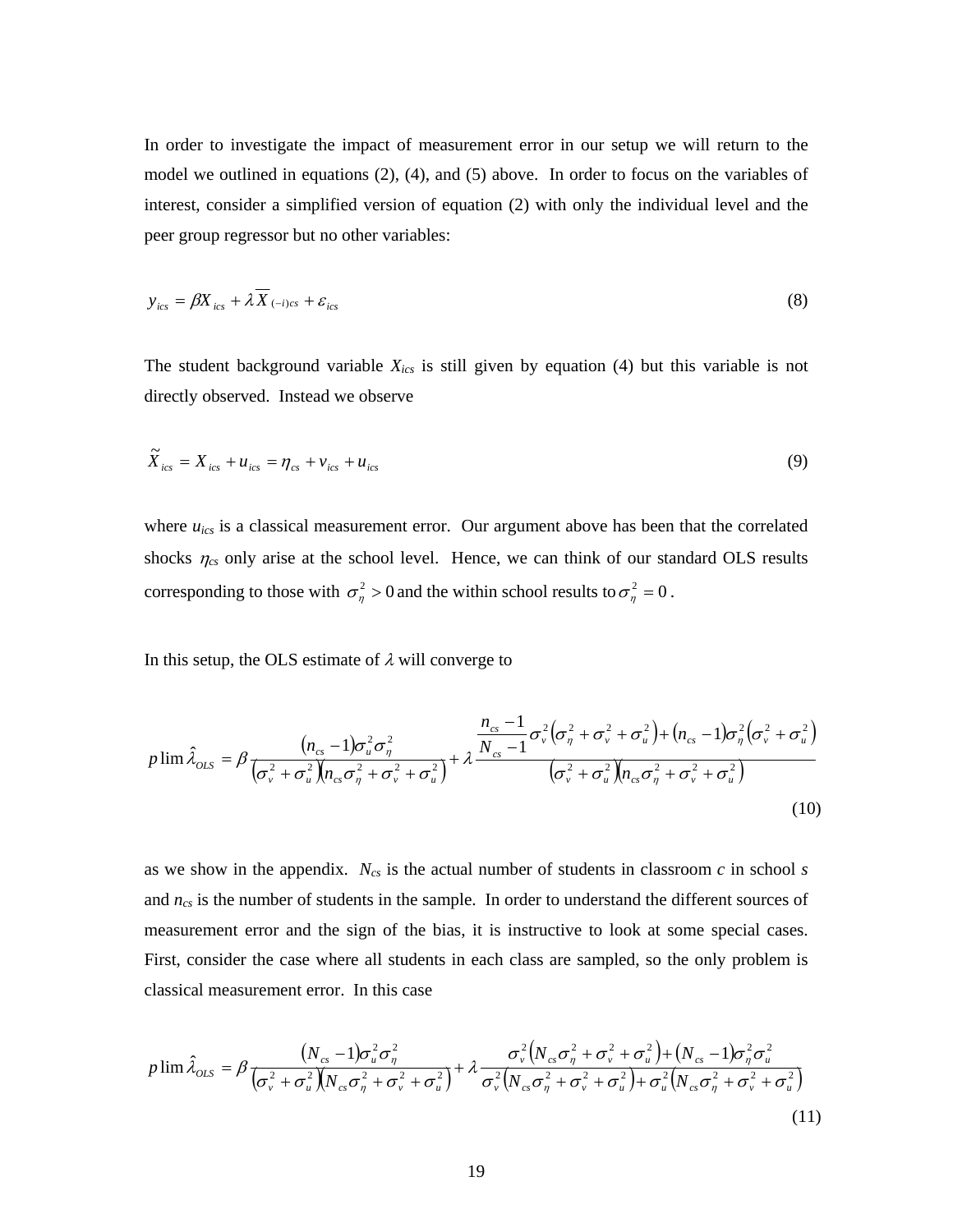In order to investigate the impact of measurement error in our setup we will return to the model we outlined in equations (2), (4), and (5) above. In order to focus on the variables of interest, consider a simplified version of equation (2) with only the individual level and the peer group regressor but no other variables:

$$y_{ics} = \beta X_{ics} + \lambda \overline{X}_{(-i)cs} + \varepsilon_{ics} \tag{8}$$

The student background variable $X_{ics}$ is still given by equation (4) but this variable is not directly observed. Instead we observe

$$\tilde{X}_{ics} = X_{ics} + u_{ics} = \eta_{cs} + v_{ics} + u_{ics} \tag{9}$$

where $u_{ics}$ is a classical measurement error. Our argument above has been that the correlated shocks $\eta_{cs}$ only arise at the school level. Hence, we can think of our standard OLS results corresponding to those with $\sigma_\eta^2 > 0$ and the within school results to $\sigma_\eta^2 = 0$.

In this setup, the OLS estimate of $\lambda$ will converge to

$$p\lim \hat{\lambda}_{OLS} = \beta \frac{(n_{cs}-1)\sigma_u^2 \sigma_\eta^2}{(\sigma_v^2 + \sigma_u^2)(n_{cs}\sigma_\eta^2 + \sigma_v^2 + \sigma_u^2)} + \lambda \frac{\frac{n_{cs}-1}{N_{cs}-1}\sigma_v^2(\sigma_\eta^2 + \sigma_v^2 + \sigma_u^2) + (n_{cs}-1)\sigma_\eta^2(\sigma_v^2 + \sigma_u^2)}{(\sigma_v^2 + \sigma_u^2)(n_{cs}\sigma_\eta^2 + \sigma_v^2 + \sigma_u^2)} \tag{10}$$

as we show in the appendix. $N_{cs}$ is the actual number of students in classroom $c$ in school $s$ and $n_{cs}$ is the number of students in the sample. In order to understand the different sources of measurement error and the sign of the bias, it is instructive to look at some special cases. First, consider the case where all students in each class are sampled, so the only problem is classical measurement error. In this case

$$p\lim \hat{\lambda}_{OLS} = \beta \frac{(N_{cs}-1)\sigma_u^2 \sigma_\eta^2}{(\sigma_v^2 + \sigma_u^2)(N_{cs}\sigma_\eta^2 + \sigma_v^2 + \sigma_u^2)} + \lambda \frac{\sigma_v^2(N_{cs}\sigma_\eta^2 + \sigma_v^2 + \sigma_u^2) + (N_{cs}-1)\sigma_\eta^2 \sigma_u^2}{\sigma_v^2(N_{cs}\sigma_\eta^2 + \sigma_v^2 + \sigma_u^2) + \sigma_u^2(N_{cs}\sigma_\eta^2 + \sigma_v^2 + \sigma_u^2)} \tag{11}$$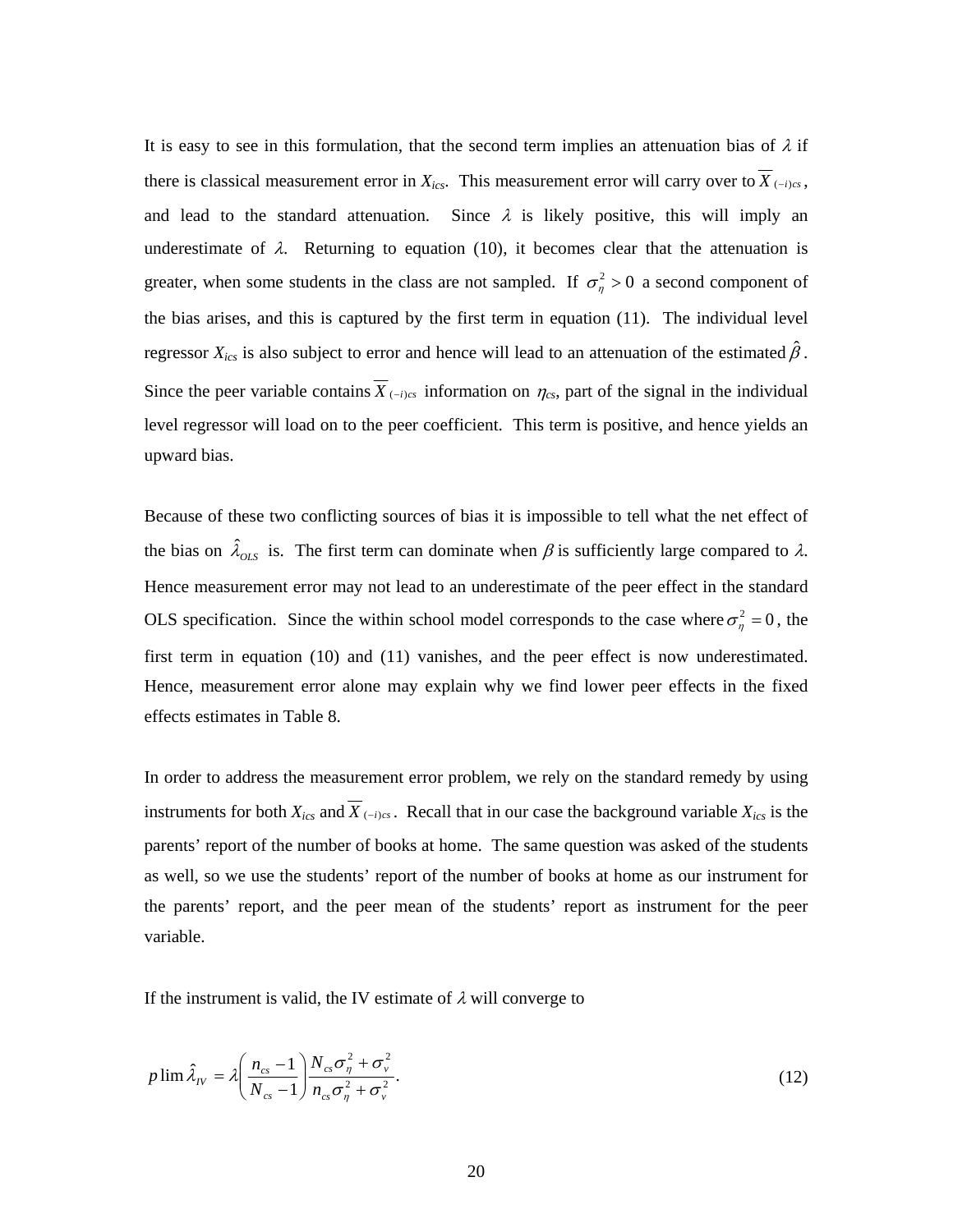It is easy to see in this formulation, that the second term implies an attenuation bias of $\lambda$ if there is classical measurement error in $X_{ics}$. This measurement error will carry over to $\overline{X}_{(-i)cs}$, and lead to the standard attenuation. Since $\lambda$ is likely positive, this will imply an underestimate of $\lambda$. Returning to equation (10), it becomes clear that the attenuation is greater, when some students in the class are not sampled. If $\sigma_{\eta}^{2} > 0$ a second component of the bias arises, and this is captured by the first term in equation (11). The individual level regressor $X_{ics}$ is also subject to error and hence will lead to an attenuation of the estimated $\hat{\beta}$. Since the peer variable contains $\overline{X}_{(-i)cs}$ information on $\eta_{cs}$, part of the signal in the individual level regressor will load on to the peer coefficient. This term is positive, and hence yields an upward bias.

Because of these two conflicting sources of bias it is impossible to tell what the net effect of the bias on $\hat{\lambda}_{OLS}$ is. The first term can dominate when $\beta$ is sufficiently large compared to $\lambda$. Hence measurement error may not lead to an underestimate of the peer effect in the standard OLS specification. Since the within school model corresponds to the case where $\sigma_{\eta}^{2} = 0$, the first term in equation (10) and (11) vanishes, and the peer effect is now underestimated. Hence, measurement error alone may explain why we find lower peer effects in the fixed effects estimates in Table 8.

In order to address the measurement error problem, we rely on the standard remedy by using instruments for both $X_{ics}$ and $\overline{X}_{(-i)cs}$. Recall that in our case the background variable $X_{ics}$ is the parents' report of the number of books at home. The same question was asked of the students as well, so we use the students' report of the number of books at home as our instrument for the parents' report, and the peer mean of the students' report as instrument for the peer variable.

If the instrument is valid, the IV estimate of $\lambda$ will converge to

$$p\lim \hat{\lambda}_{IV} = \lambda \left( \frac{n_{cs} - 1}{N_{cs} - 1} \right) \frac{N_{cs}\sigma_{\eta}^{2} + \sigma_{v}^{2}}{n_{cs}\sigma_{\eta}^{2} + \sigma_{v}^{2}}. \tag{12}$$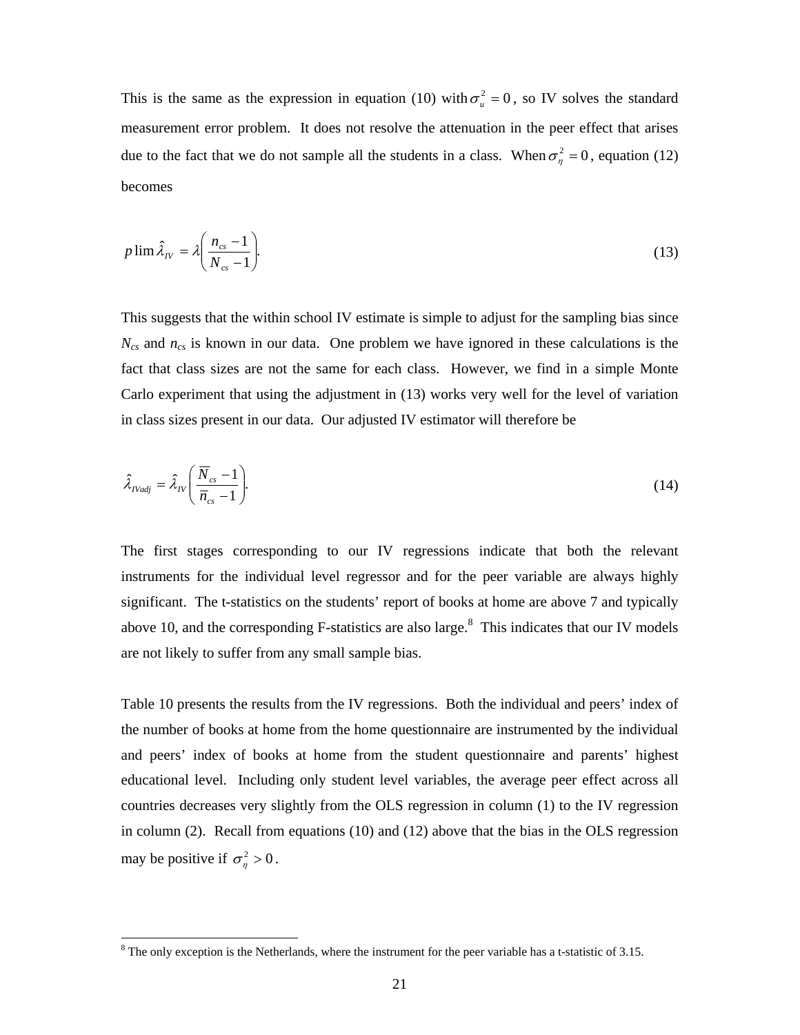This is the same as the expression in equation (10) with $\sigma_u^2 = 0$, so IV solves the standard measurement error problem. It does not resolve the attenuation in the peer effect that arises due to the fact that we do not sample all the students in a class. When $\sigma_\eta^2 = 0$, equation (12) becomes

$$p\lim \hat{\lambda}_{IV} = \lambda\left(\frac{n_{cs}-1}{N_{cs}-1}\right). \tag{13}$$

This suggests that the within school IV estimate is simple to adjust for the sampling bias since $N_{cs}$ and $n_{cs}$ is known in our data. One problem we have ignored in these calculations is the fact that class sizes are not the same for each class. However, we find in a simple Monte Carlo experiment that using the adjustment in (13) works very well for the level of variation in class sizes present in our data. Our adjusted IV estimator will therefore be

$$\hat{\lambda}_{IVadj} = \hat{\lambda}_{IV}\left(\frac{\overline{N}_{cs}-1}{\overline{n}_{cs}-1}\right). \tag{14}$$

The first stages corresponding to our IV regressions indicate that both the relevant instruments for the individual level regressor and for the peer variable are always highly significant. The t-statistics on the students' report of books at home are above 7 and typically above 10, and the corresponding F-statistics are also large.[8] This indicates that our IV models are not likely to suffer from any small sample bias.

Table 10 presents the results from the IV regressions. Both the individual and peers' index of the number of books at home from the home questionnaire are instrumented by the individual and peers' index of books at home from the student questionnaire and parents' highest educational level. Including only student level variables, the average peer effect across all countries decreases very slightly from the OLS regression in column (1) to the IV regression in column (2). Recall from equations (10) and (12) above that the bias in the OLS regression may be positive if $\sigma_\eta^2 > 0$.

[8] The only exception is the Netherlands, where the instrument for the peer variable has a t-statistic of 3.15.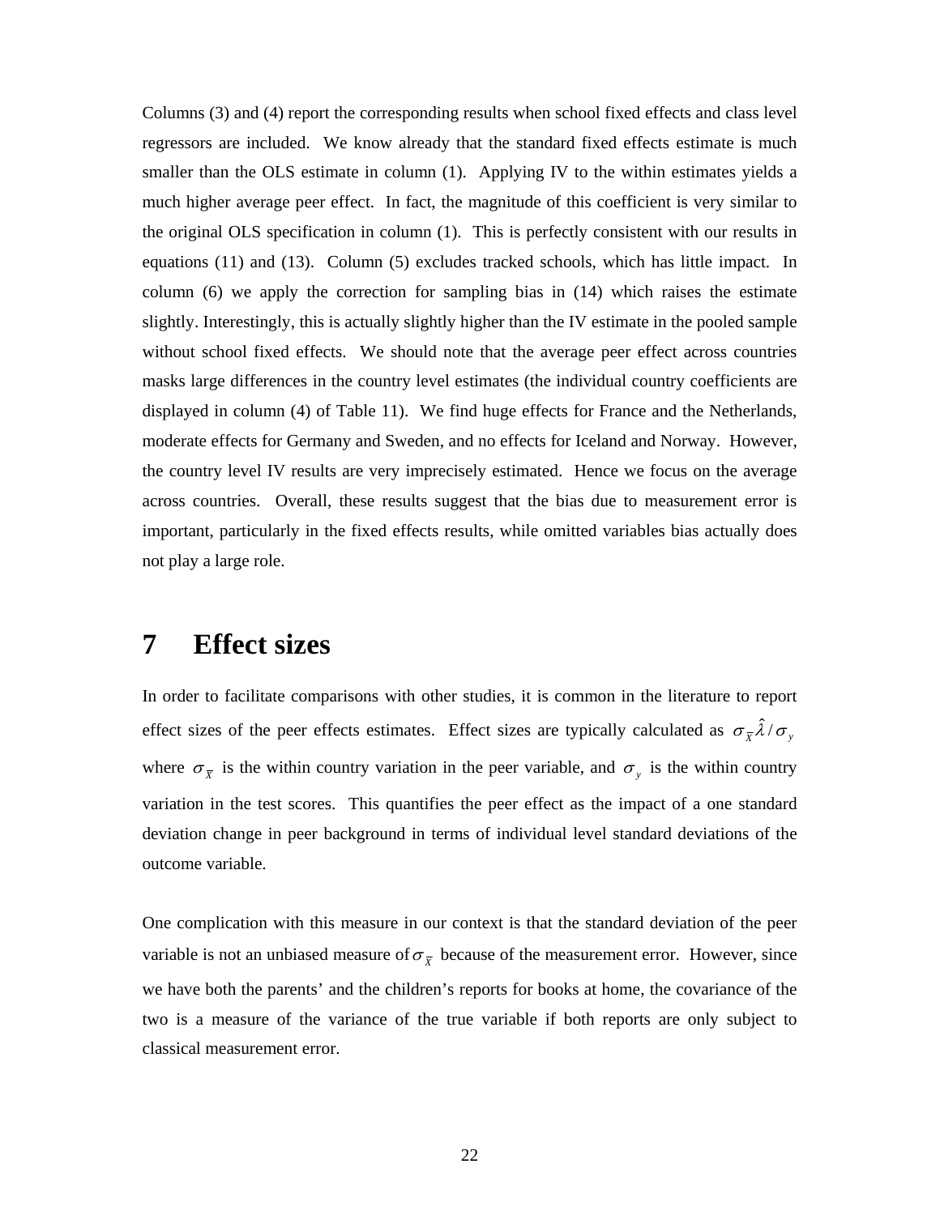Columns (3) and (4) report the corresponding results when school fixed effects and class level regressors are included. We know already that the standard fixed effects estimate is much smaller than the OLS estimate in column (1). Applying IV to the within estimates yields a much higher average peer effect. In fact, the magnitude of this coefficient is very similar to the original OLS specification in column (1). This is perfectly consistent with our results in equations (11) and (13). Column (5) excludes tracked schools, which has little impact. In column (6) we apply the correction for sampling bias in (14) which raises the estimate slightly. Interestingly, this is actually slightly higher than the IV estimate in the pooled sample without school fixed effects. We should note that the average peer effect across countries masks large differences in the country level estimates (the individual country coefficients are displayed in column (4) of Table 11). We find huge effects for France and the Netherlands, moderate effects for Germany and Sweden, and no effects for Iceland and Norway. However, the country level IV results are very imprecisely estimated. Hence we focus on the average across countries. Overall, these results suggest that the bias due to measurement error is important, particularly in the fixed effects results, while omitted variables bias actually does not play a large role.

# 7 Effect sizes

In order to facilitate comparisons with other studies, it is common in the literature to report effect sizes of the peer effects estimates. Effect sizes are typically calculated as $\sigma_{\overline{X}}\hat{\lambda}/\sigma_y$ where $\sigma_{\overline{X}}$ is the within country variation in the peer variable, and $\sigma_y$ is the within country variation in the test scores. This quantifies the peer effect as the impact of a one standard deviation change in peer background in terms of individual level standard deviations of the outcome variable.

One complication with this measure in our context is that the standard deviation of the peer variable is not an unbiased measure of $\sigma_{\overline{X}}$ because of the measurement error. However, since we have both the parents' and the children's reports for books at home, the covariance of the two is a measure of the variance of the true variable if both reports are only subject to classical measurement error.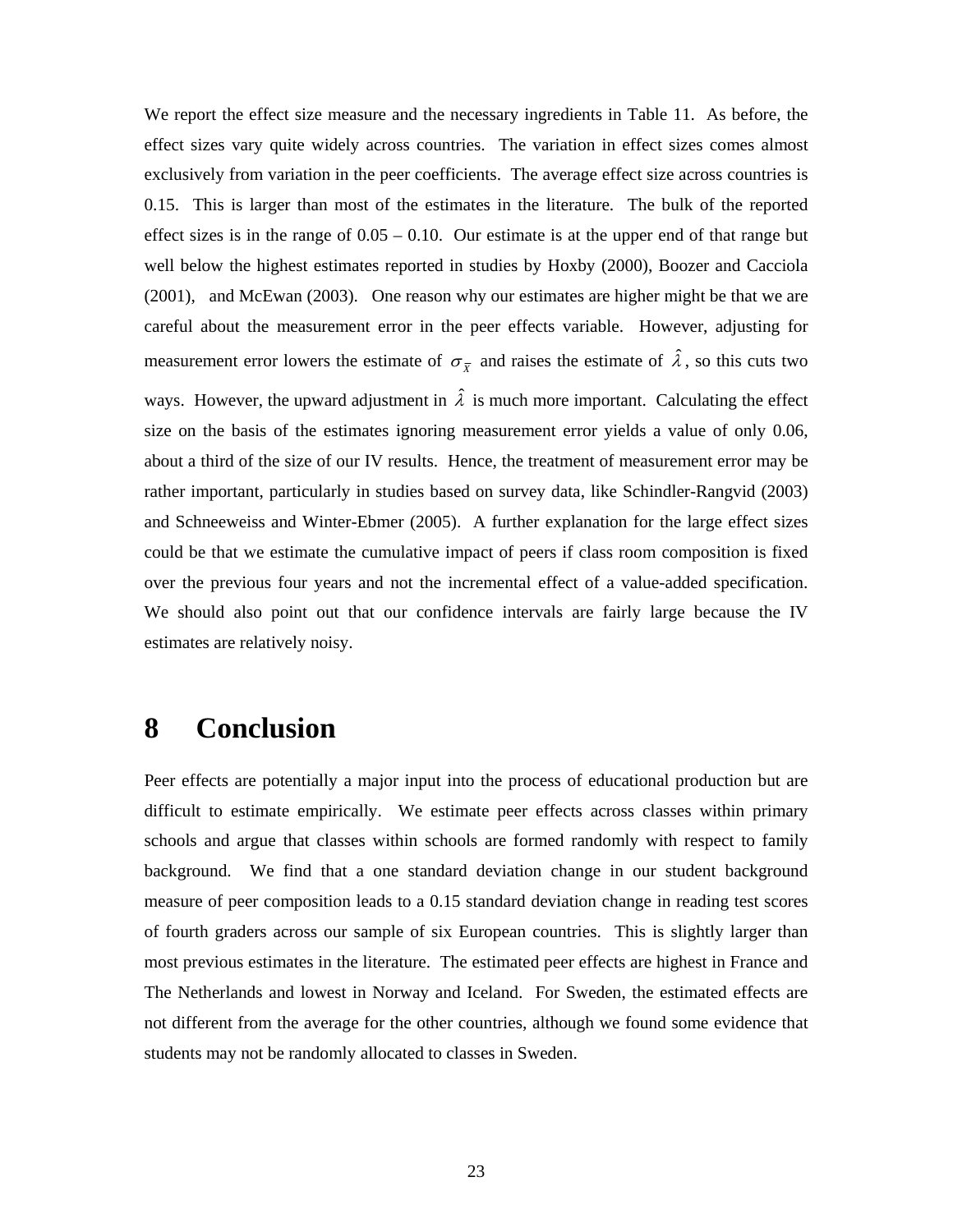We report the effect size measure and the necessary ingredients in Table 11. As before, the effect sizes vary quite widely across countries. The variation in effect sizes comes almost exclusively from variation in the peer coefficients. The average effect size across countries is 0.15. This is larger than most of the estimates in the literature. The bulk of the reported effect sizes is in the range of 0.05 – 0.10. Our estimate is at the upper end of that range but well below the highest estimates reported in studies by Hoxby (2000), Boozer and Cacciola (2001), and McEwan (2003). One reason why our estimates are higher might be that we are careful about the measurement error in the peer effects variable. However, adjusting for measurement error lowers the estimate of $\sigma_{\overline{X}}$ and raises the estimate of $\hat{\lambda}$, so this cuts two ways. However, the upward adjustment in $\hat{\lambda}$ is much more important. Calculating the effect size on the basis of the estimates ignoring measurement error yields a value of only 0.06, about a third of the size of our IV results. Hence, the treatment of measurement error may be rather important, particularly in studies based on survey data, like Schindler-Rangvid (2003) and Schneeweiss and Winter-Ebmer (2005). A further explanation for the large effect sizes could be that we estimate the cumulative impact of peers if class room composition is fixed over the previous four years and not the incremental effect of a value-added specification. We should also point out that our confidence intervals are fairly large because the IV estimates are relatively noisy.

# 8 Conclusion

Peer effects are potentially a major input into the process of educational production but are difficult to estimate empirically. We estimate peer effects across classes within primary schools and argue that classes within schools are formed randomly with respect to family background. We find that a one standard deviation change in our student background measure of peer composition leads to a 0.15 standard deviation change in reading test scores of fourth graders across our sample of six European countries. This is slightly larger than most previous estimates in the literature. The estimated peer effects are highest in France and The Netherlands and lowest in Norway and Iceland. For Sweden, the estimated effects are not different from the average for the other countries, although we found some evidence that students may not be randomly allocated to classes in Sweden.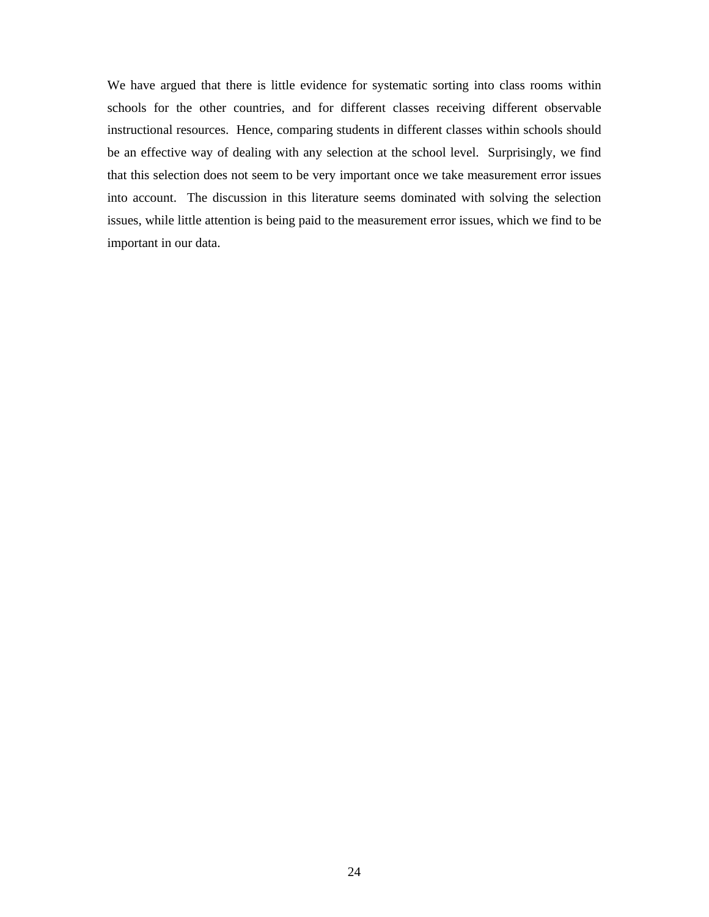We have argued that there is little evidence for systematic sorting into class rooms within schools for the other countries, and for different classes receiving different observable instructional resources. Hence, comparing students in different classes within schools should be an effective way of dealing with any selection at the school level. Surprisingly, we find that this selection does not seem to be very important once we take measurement error issues into account. The discussion in this literature seems dominated with solving the selection issues, while little attention is being paid to the measurement error issues, which we find to be important in our data.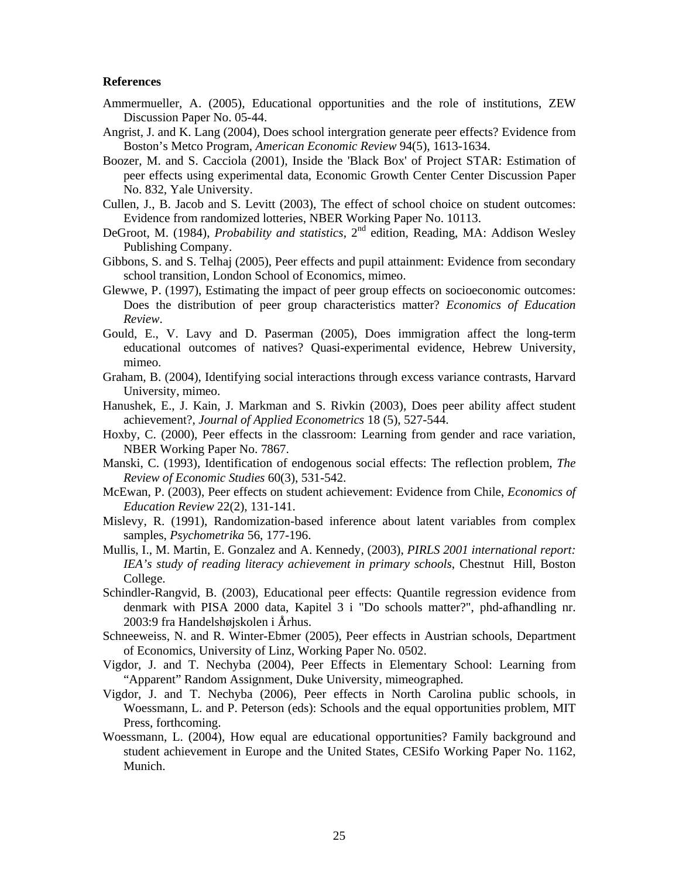**References**

Ammermueller, A. (2005), Educational opportunities and the role of institutions, ZEW Discussion Paper No. 05-44.

Angrist, J. and K. Lang (2004), Does school intergration generate peer effects? Evidence from Boston's Metco Program, *American Economic Review* 94(5), 1613-1634.

Boozer, M. and S. Cacciola (2001), Inside the 'Black Box' of Project STAR: Estimation of peer effects using experimental data, Economic Growth Center Center Discussion Paper No. 832, Yale University.

Cullen, J., B. Jacob and S. Levitt (2003), The effect of school choice on student outcomes: Evidence from randomized lotteries, NBER Working Paper No. 10113.

DeGroot, M. (1984), *Probability and statistics*, 2nd edition, Reading, MA: Addison Wesley Publishing Company.

Gibbons, S. and S. Telhaj (2005), Peer effects and pupil attainment: Evidence from secondary school transition, London School of Economics, mimeo.

Glewwe, P. (1997), Estimating the impact of peer group effects on socioeconomic outcomes: Does the distribution of peer group characteristics matter? *Economics of Education Review*.

Gould, E., V. Lavy and D. Paserman (2005), Does immigration affect the long-term educational outcomes of natives? Quasi-experimental evidence, Hebrew University, mimeo.

Graham, B. (2004), Identifying social interactions through excess variance contrasts, Harvard University, mimeo.

Hanushek, E., J. Kain, J. Markman and S. Rivkin (2003), Does peer ability affect student achievement?, *Journal of Applied Econometrics* 18 (5), 527-544.

Hoxby, C. (2000), Peer effects in the classroom: Learning from gender and race variation, NBER Working Paper No. 7867.

Manski, C. (1993), Identification of endogenous social effects: The reflection problem, *The Review of Economic Studies* 60(3), 531-542.

McEwan, P. (2003), Peer effects on student achievement: Evidence from Chile, *Economics of Education Review* 22(2), 131-141.

Mislevy, R. (1991), Randomization-based inference about latent variables from complex samples, *Psychometrika* 56, 177-196.

Mullis, I., M. Martin, E. Gonzalez and A. Kennedy, (2003), *PIRLS 2001 international report: IEA's study of reading literacy achievement in primary schools*, Chestnut Hill, Boston College.

Schindler-Rangvid, B. (2003), Educational peer effects: Quantile regression evidence from denmark with PISA 2000 data, Kapitel 3 i "Do schools matter?", phd-afhandling nr. 2003:9 fra Handelshøjskolen i Århus.

Schneeweiss, N. and R. Winter-Ebmer (2005), Peer effects in Austrian schools, Department of Economics, University of Linz, Working Paper No. 0502.

Vigdor, J. and T. Nechyba (2004), Peer Effects in Elementary School: Learning from "Apparent" Random Assignment, Duke University, mimeographed.

Vigdor, J. and T. Nechyba (2006), Peer effects in North Carolina public schools, in Woessmann, L. and P. Peterson (eds): Schools and the equal opportunities problem, MIT Press, forthcoming.

Woessmann, L. (2004), How equal are educational opportunities? Family background and student achievement in Europe and the United States, CESifo Working Paper No. 1162, Munich.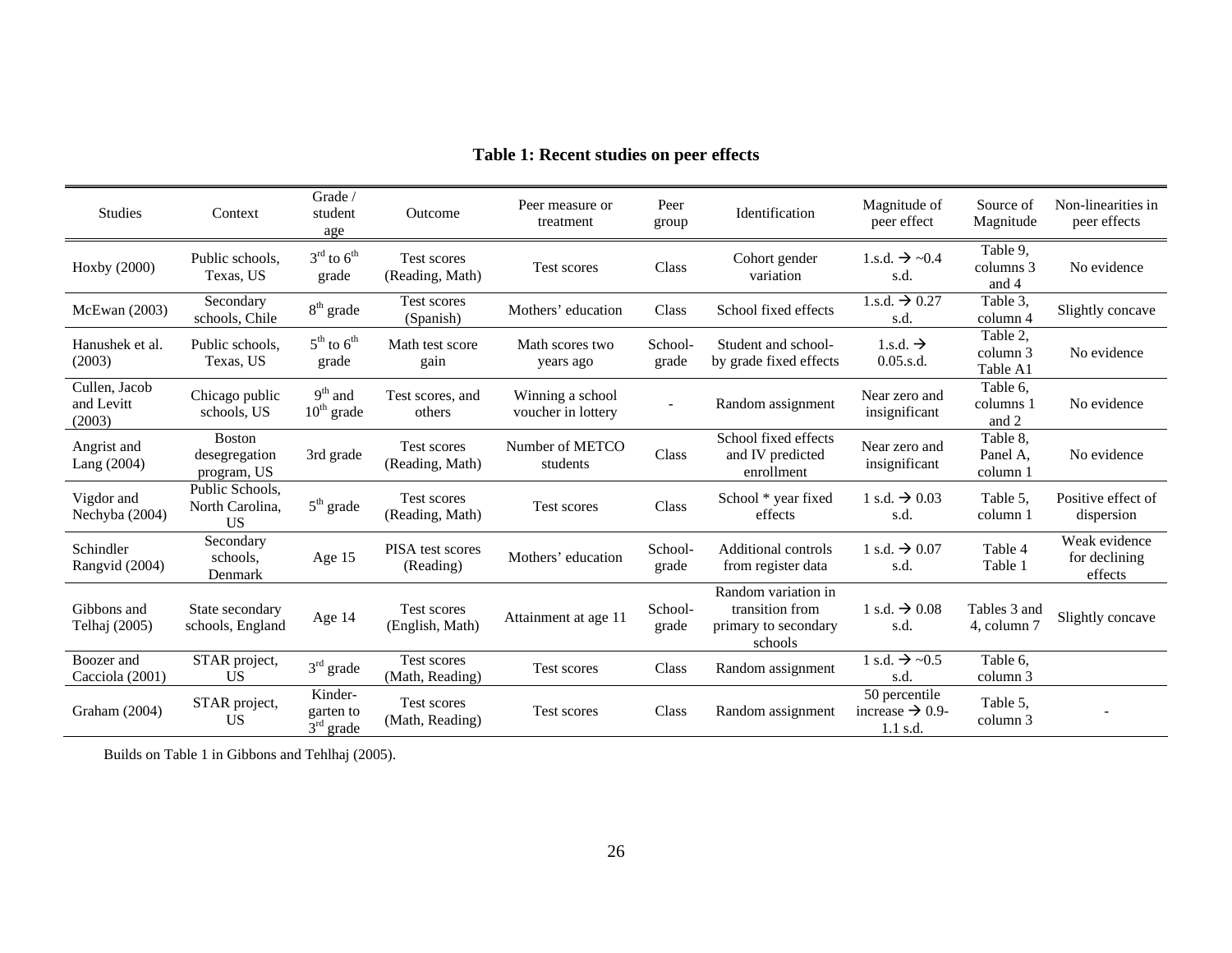**Table 1: Recent studies on peer effects**

| Studies | Context | Grade / student age | Outcome | Peer measure or treatment | Peer group | Identification | Magnitude of peer effect | Source of Magnitude | Non-linearities in peer effects |
|---|---|---|---|---|---|---|---|---|---|
| Hoxby (2000) | Public schools, Texas, US | $3^{rd}$ to $6^{th}$ grade | Test scores (Reading, Math) | Test scores | Class | Cohort gender variation | 1.s.d. → ~0.4 s.d. | Table 9, columns 3 and 4 | No evidence |
| McEwan (2003) | Secondary schools, Chile | $8^{th}$ grade | Test scores (Spanish) | Mothers' education | Class | School fixed effects | 1.s.d. → 0.27 s.d. | Table 3, column 4 | Slightly concave |
| Hanushek et al. (2003) | Public schools, Texas, US | $5^{th}$ to $6^{th}$ grade | Math test score gain | Math scores two years ago | School-grade | Student and school-by grade fixed effects | 1.s.d. → 0.05.s.d. | Table 2, column 3 Table A1 | No evidence |
| Cullen, Jacob and Levitt (2003) | Chicago public schools, US | $9^{th}$ and $10^{th}$ grade | Test scores, and others | Winning a school voucher in lottery | - | Random assignment | Near zero and insignificant | Table 6, columns 1 and 2 | No evidence |
| Angrist and Lang (2004) | Boston desegregation program, US | 3rd grade | Test scores (Reading, Math) | Number of METCO students | Class | School fixed effects and IV predicted enrollment | Near zero and insignificant | Table 8, Panel A, column 1 | No evidence |
| Vigdor and Nechyba (2004) | Public Schools, North Carolina, US | $5^{th}$ grade | Test scores (Reading, Math) | Test scores | Class | School * year fixed effects | 1 s.d. → 0.03 s.d. | Table 5, column 1 | Positive effect of dispersion |
| Schindler Rangvid (2004) | Secondary schools, Denmark | Age 15 | PISA test scores (Reading) | Mothers' education | School-grade | Additional controls from register data | 1 s.d. → 0.07 s.d. | Table 4 Table 1 | Weak evidence for declining effects |
| Gibbons and Telhaj (2005) | State secondary schools, England | Age 14 | Test scores (English, Math) | Attainment at age 11 | School-grade | Random variation in transition from primary to secondary schools | 1 s.d. → 0.08 s.d. | Tables 3 and 4, column 7 | Slightly concave |
| Boozer and Cacciola (2001) | STAR project, US | $3^{rd}$ grade | Test scores (Math, Reading) | Test scores | Class | Random assignment | 1 s.d. → ~0.5 s.d. | Table 6, column 3 | |
| Graham (2004) | STAR project, US | Kinder-garten to $3^{rd}$ grade | Test scores (Math, Reading) | Test scores | Class | Random assignment | 50 percentile increase → 0.9-1.1 s.d. | Table 5, column 3 | - |

Builds on Table 1 in Gibbons and Tehlhaj (2005).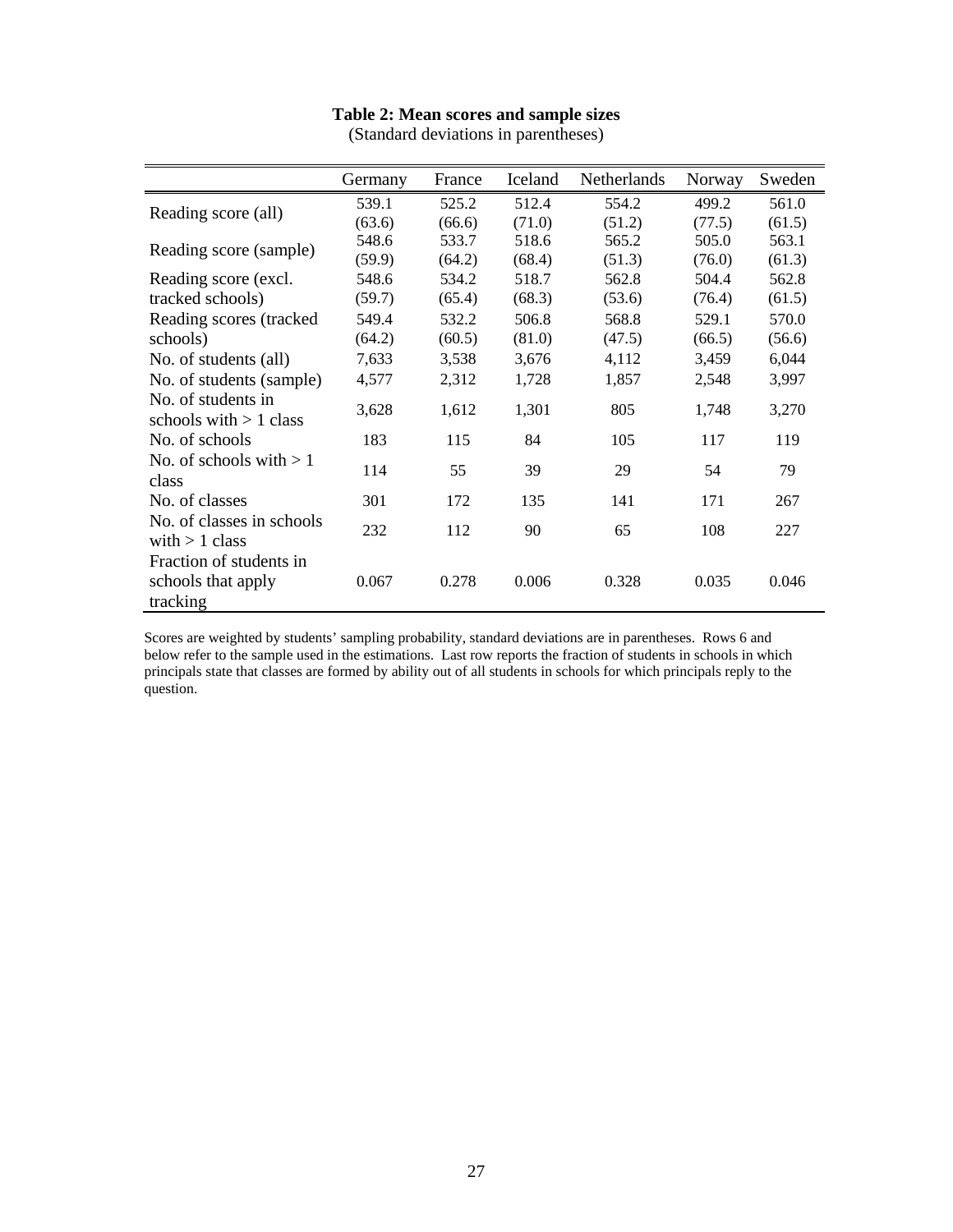**Table 2: Mean scores and sample sizes**

(Standard deviations in parentheses)

| | Germany | France | Iceland | Netherlands | Norway | Sweden |
|---|---|---|---|---|---|---|
| Reading score (all) | 539.1 | 525.2 | 512.4 | 554.2 | 499.2 | 561.0 |
| | (63.6) | (66.6) | (71.0) | (51.2) | (77.5) | (61.5) |
| Reading score (sample) | 548.6 | 533.7 | 518.6 | 565.2 | 505.0 | 563.1 |
| | (59.9) | (64.2) | (68.4) | (51.3) | (76.0) | (61.3) |
| Reading score (excl. tracked schools) | 548.6 | 534.2 | 518.7 | 562.8 | 504.4 | 562.8 |
| | (59.7) | (65.4) | (68.3) | (53.6) | (76.4) | (61.5) |
| Reading scores (tracked schools) | 549.4 | 532.2 | 506.8 | 568.8 | 529.1 | 570.0 |
| | (64.2) | (60.5) | (81.0) | (47.5) | (66.5) | (56.6) |
| No. of students (all) | 7,633 | 3,538 | 3,676 | 4,112 | 3,459 | 6,044 |
| No. of students (sample) | 4,577 | 2,312 | 1,728 | 1,857 | 2,548 | 3,997 |
| No. of students in schools with > 1 class | 3,628 | 1,612 | 1,301 | 805 | 1,748 | 3,270 |
| No. of schools | 183 | 115 | 84 | 105 | 117 | 119 |
| No. of schools with > 1 class | 114 | 55 | 39 | 29 | 54 | 79 |
| No. of classes | 301 | 172 | 135 | 141 | 171 | 267 |
| No. of classes in schools with > 1 class | 232 | 112 | 90 | 65 | 108 | 227 |
| Fraction of students in schools that apply tracking | 0.067 | 0.278 | 0.006 | 0.328 | 0.035 | 0.046 |

Scores are weighted by students' sampling probability, standard deviations are in parentheses. Rows 6 and below refer to the sample used in the estimations. Last row reports the fraction of students in schools in which principals state that classes are formed by ability out of all students in schools for which principals reply to the question.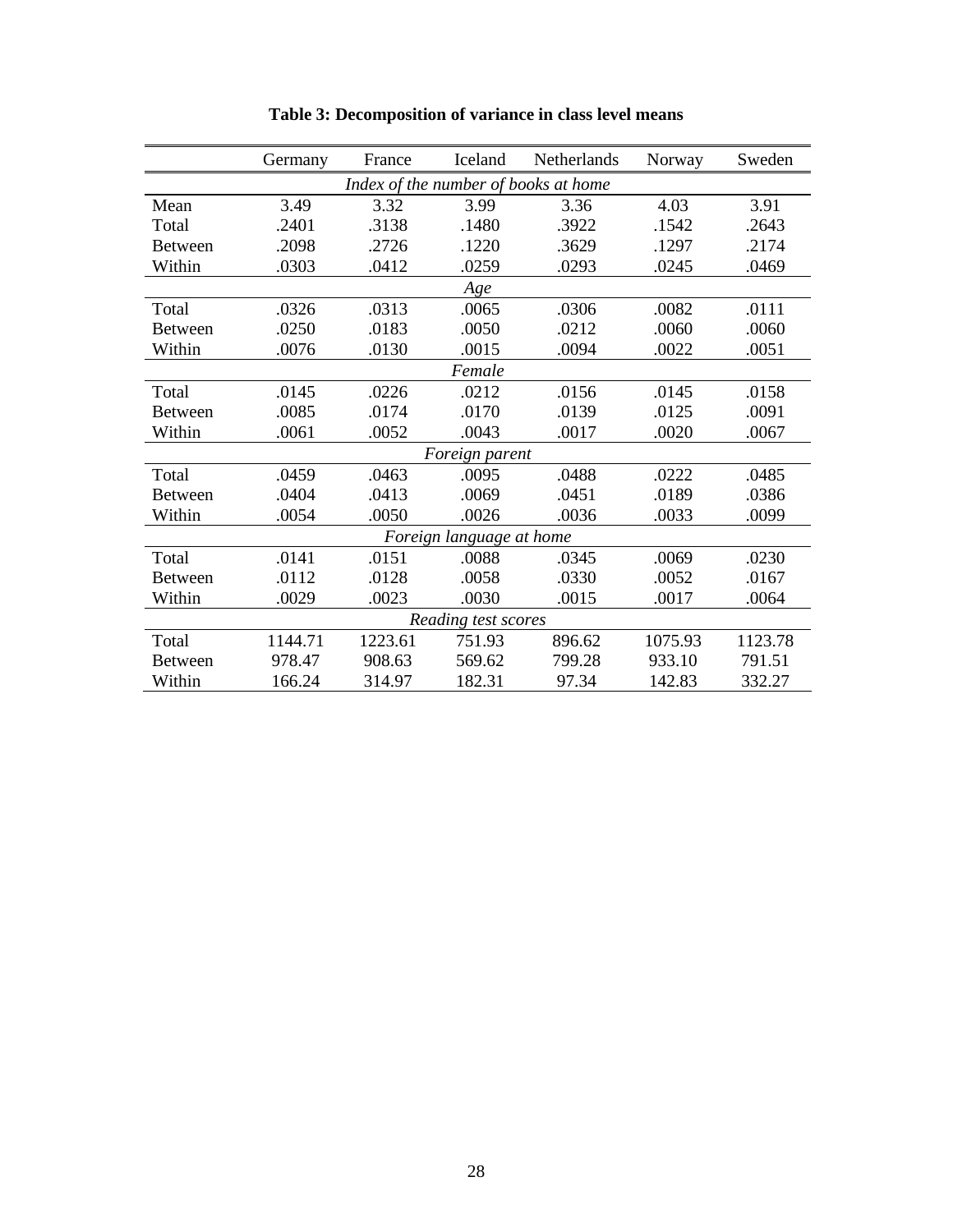**Table 3: Decomposition of variance in class level means**

| | Germany | France | Iceland | Netherlands | Norway | Sweden |
|---|---|---|---|---|---|---|
| *Index of the number of books at home* | | | | | | |
| Mean | 3.49 | 3.32 | 3.99 | 3.36 | 4.03 | 3.91 |
| Total | .2401 | .3138 | .1480 | .3922 | .1542 | .2643 |
| Between | .2098 | .2726 | .1220 | .3629 | .1297 | .2174 |
| Within | .0303 | .0412 | .0259 | .0293 | .0245 | .0469 |
| *Age* | | | | | | |
| Total | .0326 | .0313 | .0065 | .0306 | .0082 | .0111 |
| Between | .0250 | .0183 | .0050 | .0212 | .0060 | .0060 |
| Within | .0076 | .0130 | .0015 | .0094 | .0022 | .0051 |
| *Female* | | | | | | |
| Total | .0145 | .0226 | .0212 | .0156 | .0145 | .0158 |
| Between | .0085 | .0174 | .0170 | .0139 | .0125 | .0091 |
| Within | .0061 | .0052 | .0043 | .0017 | .0020 | .0067 |
| *Foreign parent* | | | | | | |
| Total | .0459 | .0463 | .0095 | .0488 | .0222 | .0485 |
| Between | .0404 | .0413 | .0069 | .0451 | .0189 | .0386 |
| Within | .0054 | .0050 | .0026 | .0036 | .0033 | .0099 |
| *Foreign language at home* | | | | | | |
| Total | .0141 | .0151 | .0088 | .0345 | .0069 | .0230 |
| Between | .0112 | .0128 | .0058 | .0330 | .0052 | .0167 |
| Within | .0029 | .0023 | .0030 | .0015 | .0017 | .0064 |
| *Reading test scores* | | | | | | |
| Total | 1144.71 | 1223.61 | 751.93 | 896.62 | 1075.93 | 1123.78 |
| Between | 978.47 | 908.63 | 569.62 | 799.28 | 933.10 | 791.51 |
| Within | 166.24 | 314.97 | 182.31 | 97.34 | 142.83 | 332.27 |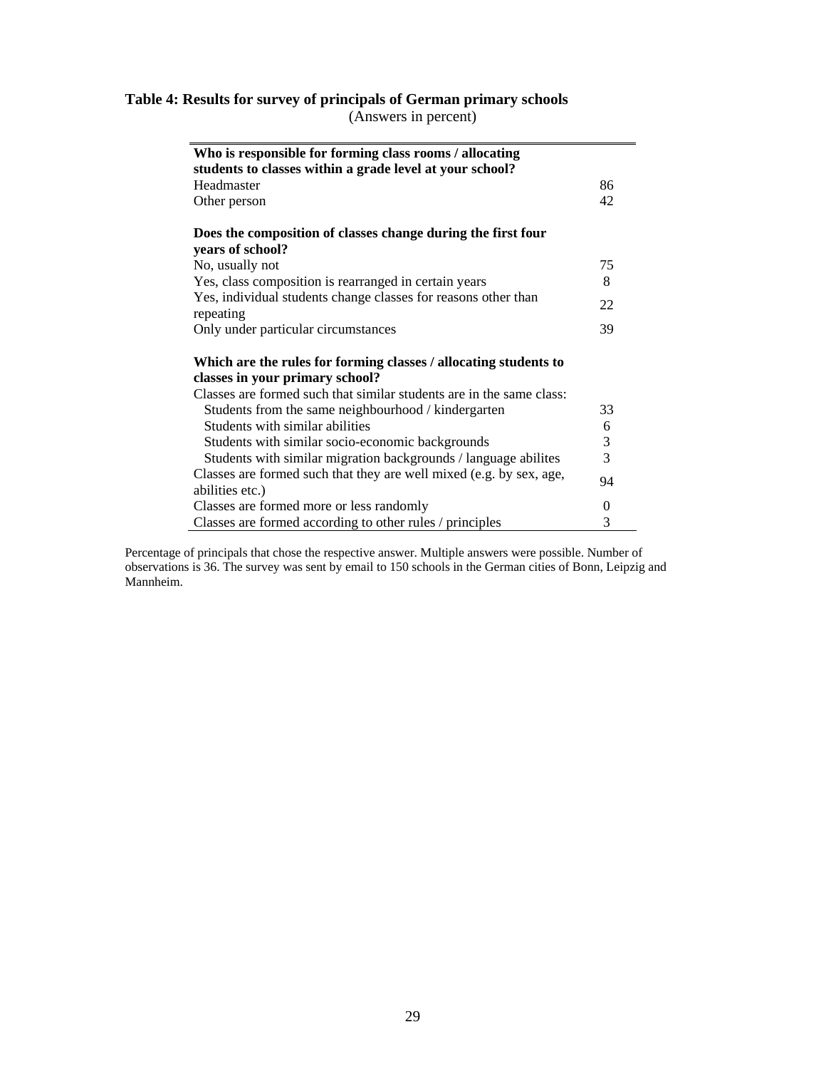**Table 4: Results for survey of principals of German primary schools**

(Answers in percent)

| | |
|---|---|
| **Who is responsible for forming class rooms / allocating students to classes within a grade level at your school?** | |
| Headmaster | 86 |
| Other person | 42 |
| **Does the composition of classes change during the first four years of school?** | |
| No, usually not | 75 |
| Yes, class composition is rearranged in certain years | 8 |
| Yes, individual students change classes for reasons other than repeating | 22 |
| Only under particular circumstances | 39 |
| **Which are the rules for forming classes / allocating students to classes in your primary school?** | |
| Classes are formed such that similar students are in the same class: | |
| Students from the same neighbourhood / kindergarten | 33 |
| Students with similar abilities | 6 |
| Students with similar socio-economic backgrounds | 3 |
| Students with similar migration backgrounds / language abilites | 3 |
| Classes are formed such that they are well mixed (e.g. by sex, age, abilities etc.) | 94 |
| Classes are formed more or less randomly | 0 |
| Classes are formed according to other rules / principles | 3 |

Percentage of principals that chose the respective answer. Multiple answers were possible. Number of observations is 36. The survey was sent by email to 150 schools in the German cities of Bonn, Leipzig and Mannheim.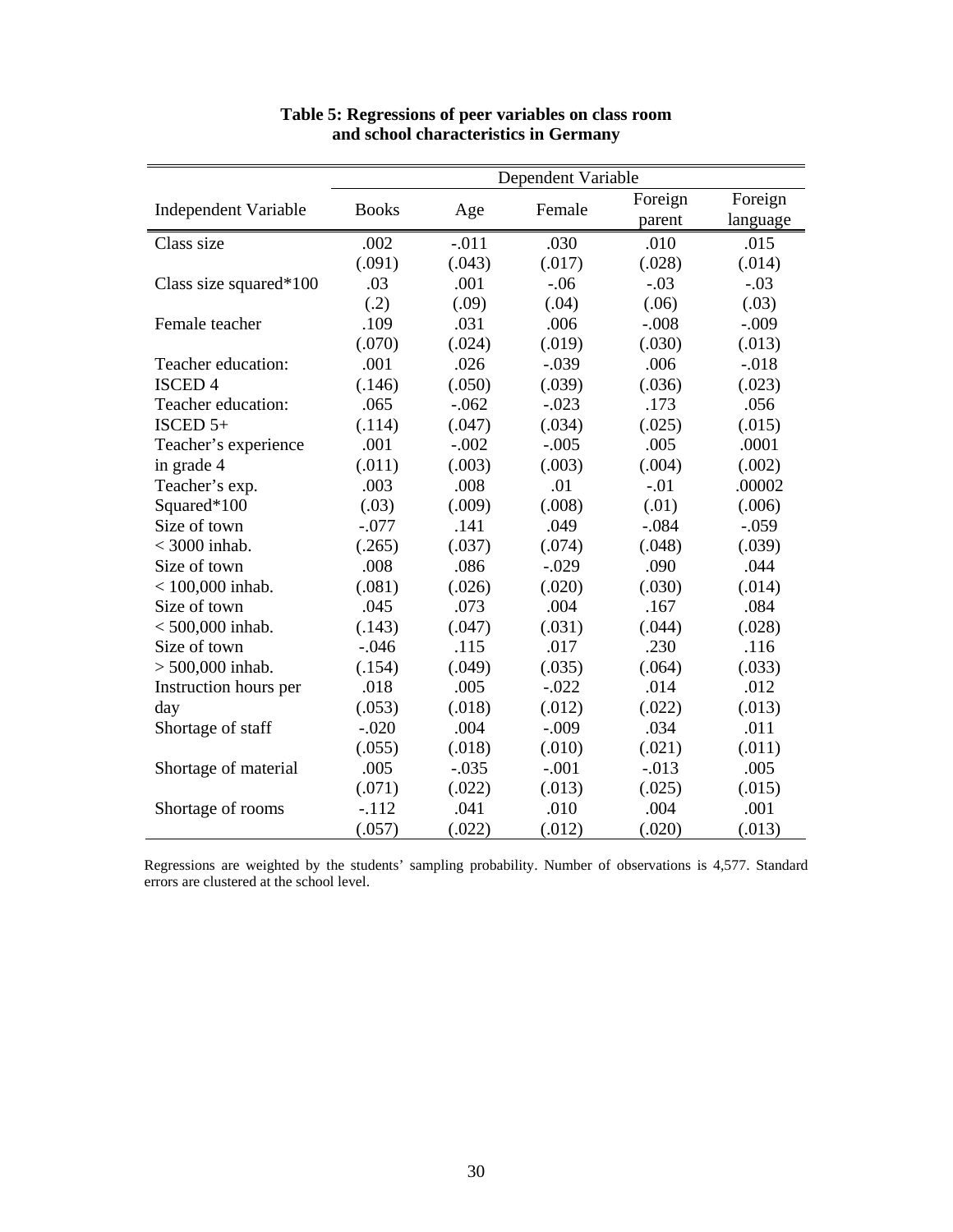**Table 5: Regressions of peer variables on class room and school characteristics in Germany**

| Independent Variable | Dependent Variable | | | | |
|---|---|---|---|---|---|
| | Books | Age | Female | Foreign parent | Foreign language |
| Class size | .002 | -.011 | .030 | .010 | .015 |
| | (.091) | (.043) | (.017) | (.028) | (.014) |
| Class size squared*100 | .03 | .001 | -.06 | -.03 | -.03 |
| | (.2) | (.09) | (.04) | (.06) | (.03) |
| Female teacher | .109 | .031 | .006 | -.008 | -.009 |
| | (.070) | (.024) | (.019) | (.030) | (.013) |
| Teacher education: ISCED 4 | .001 | .026 | -.039 | .006 | -.018 |
| | (.146) | (.050) | (.039) | (.036) | (.023) |
| Teacher education: ISCED 5+ | .065 | -.062 | -.023 | .173 | .056 |
| | (.114) | (.047) | (.034) | (.025) | (.015) |
| Teacher's experience in grade 4 | .001 | -.002 | -.005 | .005 | .0001 |
| | (.011) | (.003) | (.003) | (.004) | (.002) |
| Teacher's exp. Squared*100 | .003 | .008 | .01 | -.01 | .00002 |
| | (.03) | (.009) | (.008) | (.01) | (.006) |
| Size of town < 3000 inhab. | -.077 | .141 | .049 | -.084 | -.059 |
| | (.265) | (.037) | (.074) | (.048) | (.039) |
| Size of town < 100,000 inhab. | .008 | .086 | -.029 | .090 | .044 |
| | (.081) | (.026) | (.020) | (.030) | (.014) |
| Size of town < 500,000 inhab. | .045 | .073 | .004 | .167 | .084 |
| | (.143) | (.047) | (.031) | (.044) | (.028) |
| Size of town > 500,000 inhab. | -.046 | .115 | .017 | .230 | .116 |
| | (.154) | (.049) | (.035) | (.064) | (.033) |
| Instruction hours per day | .018 | .005 | -.022 | .014 | .012 |
| | (.053) | (.018) | (.012) | (.022) | (.013) |
| Shortage of staff | -.020 | .004 | -.009 | .034 | .011 |
| | (.055) | (.018) | (.010) | (.021) | (.011) |
| Shortage of material | .005 | -.035 | -.001 | -.013 | .005 |
| | (.071) | (.022) | (.013) | (.025) | (.015) |
| Shortage of rooms | -.112 | .041 | .010 | .004 | .001 |
| | (.057) | (.022) | (.012) | (.020) | (.013) |

Regressions are weighted by the students' sampling probability. Number of observations is 4,577. Standard errors are clustered at the school level.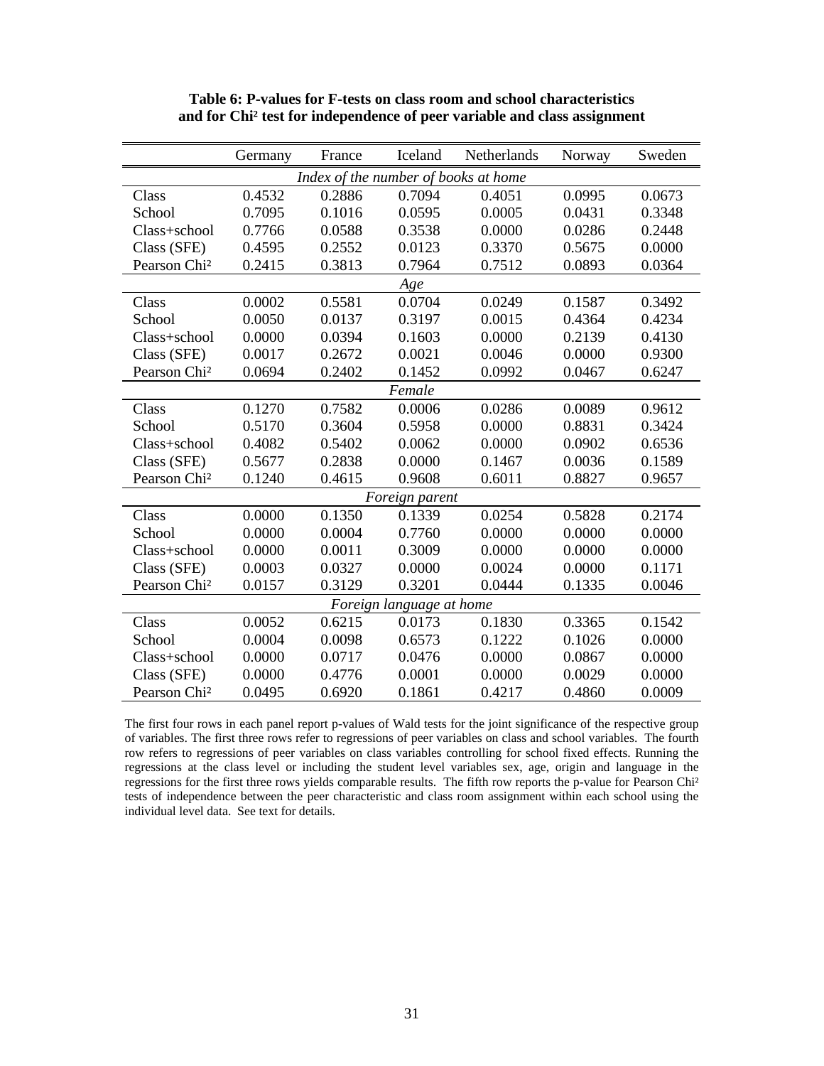**Table 6: P-values for F-tests on class room and school characteristics and for Chi² test for independence of peer variable and class assignment**

| | Germany | France | Iceland | Netherlands | Norway | Sweden |
|---|---|---|---|---|---|---|
| | | | *Index of the number of books at home* | | | |
| Class | 0.4532 | 0.2886 | 0.7094 | 0.4051 | 0.0995 | 0.0673 |
| School | 0.7095 | 0.1016 | 0.0595 | 0.0005 | 0.0431 | 0.3348 |
| Class+school | 0.7766 | 0.0588 | 0.3538 | 0.0000 | 0.0286 | 0.2448 |
| Class (SFE) | 0.4595 | 0.2552 | 0.0123 | 0.3370 | 0.5675 | 0.0000 |
| Pearson Chi² | 0.2415 | 0.3813 | 0.7964 | 0.7512 | 0.0893 | 0.0364 |
| | | | *Age* | | | |
| Class | 0.0002 | 0.5581 | 0.0704 | 0.0249 | 0.1587 | 0.3492 |
| School | 0.0050 | 0.0137 | 0.3197 | 0.0015 | 0.4364 | 0.4234 |
| Class+school | 0.0000 | 0.0394 | 0.1603 | 0.0000 | 0.2139 | 0.4130 |
| Class (SFE) | 0.0017 | 0.2672 | 0.0021 | 0.0046 | 0.0000 | 0.9300 |
| Pearson Chi² | 0.0694 | 0.2402 | 0.1452 | 0.0992 | 0.0467 | 0.6247 |
| | | | *Female* | | | |
| Class | 0.1270 | 0.7582 | 0.0006 | 0.0286 | 0.0089 | 0.9612 |
| School | 0.5170 | 0.3604 | 0.5958 | 0.0000 | 0.8831 | 0.3424 |
| Class+school | 0.4082 | 0.5402 | 0.0062 | 0.0000 | 0.0902 | 0.6536 |
| Class (SFE) | 0.5677 | 0.2838 | 0.0000 | 0.1467 | 0.0036 | 0.1589 |
| Pearson Chi² | 0.1240 | 0.4615 | 0.9608 | 0.6011 | 0.8827 | 0.9657 |
| | | | *Foreign parent* | | | |
| Class | 0.0000 | 0.1350 | 0.1339 | 0.0254 | 0.5828 | 0.2174 |
| School | 0.0000 | 0.0004 | 0.7760 | 0.0000 | 0.0000 | 0.0000 |
| Class+school | 0.0000 | 0.0011 | 0.3009 | 0.0000 | 0.0000 | 0.0000 |
| Class (SFE) | 0.0003 | 0.0327 | 0.0000 | 0.0024 | 0.0000 | 0.1171 |
| Pearson Chi² | 0.0157 | 0.3129 | 0.3201 | 0.0444 | 0.1335 | 0.0046 |
| | | | *Foreign language at home* | | | |
| Class | 0.0052 | 0.6215 | 0.0173 | 0.1830 | 0.3365 | 0.1542 |
| School | 0.0004 | 0.0098 | 0.6573 | 0.1222 | 0.1026 | 0.0000 |
| Class+school | 0.0000 | 0.0717 | 0.0476 | 0.0000 | 0.0867 | 0.0000 |
| Class (SFE) | 0.0000 | 0.4776 | 0.0001 | 0.0000 | 0.0029 | 0.0000 |
| Pearson Chi² | 0.0495 | 0.6920 | 0.1861 | 0.4217 | 0.4860 | 0.0009 |

The first four rows in each panel report p-values of Wald tests for the joint significance of the respective group of variables. The first three rows refer to regressions of peer variables on class and school variables. The fourth row refers to regressions of peer variables on class variables controlling for school fixed effects. Running the regressions at the class level or including the student level variables sex, age, origin and language in the regressions for the first three rows yields comparable results. The fifth row reports the p-value for Pearson Chi² tests of independence between the peer characteristic and class room assignment within each school using the individual level data. See text for details.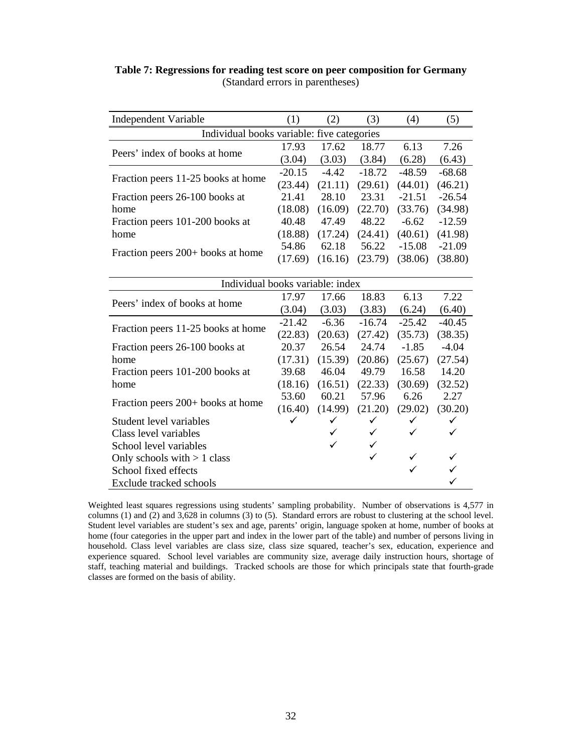**Table 7: Regressions for reading test score on peer composition for Germany**
(Standard errors in parentheses)

| Independent Variable | (1) | (2) | (3) | (4) | (5) |
|---|---|---|---|---|---|
| *Individual books variable: five categories* | | | | | |
| Peers' index of books at home | 17.93 | 17.62 | 18.77 | 6.13 | 7.26 |
| | (3.04) | (3.03) | (3.84) | (6.28) | (6.43) |
| Fraction peers 11-25 books at home | -20.15 | -4.42 | -18.72 | -48.59 | -68.68 |
| | (23.44) | (21.11) | (29.61) | (44.01) | (46.21) |
| Fraction peers 26-100 books at home | 21.41 | 28.10 | 23.31 | -21.51 | -26.54 |
| | (18.08) | (16.09) | (22.70) | (33.76) | (34.98) |
| Fraction peers 101-200 books at home | 40.48 | 47.49 | 48.22 | -6.62 | -12.59 |
| | (18.88) | (17.24) | (24.41) | (40.61) | (41.98) |
| Fraction peers 200+ books at home | 54.86 | 62.18 | 56.22 | -15.08 | -21.09 |
| | (17.69) | (16.16) | (23.79) | (38.06) | (38.80) |
| *Individual books variable: index* | | | | | |
| Peers' index of books at home | 17.97 | 17.66 | 18.83 | 6.13 | 7.22 |
| | (3.04) | (3.03) | (3.83) | (6.24) | (6.40) |
| Fraction peers 11-25 books at home | -21.42 | -6.36 | -16.74 | -25.42 | -40.45 |
| | (22.83) | (20.63) | (27.42) | (35.73) | (38.35) |
| Fraction peers 26-100 books at home | 20.37 | 26.54 | 24.74 | -1.85 | -4.04 |
| | (17.31) | (15.39) | (20.86) | (25.67) | (27.54) |
| Fraction peers 101-200 books at home | 39.68 | 46.04 | 49.79 | 16.58 | 14.20 |
| | (18.16) | (16.51) | (22.33) | (30.69) | (32.52) |
| Fraction peers 200+ books at home | 53.60 | 60.21 | 57.96 | 6.26 | 2.27 |
| | (16.40) | (14.99) | (21.20) | (29.02) | (30.20) |
| Student level variables | ✓ | ✓ | ✓ | ✓ | ✓ |
| Class level variables | | ✓ | ✓ | ✓ | ✓ |
| School level variables | | ✓ | ✓ | | |
| Only schools with > 1 class | | | ✓ | ✓ | ✓ |
| School fixed effects | | | | ✓ | ✓ |
| Exclude tracked schools | | | | | ✓ |

Weighted least squares regressions using students' sampling probability. Number of observations is 4,577 in columns (1) and (2) and 3,628 in columns (3) to (5). Standard errors are robust to clustering at the school level. Student level variables are student's sex and age, parents' origin, language spoken at home, number of books at home (four categories in the upper part and index in the lower part of the table) and number of persons living in household. Class level variables are class size, class size squared, teacher's sex, education, experience and experience squared. School level variables are community size, average daily instruction hours, shortage of staff, teaching material and buildings. Tracked schools are those for which principals state that fourth-grade classes are formed on the basis of ability.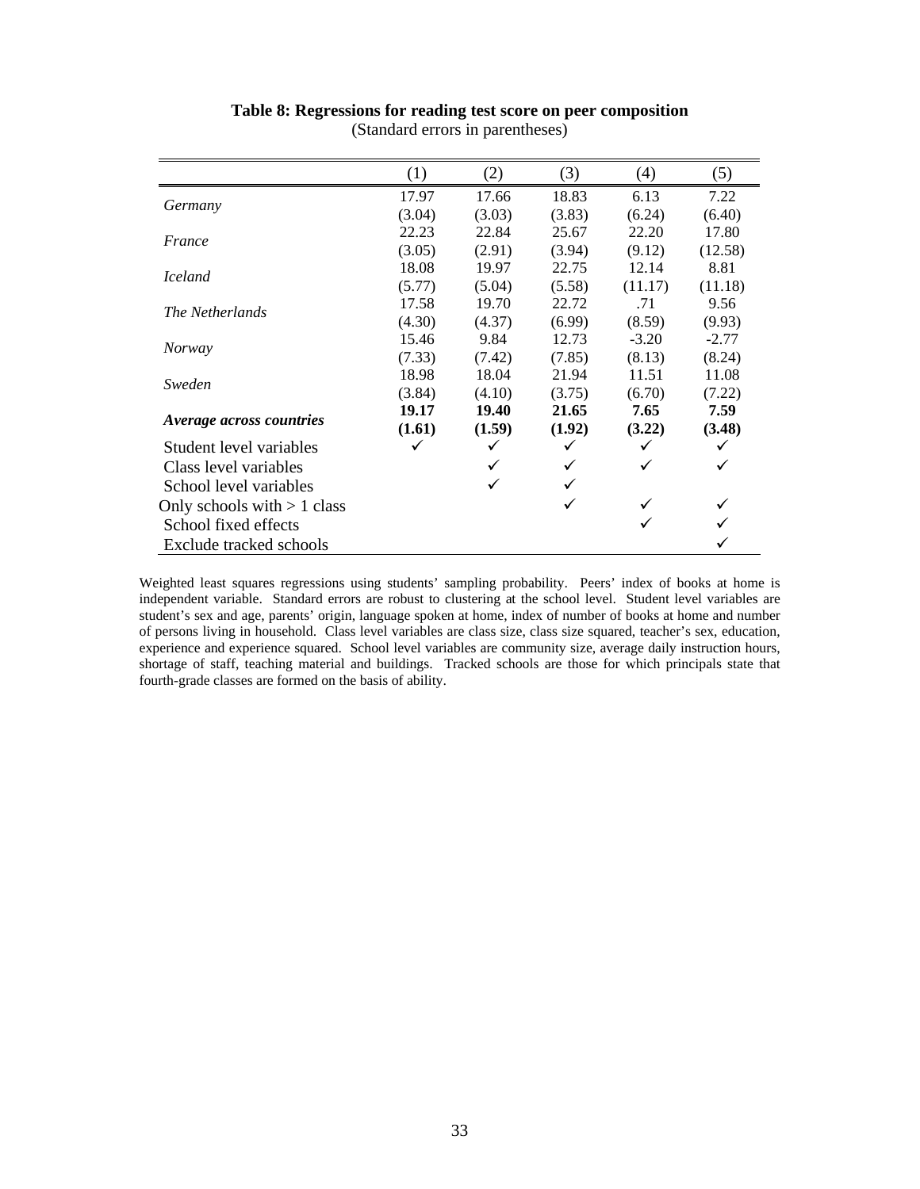**Table 8: Regressions for reading test score on peer composition**
(Standard errors in parentheses)

| | (1) | (2) | (3) | (4) | (5) |
|---|---|---|---|---|---|
| *Germany* | 17.97 | 17.66 | 18.83 | 6.13 | 7.22 |
| | (3.04) | (3.03) | (3.83) | (6.24) | (6.40) |
| *France* | 22.23 | 22.84 | 25.67 | 22.20 | 17.80 |
| | (3.05) | (2.91) | (3.94) | (9.12) | (12.58) |
| *Iceland* | 18.08 | 19.97 | 22.75 | 12.14 | 8.81 |
| | (5.77) | (5.04) | (5.58) | (11.17) | (11.18) |
| *The Netherlands* | 17.58 | 19.70 | 22.72 | .71 | 9.56 |
| | (4.30) | (4.37) | (6.99) | (8.59) | (9.93) |
| *Norway* | 15.46 | 9.84 | 12.73 | -3.20 | -2.77 |
| | (7.33) | (7.42) | (7.85) | (8.13) | (8.24) |
| *Sweden* | 18.98 | 18.04 | 21.94 | 11.51 | 11.08 |
| | (3.84) | (4.10) | (3.75) | (6.70) | (7.22) |
| ***Average across countries*** | **19.17** | **19.40** | **21.65** | **7.65** | **7.59** |
| | **(1.61)** | **(1.59)** | **(1.92)** | **(3.22)** | **(3.48)** |
| Student level variables | ✓ | ✓ | ✓ | ✓ | ✓ |
| Class level variables | | ✓ | ✓ | ✓ | ✓ |
| School level variables | | ✓ | ✓ | | |
| Only schools with > 1 class | | | ✓ | ✓ | ✓ |
| School fixed effects | | | | ✓ | ✓ |
| Exclude tracked schools | | | | | ✓ |

Weighted least squares regressions using students' sampling probability. Peers' index of books at home is independent variable. Standard errors are robust to clustering at the school level. Student level variables are student's sex and age, parents' origin, language spoken at home, index of number of books at home and number of persons living in household. Class level variables are class size, class size squared, teacher's sex, education, experience and experience squared. School level variables are community size, average daily instruction hours, shortage of staff, teaching material and buildings. Tracked schools are those for which principals state that fourth-grade classes are formed on the basis of ability.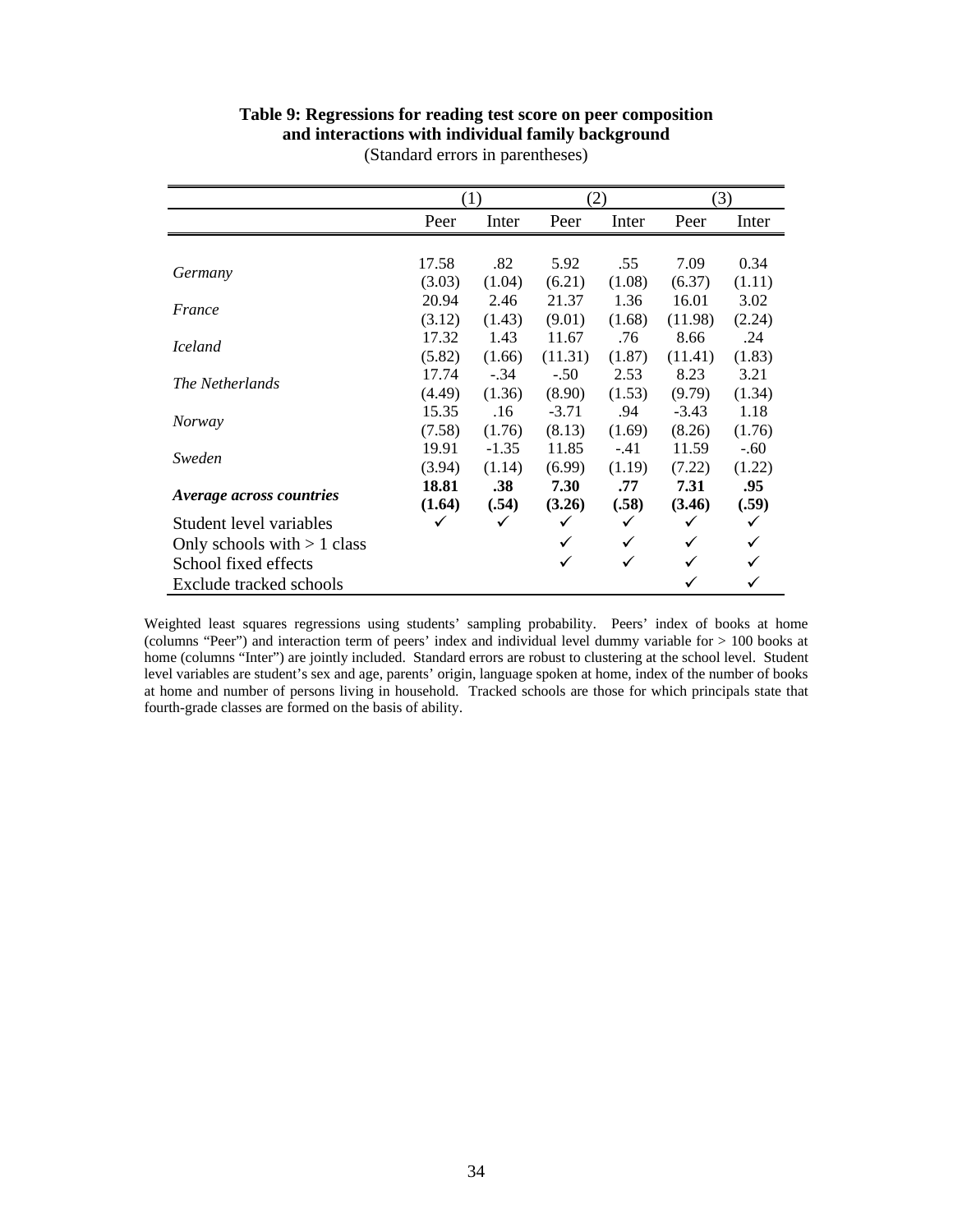**Table 9: Regressions for reading test score on peer composition and interactions with individual family background**

(Standard errors in parentheses)

| | (1) | | (2) | | (3) | |
|---|---|---|---|---|---|---|
| | Peer | Inter | Peer | Inter | Peer | Inter |
| *Germany* | 17.58 | .82 | 5.92 | .55 | 7.09 | 0.34 |
| | (3.03) | (1.04) | (6.21) | (1.08) | (6.37) | (1.11) |
| *France* | 20.94 | 2.46 | 21.37 | 1.36 | 16.01 | 3.02 |
| | (3.12) | (1.43) | (9.01) | (1.68) | (11.98) | (2.24) |
| *Iceland* | 17.32 | 1.43 | 11.67 | .76 | 8.66 | .24 |
| | (5.82) | (1.66) | (11.31) | (1.87) | (11.41) | (1.83) |
| *The Netherlands* | 17.74 | -.34 | -.50 | 2.53 | 8.23 | 3.21 |
| | (4.49) | (1.36) | (8.90) | (1.53) | (9.79) | (1.34) |
| *Norway* | 15.35 | .16 | -3.71 | .94 | -3.43 | 1.18 |
| | (7.58) | (1.76) | (8.13) | (1.69) | (8.26) | (1.76) |
| *Sweden* | 19.91 | -1.35 | 11.85 | -.41 | 11.59 | -.60 |
| | (3.94) | (1.14) | (6.99) | (1.19) | (7.22) | (1.22) |
| ***Average across countries*** | **18.81** | **.38** | **7.30** | **.77** | **7.31** | **.95** |
| | **(1.64)** | **(.54)** | **(3.26)** | **(.58)** | **(3.46)** | **(.59)** |
| Student level variables | ✓ | ✓ | ✓ | ✓ | ✓ | ✓ |
| Only schools with > 1 class | | | ✓ | ✓ | ✓ | ✓ |
| School fixed effects | | | ✓ | ✓ | ✓ | ✓ |
| Exclude tracked schools | | | | | ✓ | ✓ |

Weighted least squares regressions using students' sampling probability. Peers' index of books at home (columns "Peer") and interaction term of peers' index and individual level dummy variable for > 100 books at home (columns "Inter") are jointly included. Standard errors are robust to clustering at the school level. Student level variables are student's sex and age, parents' origin, language spoken at home, index of the number of books at home and number of persons living in household. Tracked schools are those for which principals state that fourth-grade classes are formed on the basis of ability.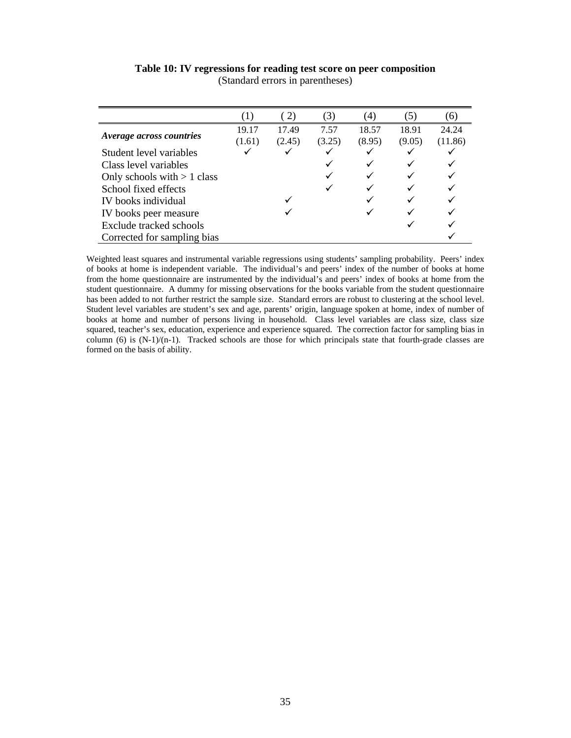**Table 10: IV regressions for reading test score on peer composition**
(Standard errors in parentheses)

| | (1) | ( 2) | (3) | (4) | (5) | (6) |
|---|---|---|---|---|---|---|
| ***Average across countries*** | 19.17<br>(1.61) | 17.49<br>(2.45) | 7.57<br>(3.25) | 18.57<br>(8.95) | 18.91<br>(9.05) | 24.24<br>(11.86) |
| Student level variables | ✓ | ✓ | ✓ | ✓ | ✓ | ✓ |
| Class level variables | | | ✓ | ✓ | ✓ | ✓ |
| Only schools with > 1 class | | | ✓ | ✓ | ✓ | ✓ |
| School fixed effects | | | ✓ | ✓ | ✓ | ✓ |
| IV books individual | | ✓ | | ✓ | ✓ | ✓ |
| IV books peer measure | | ✓ | | ✓ | ✓ | ✓ |
| Exclude tracked schools | | | | | ✓ | ✓ |
| Corrected for sampling bias | | | | | | ✓ |

Weighted least squares and instrumental variable regressions using students' sampling probability. Peers' index of books at home is independent variable. The individual's and peers' index of the number of books at home from the home questionnaire are instrumented by the individual's and peers' index of books at home from the student questionnaire. A dummy for missing observations for the books variable from the student questionnaire has been added to not further restrict the sample size. Standard errors are robust to clustering at the school level. Student level variables are student's sex and age, parents' origin, language spoken at home, index of number of books at home and number of persons living in household. Class level variables are class size, class size squared, teacher's sex, education, experience and experience squared. The correction factor for sampling bias in column (6) is (N-1)/(n-1). Tracked schools are those for which principals state that fourth-grade classes are formed on the basis of ability.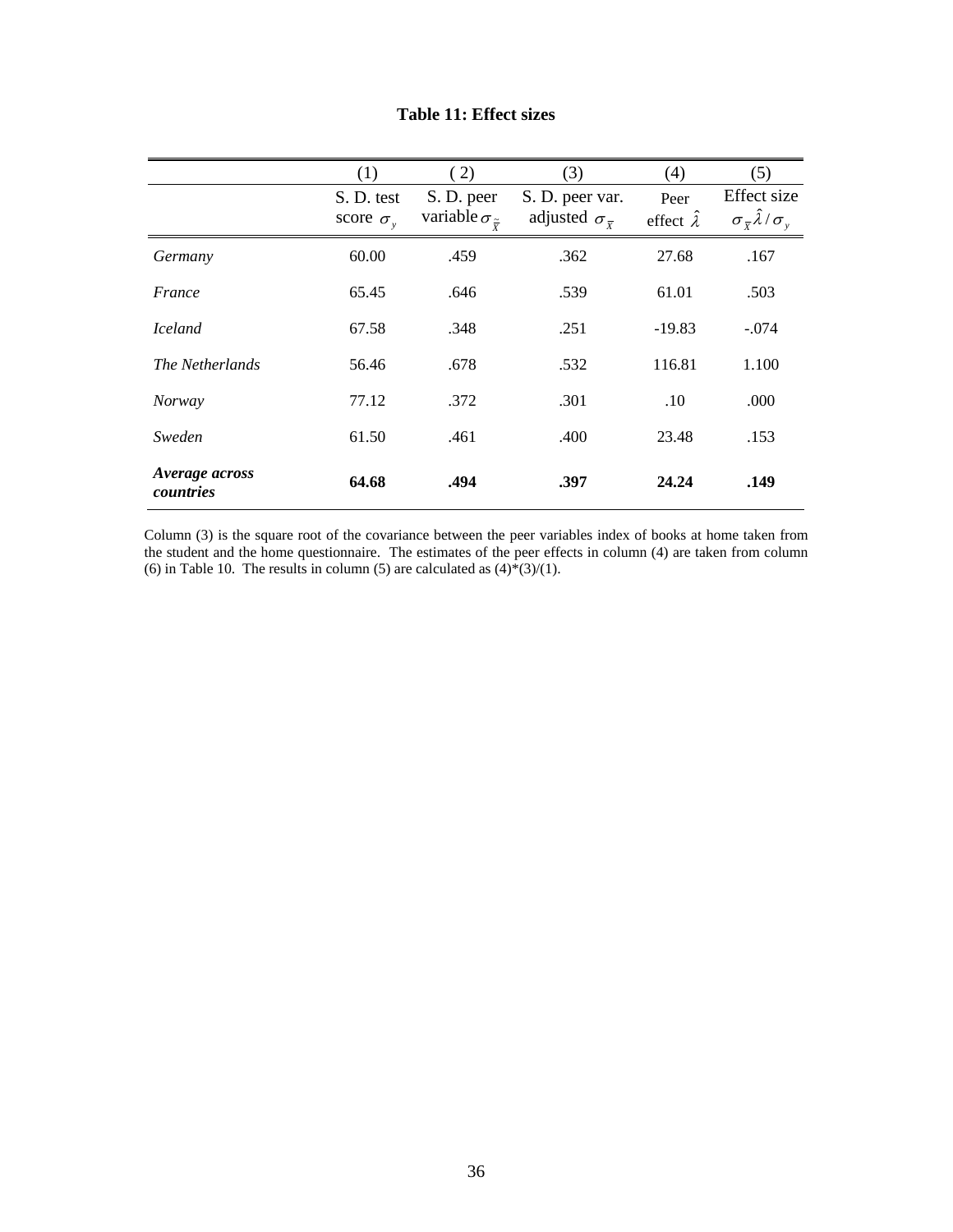**Table 11: Effect sizes**

| | (1) | (2) | (3) | (4) | (5) |
|---|---|---|---|---|---|
| | S. D. test score $\sigma_y$ | S. D. peer variable $\sigma_{\tilde{\bar{x}}}$ | S. D. peer var. adjusted $\sigma_{\bar{x}}$ | Peer effect $\hat{\lambda}$ | Effect size $\sigma_{\bar{x}}\hat{\lambda}/\sigma_y$ |
| *Germany* | 60.00 | .459 | .362 | 27.68 | .167 |
| *France* | 65.45 | .646 | .539 | 61.01 | .503 |
| *Iceland* | 67.58 | .348 | .251 | -19.83 | -.074 |
| *The Netherlands* | 56.46 | .678 | .532 | 116.81 | 1.100 |
| *Norway* | 77.12 | .372 | .301 | .10 | .000 |
| *Sweden* | 61.50 | .461 | .400 | 23.48 | .153 |
| ***Average across countries*** | **64.68** | **.494** | **.397** | **24.24** | **.149** |

Column (3) is the square root of the covariance between the peer variables index of books at home taken from the student and the home questionnaire. The estimates of the peer effects in column (4) are taken from column (6) in Table 10. The results in column (5) are calculated as (4)*(3)/(1).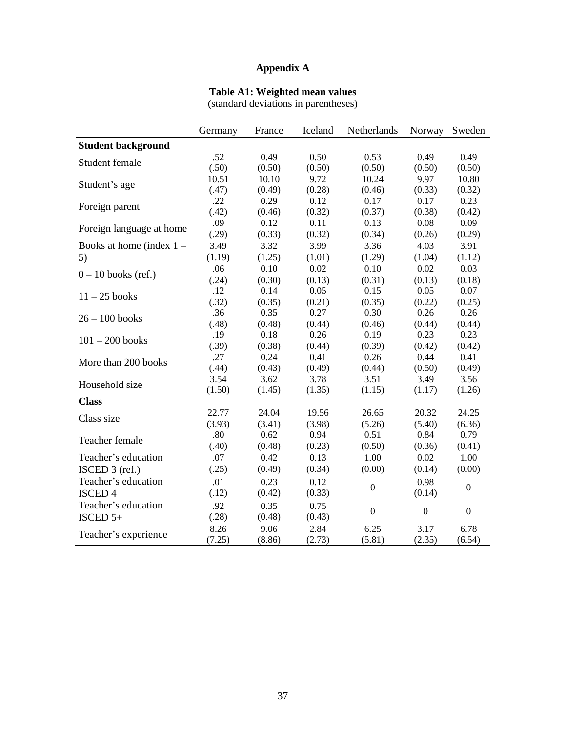# Appendix A

**Table A1: Weighted mean values**
(standard deviations in parentheses)

| | Germany | France | Iceland | Netherlands | Norway | Sweden |
|---|---|---|---|---|---|---|
| **Student background** | | | | | | |
| Student female | .52<br>(.50) | 0.49<br>(0.50) | 0.50<br>(0.50) | 0.53<br>(0.50) | 0.49<br>(0.50) | 0.49<br>(0.50) |
| Student's age | 10.51<br>(.47) | 10.10<br>(0.49) | 9.72<br>(0.28) | 10.24<br>(0.46) | 9.97<br>(0.33) | 10.80<br>(0.32) |
| Foreign parent | .22<br>(.42) | 0.29<br>(0.46) | 0.12<br>(0.32) | 0.17<br>(0.37) | 0.17<br>(0.38) | 0.23<br>(0.42) |
| Foreign language at home | .09<br>(.29) | 0.12<br>(0.33) | 0.11<br>(0.32) | 0.13<br>(0.34) | 0.08<br>(0.26) | 0.09<br>(0.29) |
| Books at home (index 1 – 5) | 3.49<br>(1.19) | 3.32<br>(1.25) | 3.99<br>(1.01) | 3.36<br>(1.29) | 4.03<br>(1.04) | 3.91<br>(1.12) |
| 0 – 10 books (ref.) | .06<br>(.24) | 0.10<br>(0.30) | 0.02<br>(0.13) | 0.10<br>(0.31) | 0.02<br>(0.13) | 0.03<br>(0.18) |
| 11 – 25 books | .12<br>(.32) | 0.14<br>(0.35) | 0.05<br>(0.21) | 0.15<br>(0.35) | 0.05<br>(0.22) | 0.07<br>(0.25) |
| 26 – 100 books | .36<br>(.48) | 0.35<br>(0.48) | 0.27<br>(0.44) | 0.30<br>(0.46) | 0.26<br>(0.44) | 0.26<br>(0.44) |
| 101 – 200 books | .19<br>(.39) | 0.18<br>(0.38) | 0.26<br>(0.44) | 0.19<br>(0.39) | 0.23<br>(0.42) | 0.23<br>(0.42) |
| More than 200 books | .27<br>(.44) | 0.24<br>(0.43) | 0.41<br>(0.49) | 0.26<br>(0.44) | 0.44<br>(0.50) | 0.41<br>(0.49) |
| Household size | 3.54<br>(1.50) | 3.62<br>(1.45) | 3.78<br>(1.35) | 3.51<br>(1.15) | 3.49<br>(1.17) | 3.56<br>(1.26) |
| **Class** | | | | | | |
| Class size | 22.77<br>(3.93) | 24.04<br>(3.41) | 19.56<br>(3.98) | 26.65<br>(5.26) | 20.32<br>(5.40) | 24.25<br>(6.36) |
| Teacher female | .80<br>(.40) | 0.62<br>(0.48) | 0.94<br>(0.23) | 0.51<br>(0.50) | 0.84<br>(0.36) | 0.79<br>(0.41) |
| Teacher's education ISCED 3 (ref.) | .07<br>(.25) | 0.42<br>(0.49) | 0.13<br>(0.34) | 1.00<br>(0.00) | 0.02<br>(0.14) | 1.00<br>(0.00) |
| Teacher's education ISCED 4 | .01<br>(.12) | 0.23<br>(0.42) | 0.12<br>(0.33) | 0 | 0.98<br>(0.14) | 0 |
| Teacher's education ISCED 5+ | .92<br>(.28) | 0.35<br>(0.48) | 0.75<br>(0.43) | 0 | 0 | 0 |
| Teacher's experience | 8.26<br>(7.25) | 9.06<br>(8.86) | 2.84<br>(2.73) | 6.25<br>(5.81) | 3.17<br>(2.35) | 6.78<br>(6.54) |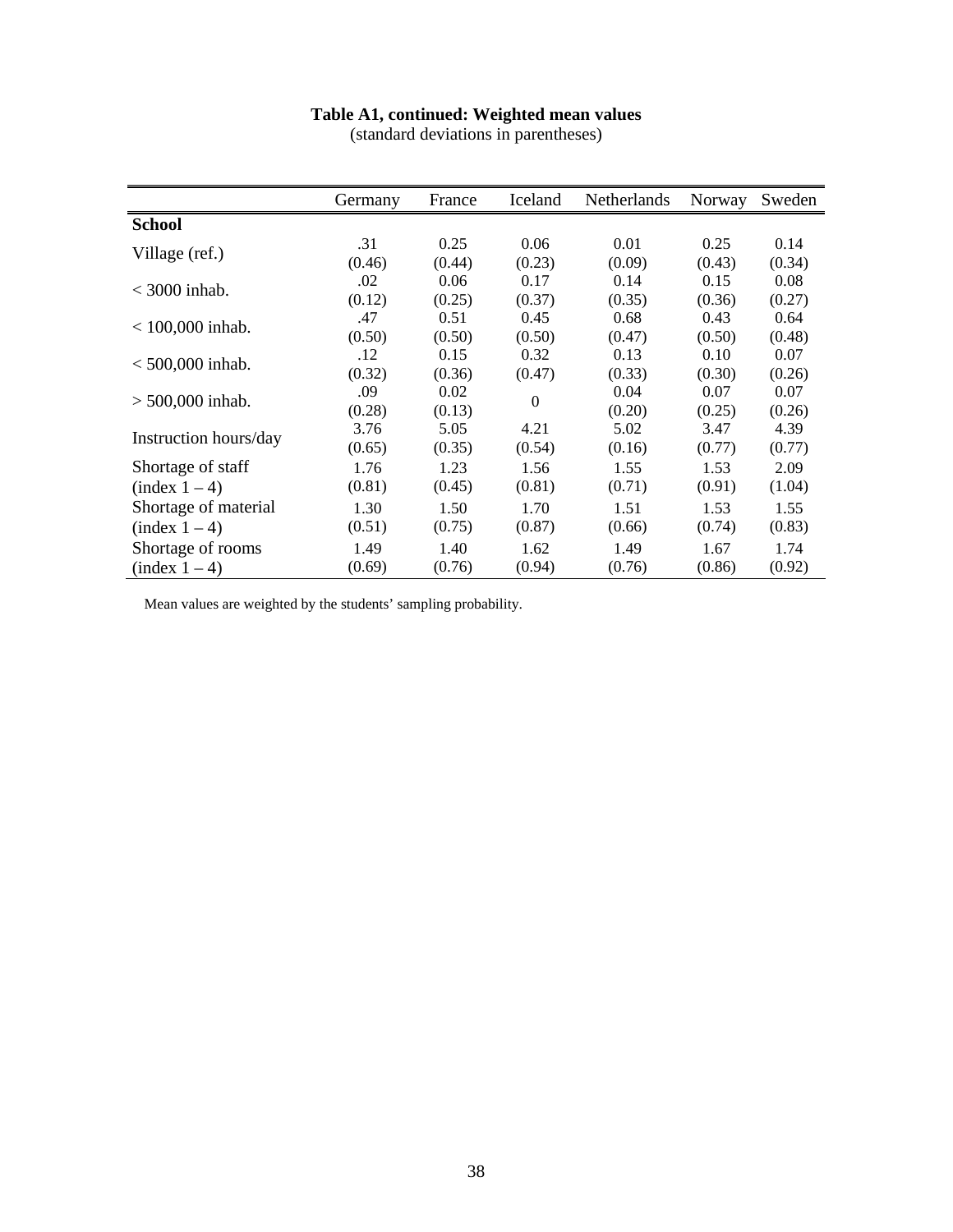**Table A1, continued: Weighted mean values**
(standard deviations in parentheses)

| | Germany | France | Iceland | Netherlands | Norway | Sweden |
|---|---|---|---|---|---|---|
| **School** | | | | | | |
| Village (ref.) | .31<br>(0.46) | 0.25<br>(0.44) | 0.06<br>(0.23) | 0.01<br>(0.09) | 0.25<br>(0.43) | 0.14<br>(0.34) |
| < 3000 inhab. | .02<br>(0.12) | 0.06<br>(0.25) | 0.17<br>(0.37) | 0.14<br>(0.35) | 0.15<br>(0.36) | 0.08<br>(0.27) |
| < 100,000 inhab. | .47<br>(0.50) | 0.51<br>(0.50) | 0.45<br>(0.50) | 0.68<br>(0.47) | 0.43<br>(0.50) | 0.64<br>(0.48) |
| < 500,000 inhab. | .12<br>(0.32) | 0.15<br>(0.36) | 0.32<br>(0.47) | 0.13<br>(0.33) | 0.10<br>(0.30) | 0.07<br>(0.26) |
| > 500,000 inhab. | .09<br>(0.28) | 0.02<br>(0.13) | 0 | 0.04<br>(0.20) | 0.07<br>(0.25) | 0.07<br>(0.26) |
| Instruction hours/day | 3.76<br>(0.65) | 5.05<br>(0.35) | 4.21<br>(0.54) | 5.02<br>(0.16) | 3.47<br>(0.77) | 4.39<br>(0.77) |
| Shortage of staff (index 1 – 4) | 1.76<br>(0.81) | 1.23<br>(0.45) | 1.56<br>(0.81) | 1.55<br>(0.71) | 1.53<br>(0.91) | 2.09<br>(1.04) |
| Shortage of material (index 1 – 4) | 1.30<br>(0.51) | 1.50<br>(0.75) | 1.70<br>(0.87) | 1.51<br>(0.66) | 1.53<br>(0.74) | 1.55<br>(0.83) |
| Shortage of rooms (index 1 – 4) | 1.49<br>(0.69) | 1.40<br>(0.76) | 1.62<br>(0.94) | 1.49<br>(0.76) | 1.67<br>(0.86) | 1.74<br>(0.92) |

Mean values are weighted by the students' sampling probability.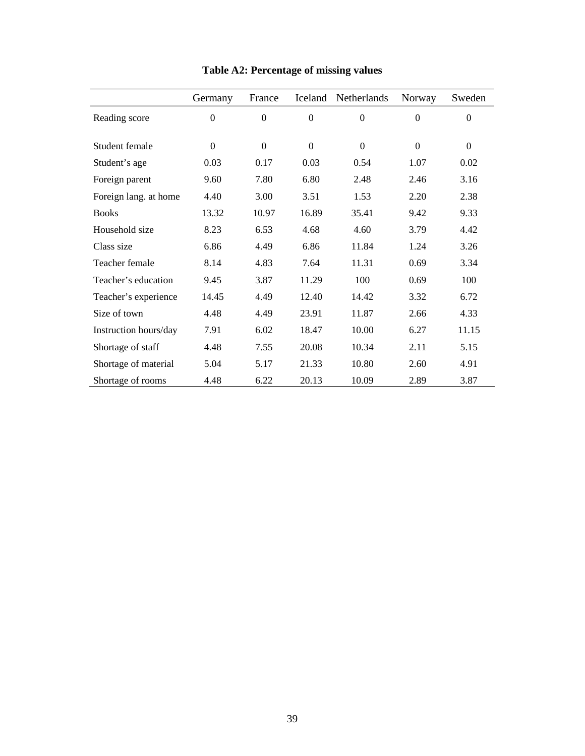**Table A2: Percentage of missing values**

| | Germany | France | Iceland | Netherlands | Norway | Sweden |
|---|---|---|---|---|---|---|
| Reading score | 0 | 0 | 0 | 0 | 0 | 0 |
| Student female | 0 | 0 | 0 | 0 | 0 | 0 |
| Student's age | 0.03 | 0.17 | 0.03 | 0.54 | 1.07 | 0.02 |
| Foreign parent | 9.60 | 7.80 | 6.80 | 2.48 | 2.46 | 3.16 |
| Foreign lang. at home | 4.40 | 3.00 | 3.51 | 1.53 | 2.20 | 2.38 |
| Books | 13.32 | 10.97 | 16.89 | 35.41 | 9.42 | 9.33 |
| Household size | 8.23 | 6.53 | 4.68 | 4.60 | 3.79 | 4.42 |
| Class size | 6.86 | 4.49 | 6.86 | 11.84 | 1.24 | 3.26 |
| Teacher female | 8.14 | 4.83 | 7.64 | 11.31 | 0.69 | 3.34 |
| Teacher's education | 9.45 | 3.87 | 11.29 | 100 | 0.69 | 100 |
| Teacher's experience | 14.45 | 4.49 | 12.40 | 14.42 | 3.32 | 6.72 |
| Size of town | 4.48 | 4.49 | 23.91 | 11.87 | 2.66 | 4.33 |
| Instruction hours/day | 7.91 | 6.02 | 18.47 | 10.00 | 6.27 | 11.15 |
| Shortage of staff | 4.48 | 7.55 | 20.08 | 10.34 | 2.11 | 5.15 |
| Shortage of material | 5.04 | 5.17 | 21.33 | 10.80 | 2.60 | 4.91 |
| Shortage of rooms | 4.48 | 6.22 | 20.13 | 10.09 | 2.89 | 3.87 |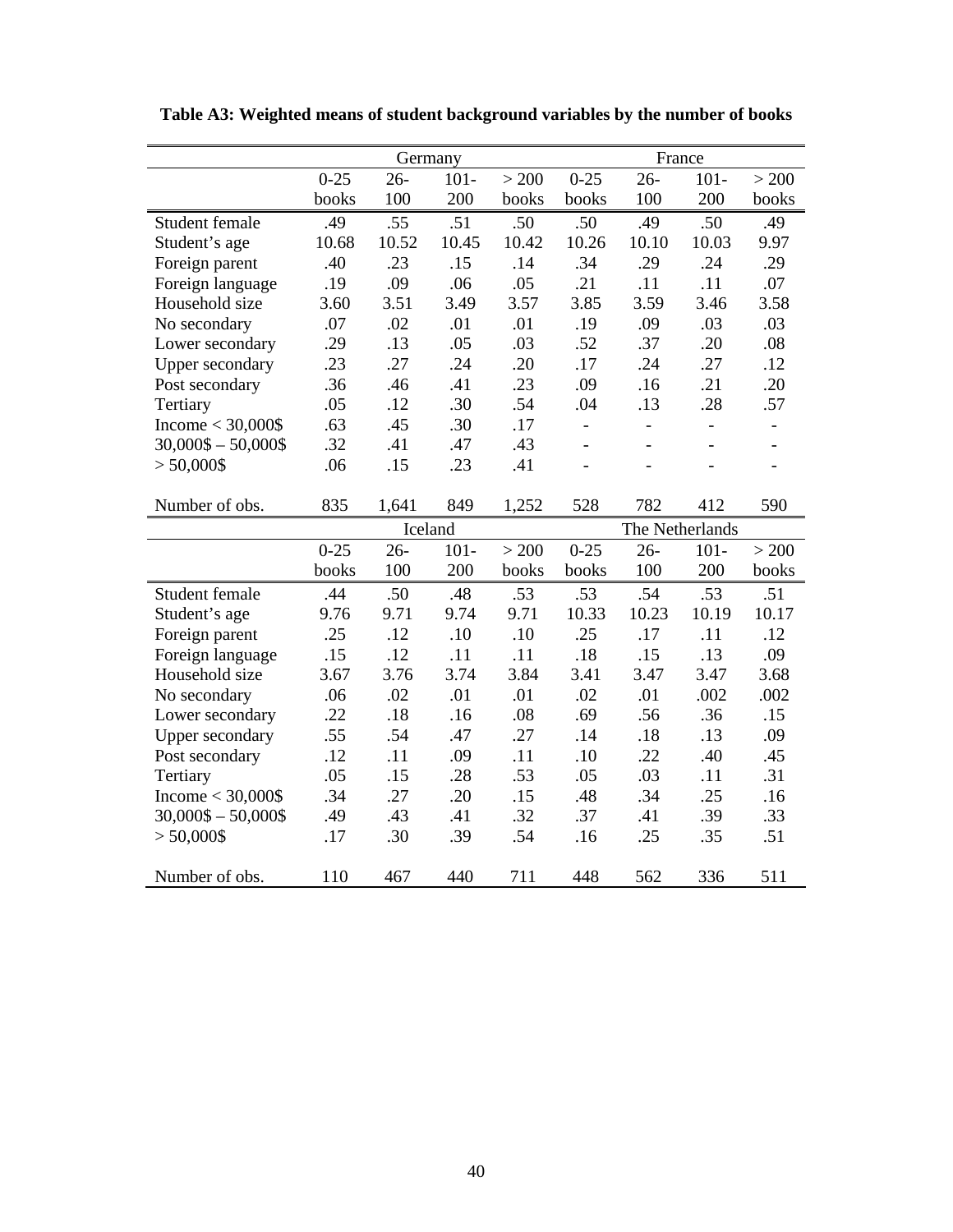**Table A3: Weighted means of student background variables by the number of books**

| | Germany | | | | France | | | |
|---|---|---|---|---|---|---|---|---|
| | 0-25 books | 26-100 | 101-200 | > 200 books | 0-25 books | 26-100 | 101-200 | > 200 books |
| Student female | .49 | .55 | .51 | .50 | .50 | .49 | .50 | .49 |
| Student's age | 10.68 | 10.52 | 10.45 | 10.42 | 10.26 | 10.10 | 10.03 | 9.97 |
| Foreign parent | .40 | .23 | .15 | .14 | .34 | .29 | .24 | .29 |
| Foreign language | .19 | .09 | .06 | .05 | .21 | .11 | .11 | .07 |
| Household size | 3.60 | 3.51 | 3.49 | 3.57 | 3.85 | 3.59 | 3.46 | 3.58 |
| No secondary | .07 | .02 | .01 | .01 | .19 | .09 | .03 | .03 |
| Lower secondary | .29 | .13 | .05 | .03 | .52 | .37 | .20 | .08 |
| Upper secondary | .23 | .27 | .24 | .20 | .17 | .24 | .27 | .12 |
| Post secondary | .36 | .46 | .41 | .23 | .09 | .16 | .21 | .20 |
| Tertiary | .05 | .12 | .30 | .54 | .04 | .13 | .28 | .57 |
| Income < 30,000$ | .63 | .45 | .30 | .17 | - | - | - | - |
| 30,000$ – 50,000$ | .32 | .41 | .47 | .43 | - | - | - | - |
| > 50,000$ | .06 | .15 | .23 | .41 | - | - | - | - |
| Number of obs. | 835 | 1,641 | 849 | 1,252 | 528 | 782 | 412 | 590 |
| | **Iceland** | | | | **The Netherlands** | | | |
| | 0-25 books | 26-100 | 101-200 | > 200 books | 0-25 books | 26-100 | 101-200 | > 200 books |
| Student female | .44 | .50 | .48 | .53 | .53 | .54 | .53 | .51 |
| Student's age | 9.76 | 9.71 | 9.74 | 9.71 | 10.33 | 10.23 | 10.19 | 10.17 |
| Foreign parent | .25 | .12 | .10 | .10 | .25 | .17 | .11 | .12 |
| Foreign language | .15 | .12 | .11 | .11 | .18 | .15 | .13 | .09 |
| Household size | 3.67 | 3.76 | 3.74 | 3.84 | 3.41 | 3.47 | 3.47 | 3.68 |
| No secondary | .06 | .02 | .01 | .01 | .02 | .01 | .002 | .002 |
| Lower secondary | .22 | .18 | .16 | .08 | .69 | .56 | .36 | .15 |
| Upper secondary | .55 | .54 | .47 | .27 | .14 | .18 | .13 | .09 |
| Post secondary | .12 | .11 | .09 | .11 | .10 | .22 | .40 | .45 |
| Tertiary | .05 | .15 | .28 | .53 | .05 | .03 | .11 | .31 |
| Income < 30,000$ | .34 | .27 | .20 | .15 | .48 | .34 | .25 | .16 |
| 30,000$ – 50,000$ | .49 | .43 | .41 | .32 | .37 | .41 | .39 | .33 |
| > 50,000$ | .17 | .30 | .39 | .54 | .16 | .25 | .35 | .51 |
| Number of obs. | 110 | 467 | 440 | 711 | 448 | 562 | 336 | 511 |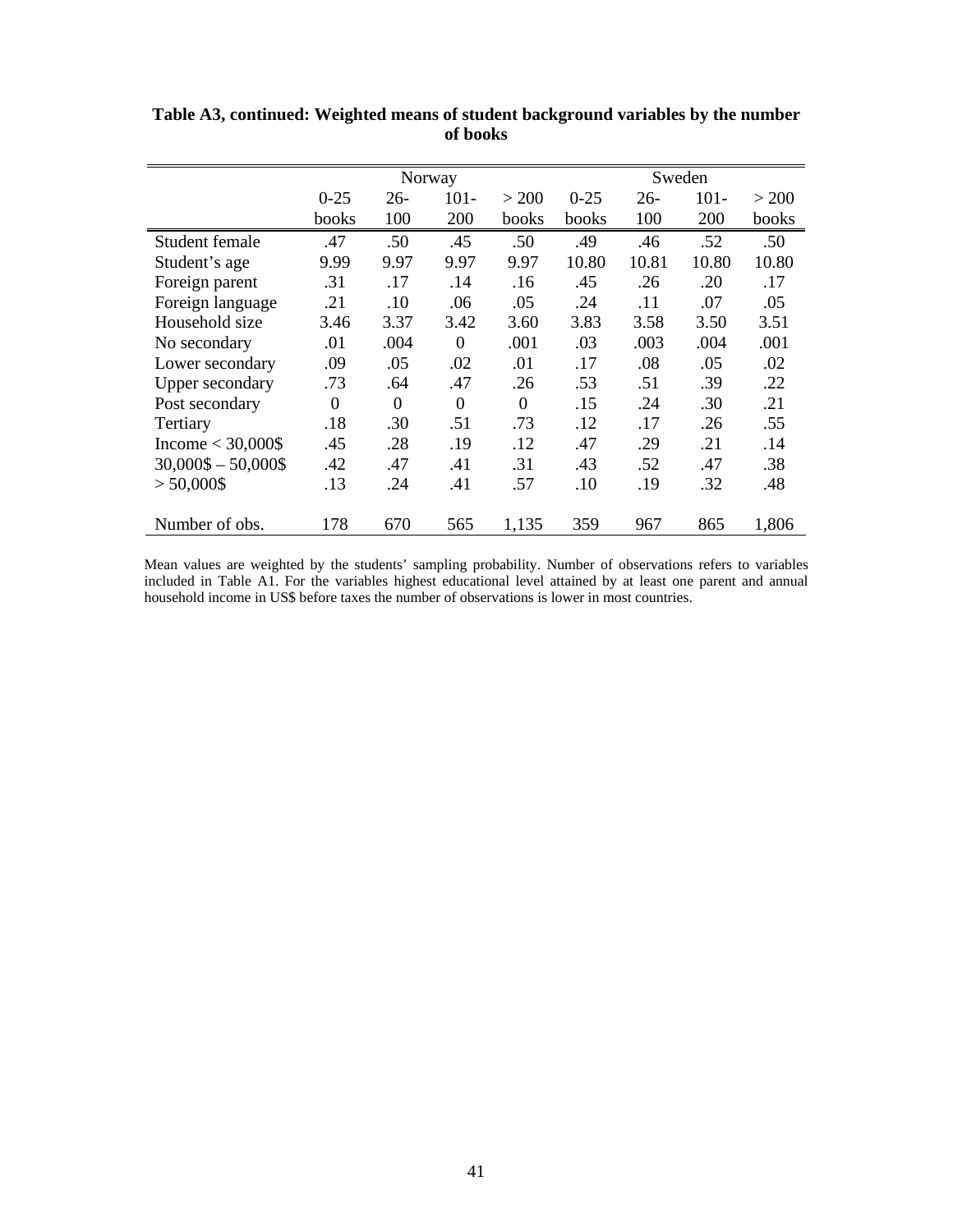**Table A3, continued: Weighted means of student background variables by the number of books**

| | Norway | | | | Sweden | | | |
|---|---|---|---|---|---|---|---|---|
| | 0-25 books | 26-100 | 101-200 | > 200 books | 0-25 books | 26-100 | 101-200 | > 200 books |
| Student female | .47 | .50 | .45 | .50 | .49 | .46 | .52 | .50 |
| Student's age | 9.99 | 9.97 | 9.97 | 9.97 | 10.80 | 10.81 | 10.80 | 10.80 |
| Foreign parent | .31 | .17 | .14 | .16 | .45 | .26 | .20 | .17 |
| Foreign language | .21 | .10 | .06 | .05 | .24 | .11 | .07 | .05 |
| Household size | 3.46 | 3.37 | 3.42 | 3.60 | 3.83 | 3.58 | 3.50 | 3.51 |
| No secondary | .01 | .004 | 0 | .001 | .03 | .003 | .004 | .001 |
| Lower secondary | .09 | .05 | .02 | .01 | .17 | .08 | .05 | .02 |
| Upper secondary | .73 | .64 | .47 | .26 | .53 | .51 | .39 | .22 |
| Post secondary | 0 | 0 | 0 | 0 | .15 | .24 | .30 | .21 |
| Tertiary | .18 | .30 | .51 | .73 | .12 | .17 | .26 | .55 |
| Income < 30,000$ | .45 | .28 | .19 | .12 | .47 | .29 | .21 | .14 |
| 30,000$ – 50,000$ | .42 | .47 | .41 | .31 | .43 | .52 | .47 | .38 |
| > 50,000$ | .13 | .24 | .41 | .57 | .10 | .19 | .32 | .48 |
| Number of obs. | 178 | 670 | 565 | 1,135 | 359 | 967 | 865 | 1,806 |

Mean values are weighted by the students' sampling probability. Number of observations refers to variables included in Table A1. For the variables highest educational level attained by at least one parent and annual household income in US$ before taxes the number of observations is lower in most countries.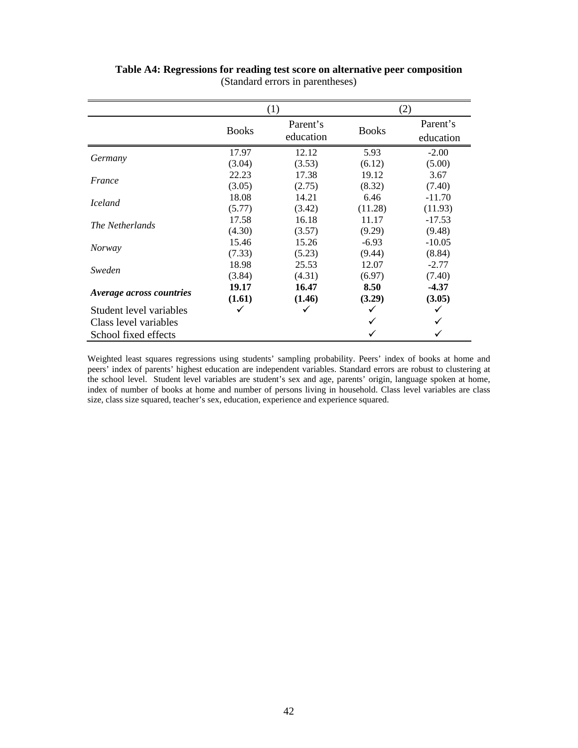**Table A4: Regressions for reading test score on alternative peer composition**

(Standard errors in parentheses)

| | (1) | | (2) | |
|---|---|---|---|---|
| | Books | Parent's education | Books | Parent's education |
| *Germany* | 17.97 | 12.12 | 5.93 | -2.00 |
| | (3.04) | (3.53) | (6.12) | (5.00) |
| *France* | 22.23 | 17.38 | 19.12 | 3.67 |
| | (3.05) | (2.75) | (8.32) | (7.40) |
| *Iceland* | 18.08 | 14.21 | 6.46 | -11.70 |
| | (5.77) | (3.42) | (11.28) | (11.93) |
| *The Netherlands* | 17.58 | 16.18 | 11.17 | -17.53 |
| | (4.30) | (3.57) | (9.29) | (9.48) |
| *Norway* | 15.46 | 15.26 | -6.93 | -10.05 |
| | (7.33) | (5.23) | (9.44) | (8.84) |
| *Sweden* | 18.98 | 25.53 | 12.07 | -2.77 |
| | (3.84) | (4.31) | (6.97) | (7.40) |
| ***Average across countries*** | **19.17** | **16.47** | **8.50** | **-4.37** |
| | **(1.61)** | **(1.46)** | **(3.29)** | **(3.05)** |
| Student level variables | ✓ | ✓ | ✓ | ✓ |
| Class level variables | | | ✓ | ✓ |
| School fixed effects | | | ✓ | ✓ |

Weighted least squares regressions using students' sampling probability. Peers' index of books at home and peers' index of parents' highest education are independent variables. Standard errors are robust to clustering at the school level. Student level variables are student's sex and age, parents' origin, language spoken at home, index of number of books at home and number of persons living in household. Class level variables are class size, class size squared, teacher's sex, education, experience and experience squared.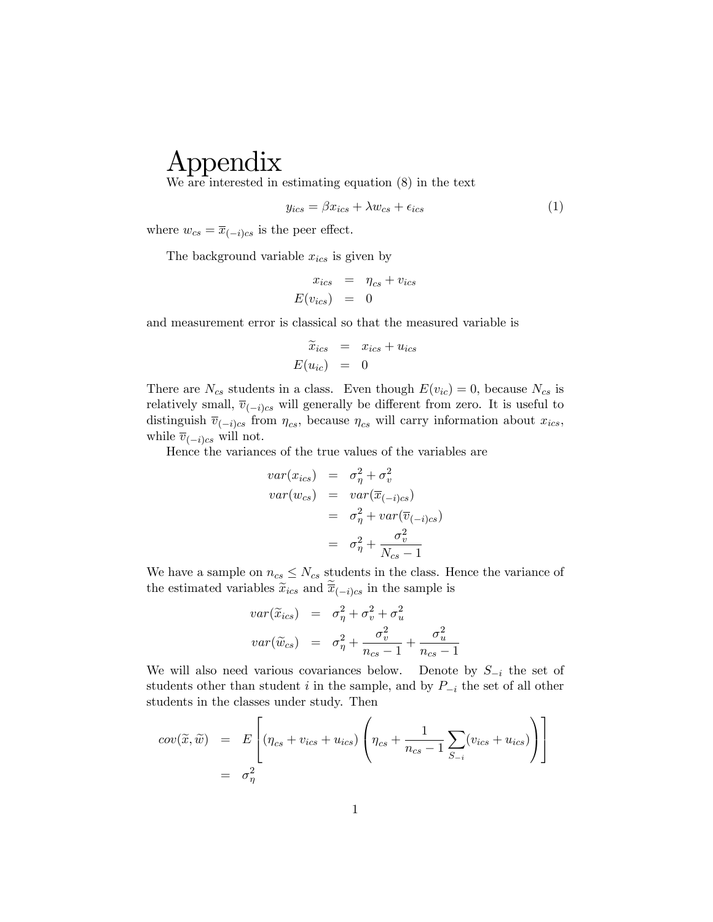# Appendix

We are interested in estimating equation (8) in the text

$$y_{ics} = \beta x_{ics} + \lambda w_{cs} + \epsilon_{ics} \tag{1}$$

where $w_{cs} = \overline{x}_{(-i)cs}$ is the peer effect.

The background variable $x_{ics}$ is given by

$$\begin{aligned} x_{ics} &= \eta_{cs} + v_{ics} \\ E(v_{ics}) &= 0 \end{aligned}$$

and measurement error is classical so that the measured variable is

$$\begin{aligned} \widetilde{x}_{ics} &= x_{ics} + u_{ics} \\ E(u_{ic}) &= 0 \end{aligned}$$

There are $N_{cs}$ students in a class. Even though $E(v_{ic}) = 0$, because $N_{cs}$ is relatively small, $\overline{v}_{(-i)cs}$ will generally be different from zero. It is useful to distinguish $\overline{v}_{(-i)cs}$ from $\eta_{cs}$, because $\eta_{cs}$ will carry information about $x_{ics}$, while $\overline{v}_{(-i)cs}$ will not.

Hence the variances of the true values of the variables are

$$\begin{aligned} var(x_{ics}) &= \sigma_\eta^2 + \sigma_v^2 \\ var(w_{cs}) &= var(\overline{x}_{(-i)cs}) \\ &= \sigma_\eta^2 + var(\overline{v}_{(-i)cs}) \\ &= \sigma_\eta^2 + \frac{\sigma_v^2}{N_{cs} - 1} \end{aligned}$$

We have a sample on $n_{cs} \leq N_{cs}$ students in the class. Hence the variance of the estimated variables $\widetilde{x}_{ics}$ and $\widetilde{\overline{x}}_{(-i)cs}$ in the sample is

$$\begin{aligned} var(\widetilde{x}_{ics}) &= \sigma_\eta^2 + \sigma_v^2 + \sigma_u^2 \\ var(\widetilde{w}_{cs}) &= \sigma_\eta^2 + \frac{\sigma_v^2}{n_{cs} - 1} + \frac{\sigma_u^2}{n_{cs} - 1} \end{aligned}$$

We will also need various covariances below. Denote by $S_{-i}$ the set of students other than student $i$ in the sample, and by $P_{-i}$ the set of all other students in the classes under study. Then

$$\begin{aligned} cov(\widetilde{x}, \widetilde{w}) &= E\left[ (\eta_{cs} + v_{ics} + u_{ics}) \left( \eta_{cs} + \frac{1}{n_{cs} - 1} \sum_{S_{-i}} (v_{ics} + u_{ics}) \right) \right] \\ &= \sigma_\eta^2 \end{aligned}$$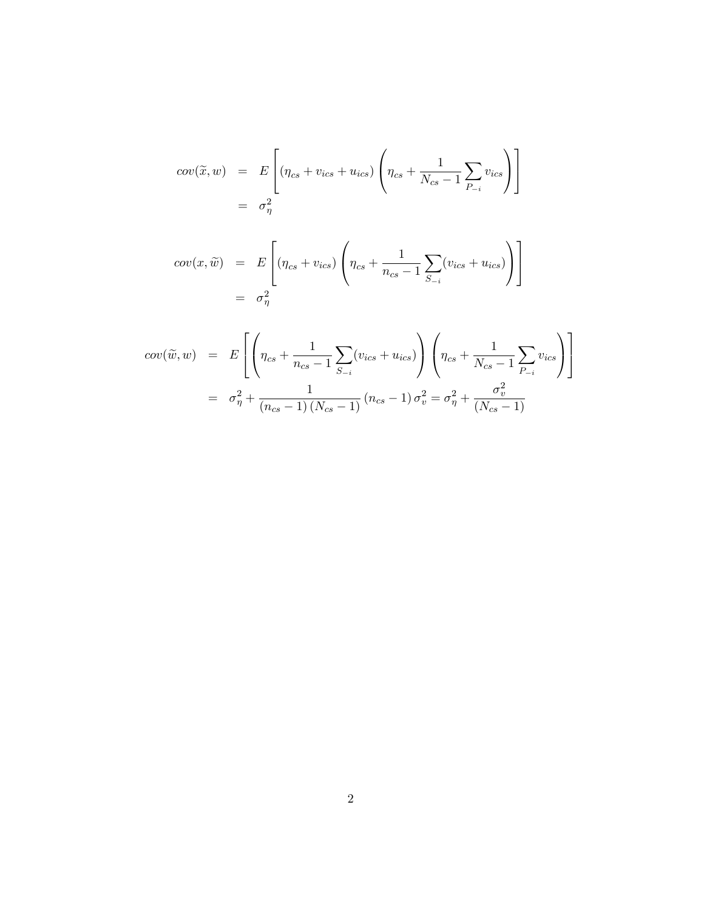$$
\begin{aligned}
cov(\widetilde{x}, w) &= E\left[(\eta_{cs} + v_{ics} + u_{ics})\left(\eta_{cs} + \frac{1}{N_{cs}-1}\sum_{P_{-i}} v_{ics}\right)\right] \\
&= \sigma_\eta^2
\end{aligned}
$$

$$
\begin{aligned}
cov(x, \widetilde{w}) &= E\left[(\eta_{cs} + v_{ics})\left(\eta_{cs} + \frac{1}{n_{cs}-1}\sum_{S_{-i}} (v_{ics} + u_{ics})\right)\right] \\
&= \sigma_\eta^2
\end{aligned}
$$

$$
\begin{aligned}
cov(\widetilde{w}, w) &= E\left[\left(\eta_{cs} + \frac{1}{n_{cs}-1}\sum_{S_{-i}} (v_{ics} + u_{ics})\right)\left(\eta_{cs} + \frac{1}{N_{cs}-1}\sum_{P_{-i}} v_{ics}\right)\right] \\
&= \sigma_\eta^2 + \frac{1}{(n_{cs}-1)(N_{cs}-1)}(n_{cs}-1)\,\sigma_v^2 = \sigma_\eta^2 + \frac{\sigma_v^2}{(N_{cs}-1)}
\end{aligned}
$$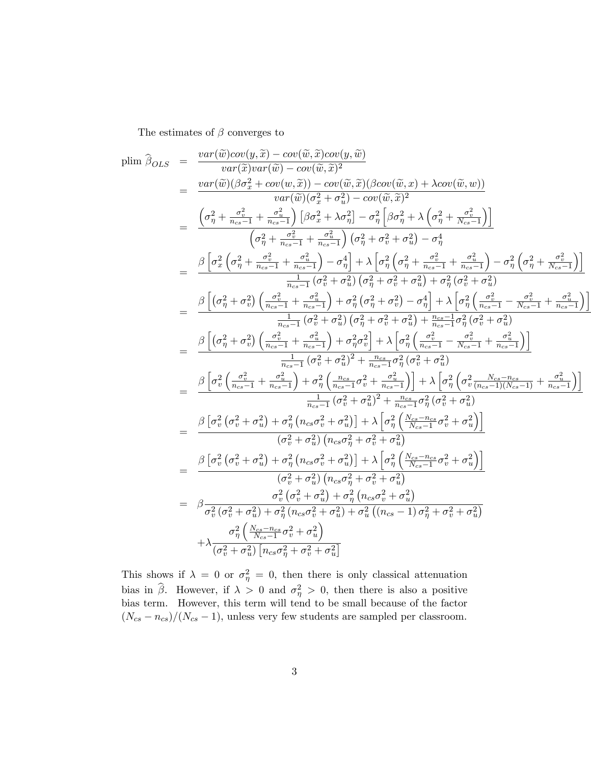The estimates of $\beta$ converges to

$$
\begin{aligned}
\text{plim } \widehat{\beta}_{OLS} &= \frac{var(\widetilde{w})cov(y,\widetilde{x}) - cov(\widetilde{w},\widetilde{x})cov(y,\widetilde{w})}{var(\widetilde{x})var(\widetilde{w}) - cov(\widetilde{w},\widetilde{x})^2} \\
&= \frac{var(\widetilde{w})(\beta\sigma_x^2 + cov(w,\widetilde{x})) - cov(\widetilde{w},\widetilde{x})(\beta cov(\widetilde{w},x) + \lambda cov(\widetilde{w},w))}{var(\widetilde{w})(\sigma_x^2+\sigma_u^2) - cov(\widetilde{w},\widetilde{x})^2} \\
&= \frac{\left(\sigma_\eta^2 + \frac{\sigma_v^2}{n_{cs}-1} + \frac{\sigma_u^2}{n_{cs}-1}\right)\left[\beta\sigma_x^2 + \lambda\sigma_\eta^2\right] - \sigma_\eta^2\left[\beta\sigma_\eta^2 + \lambda\left(\sigma_\eta^2 + \frac{\sigma_v^2}{N_{cs}-1}\right)\right]}{\left(\sigma_\eta^2 + \frac{\sigma_v^2}{n_{cs}-1} + \frac{\sigma_u^2}{n_{cs}-1}\right)\left(\sigma_\eta^2+\sigma_v^2+\sigma_u^2\right) - \sigma_\eta^4} \\
&= \frac{\beta\left[\sigma_x^2\left(\sigma_\eta^2 + \frac{\sigma_v^2}{n_{cs}-1} + \frac{\sigma_u^2}{n_{cs}-1}\right) - \sigma_\eta^4\right] + \lambda\left[\sigma_\eta^2\left(\sigma_\eta^2 + \frac{\sigma_v^2}{n_{cs}-1} + \frac{\sigma_u^2}{n_{cs}-1}\right) - \sigma_\eta^2\left(\sigma_\eta^2 + \frac{\sigma_v^2}{N_{cs}-1}\right)\right]}{\frac{1}{n_{cs}-1}\left(\sigma_v^2+\sigma_u^2\right)\left(\sigma_\eta^2+\sigma_v^2+\sigma_u^2\right) + \sigma_\eta^2\left(\sigma_v^2+\sigma_u^2\right)} \\
&= \frac{\beta\left[\left(\sigma_\eta^2+\sigma_v^2\right)\left(\frac{\sigma_v^2}{n_{cs}-1} + \frac{\sigma_u^2}{n_{cs}-1}\right) + \sigma_\eta^2\left(\sigma_\eta^2+\sigma_v^2\right) - \sigma_\eta^4\right] + \lambda\left[\sigma_\eta^2\left(\frac{\sigma_v^2}{n_{cs}-1} - \frac{\sigma_v^2}{N_{cs}-1} + \frac{\sigma_u^2}{n_{cs}-1}\right)\right]}{\frac{1}{n_{cs}-1}\left(\sigma_v^2+\sigma_u^2\right)\left(\sigma_\eta^2+\sigma_v^2+\sigma_u^2\right) + \frac{n_{cs}-1}{n_{cs}-1}\sigma_\eta^2\left(\sigma_v^2+\sigma_u^2\right)} \\
&= \frac{\beta\left[\left(\sigma_\eta^2+\sigma_v^2\right)\left(\frac{\sigma_v^2}{n_{cs}-1} + \frac{\sigma_u^2}{n_{cs}-1}\right) + \sigma_\eta^2\sigma_v^2\right] + \lambda\left[\sigma_\eta^2\left(\frac{\sigma_v^2}{n_{cs}-1} - \frac{\sigma_v^2}{N_{cs}-1} + \frac{\sigma_u^2}{n_{cs}-1}\right)\right]}{\frac{1}{n_{cs}-1}\left(\sigma_v^2+\sigma_u^2\right)^2 + \frac{n_{cs}}{n_{cs}-1}\sigma_\eta^2\left(\sigma_v^2+\sigma_u^2\right)} \\
&= \frac{\beta\left[\sigma_v^2\left(\frac{\sigma_v^2}{n_{cs}-1} + \frac{\sigma_u^2}{n_{cs}-1}\right) + \sigma_\eta^2\left(\frac{n_{cs}}{n_{cs}-1}\sigma_v^2 + \frac{\sigma_u^2}{n_{cs}-1}\right)\right] + \lambda\left[\sigma_\eta^2\left(\sigma_v^2\frac{N_{cs}-n_{cs}}{(n_{cs}-1)(N_{cs}-1)} + \frac{\sigma_u^2}{n_{cs}-1}\right)\right]}{\frac{1}{n_{cs}-1}\left(\sigma_v^2+\sigma_u^2\right)^2 + \frac{n_{cs}}{n_{cs}-1}\sigma_\eta^2\left(\sigma_v^2+\sigma_u^2\right)} \\
&= \frac{\beta\left[\sigma_v^2\left(\sigma_v^2+\sigma_u^2\right) + \sigma_\eta^2\left(n_{cs}\sigma_v^2+\sigma_u^2\right)\right] + \lambda\left[\sigma_\eta^2\left(\frac{N_{cs}-n_{cs}}{N_{cs}-1}\sigma_v^2 + \sigma_u^2\right)\right]}{\left(\sigma_v^2+\sigma_u^2\right)\left(n_{cs}\sigma_\eta^2+\sigma_v^2+\sigma_u^2\right)} \\
&= \frac{\beta\left[\sigma_v^2\left(\sigma_v^2+\sigma_u^2\right) + \sigma_\eta^2\left(n_{cs}\sigma_v^2+\sigma_u^2\right)\right] + \lambda\left[\sigma_\eta^2\left(\frac{N_{cs}-n_{cs}}{N_{cs}-1}\sigma_v^2 + \sigma_u^2\right)\right]}{\left(\sigma_v^2+\sigma_u^2\right)\left(n_{cs}\sigma_\eta^2+\sigma_v^2+\sigma_u^2\right)} \\
&= \beta\frac{\sigma_v^2\left(\sigma_v^2+\sigma_u^2\right) + \sigma_\eta^2\left(n_{cs}\sigma_v^2+\sigma_u^2\right)}{\sigma_v^2\left(\sigma_v^2+\sigma_u^2\right) + \sigma_\eta^2\left(n_{cs}\sigma_v^2+\sigma_u^2\right) + \sigma_u^2\left(\left(n_{cs}-1\right)\sigma_\eta^2+\sigma_v^2+\sigma_u^2\right)} \\
&\quad + \lambda\frac{\sigma_\eta^2\left(\frac{N_{cs}-n_{cs}}{N_{cs}-1}\sigma_v^2+\sigma_u^2\right)}{\left(\sigma_v^2+\sigma_u^2\right)\left[n_{cs}\sigma_\eta^2+\sigma_v^2+\sigma_u^2\right]}
\end{aligned}
$$

This shows if $\lambda = 0$ or $\sigma_\eta^2 = 0$, then there is only classical attenuation bias in $\widehat{\beta}$. However, if $\lambda > 0$ and $\sigma_\eta^2 > 0$, then there is also a positive bias term. However, this term will tend to be small because of the factor $(N_{cs} - n_{cs})/(N_{cs} - 1)$, unless very few students are sampled per classroom.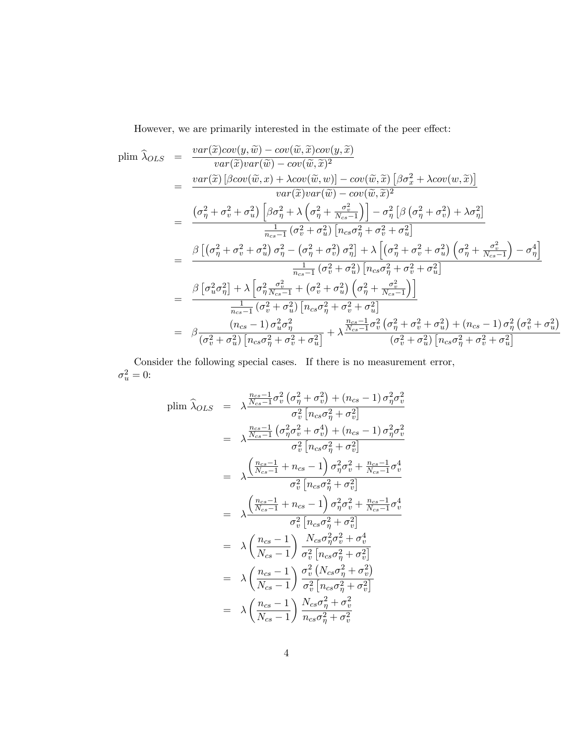However, we are primarily interested in the estimate of the peer effect:

$$
\begin{aligned}
\text{plim } \widehat{\lambda}_{OLS} &= \frac{var(\widetilde{x})cov(y,\widetilde{w}) - cov(\widetilde{w},\widetilde{x})cov(y,\widetilde{x})}{var(\widetilde{x})var(\widetilde{w}) - cov(\widetilde{w},\widetilde{x})^2} \\
&= \frac{var(\widetilde{x})\left[\beta cov(\widetilde{w},x) + \lambda cov(\widetilde{w},w)\right] - cov(\widetilde{w},\widetilde{x})\left[\beta \sigma_x^2 + \lambda cov(w,\widetilde{x})\right]}{var(\widetilde{x})var(\widetilde{w}) - cov(\widetilde{w},\widetilde{x})^2} \\
&= \frac{\left(\sigma_\eta^2 + \sigma_v^2 + \sigma_u^2\right)\left[\beta \sigma_\eta^2 + \lambda\left(\sigma_\eta^2 + \frac{\sigma_v^2}{N_{cs}-1}\right)\right] - \sigma_\eta^2\left[\beta\left(\sigma_\eta^2 + \sigma_v^2\right) + \lambda \sigma_\eta^2\right]}{\frac{1}{n_{cs}-1}\left(\sigma_v^2 + \sigma_u^2\right)\left[n_{cs}\sigma_\eta^2 + \sigma_v^2 + \sigma_u^2\right]} \\
&= \frac{\beta\left[\left(\sigma_\eta^2 + \sigma_v^2 + \sigma_u^2\right)\sigma_\eta^2 - \left(\sigma_\eta^2 + \sigma_v^2\right)\sigma_\eta^2\right] + \lambda\left[\left(\sigma_\eta^2 + \sigma_v^2 + \sigma_u^2\right)\left(\sigma_\eta^2 + \frac{\sigma_v^2}{N_{cs}-1}\right) - \sigma_\eta^4\right]}{\frac{1}{n_{cs}-1}\left(\sigma_v^2 + \sigma_u^2\right)\left[n_{cs}\sigma_\eta^2 + \sigma_v^2 + \sigma_u^2\right]} \\
&= \frac{\beta\left[\sigma_u^2\sigma_\eta^2\right] + \lambda\left[\sigma_\eta^2\frac{\sigma_v^2}{N_{cs}-1} + \left(\sigma_v^2 + \sigma_u^2\right)\left(\sigma_\eta^2 + \frac{\sigma_v^2}{N_{cs}-1}\right)\right]}{\frac{1}{n_{cs}-1}\left(\sigma_v^2 + \sigma_u^2\right)\left[n_{cs}\sigma_\eta^2 + \sigma_v^2 + \sigma_u^2\right]} \\
&= \beta\frac{\left(n_{cs}-1\right)\sigma_u^2\sigma_\eta^2}{\left(\sigma_v^2 + \sigma_u^2\right)\left[n_{cs}\sigma_\eta^2 + \sigma_v^2 + \sigma_u^2\right]} + \lambda\frac{\frac{n_{cs}-1}{N_{cs}-1}\sigma_v^2\left(\sigma_\eta^2 + \sigma_v^2 + \sigma_u^2\right) + \left(n_{cs}-1\right)\sigma_\eta^2\left(\sigma_v^2 + \sigma_u^2\right)}{\left(\sigma_v^2 + \sigma_u^2\right)\left[n_{cs}\sigma_\eta^2 + \sigma_v^2 + \sigma_u^2\right]}
\end{aligned}
$$

Consider the following special cases. If there is no measurement error, $\sigma_u^2 = 0$:

$$
\begin{aligned}
\text{plim } \widehat{\lambda}_{OLS} &= \lambda\frac{\frac{n_{cs}-1}{N_{cs}-1}\sigma_v^2\left(\sigma_\eta^2 + \sigma_v^2\right) + \left(n_{cs}-1\right)\sigma_\eta^2\sigma_v^2}{\sigma_v^2\left[n_{cs}\sigma_\eta^2 + \sigma_v^2\right]} \\
&= \lambda\frac{\frac{n_{cs}-1}{N_{cs}-1}\left(\sigma_\eta^2\sigma_v^2 + \sigma_v^4\right) + \left(n_{cs}-1\right)\sigma_\eta^2\sigma_v^2}{\sigma_v^2\left[n_{cs}\sigma_\eta^2 + \sigma_v^2\right]} \\
&= \lambda\frac{\left(\frac{n_{cs}-1}{N_{cs}-1} + n_{cs} - 1\right)\sigma_\eta^2\sigma_v^2 + \frac{n_{cs}-1}{N_{cs}-1}\sigma_v^4}{\sigma_v^2\left[n_{cs}\sigma_\eta^2 + \sigma_v^2\right]} \\
&= \lambda\frac{\left(\frac{n_{cs}-1}{N_{cs}-1} + n_{cs} - 1\right)\sigma_\eta^2\sigma_v^2 + \frac{n_{cs}-1}{N_{cs}-1}\sigma_v^4}{\sigma_v^2\left[n_{cs}\sigma_\eta^2 + \sigma_v^2\right]} \\
&= \lambda\left(\frac{n_{cs}-1}{N_{cs}-1}\right)\frac{N_{cs}\sigma_\eta^2\sigma_v^2 + \sigma_v^4}{\sigma_v^2\left[n_{cs}\sigma_\eta^2 + \sigma_v^2\right]} \\
&= \lambda\left(\frac{n_{cs}-1}{N_{cs}-1}\right)\frac{\sigma_v^2\left(N_{cs}\sigma_\eta^2 + \sigma_v^2\right)}{\sigma_v^2\left[n_{cs}\sigma_\eta^2 + \sigma_v^2\right]} \\
&= \lambda\left(\frac{n_{cs}-1}{N_{cs}-1}\right)\frac{N_{cs}\sigma_\eta^2 + \sigma_v^2}{n_{cs}\sigma_\eta^2 + \sigma_v^2}
\end{aligned}
$$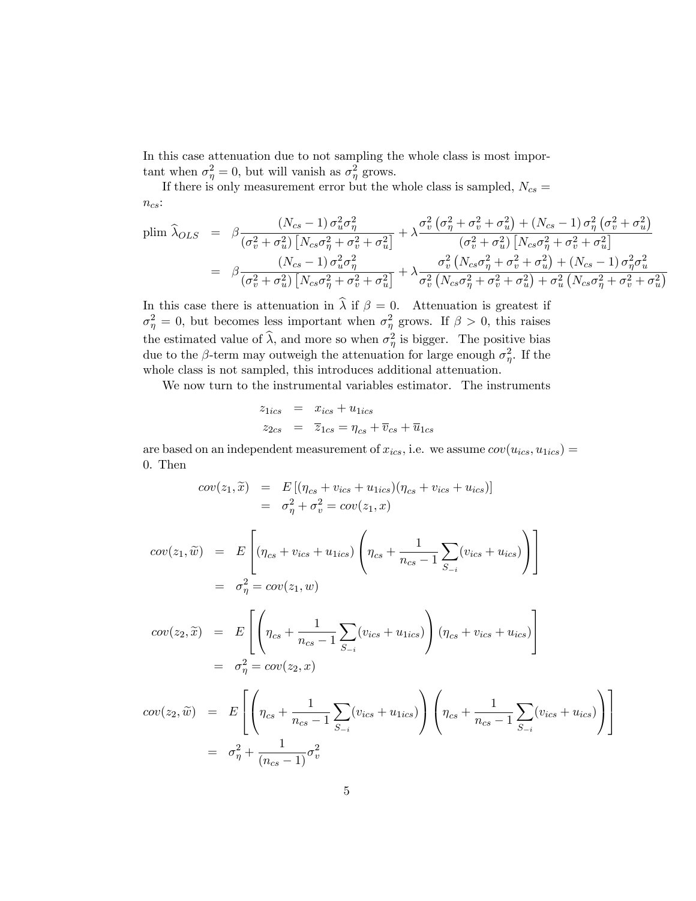In this case attenuation due to not sampling the whole class is most important when $\sigma_\eta^2 = 0$, but will vanish as $\sigma_\eta^2$ grows.

If there is only measurement error but the whole class is sampled, $N_{cs} = n_{cs}$:

$$
\begin{aligned}
\text{plim } \widehat{\lambda}_{OLS} &= \beta \frac{(N_{cs}-1)\,\sigma_u^2 \sigma_\eta^2}{(\sigma_v^2+\sigma_u^2)\left[N_{cs}\sigma_\eta^2+\sigma_v^2+\sigma_u^2\right]} + \lambda \frac{\sigma_v^2\left(\sigma_\eta^2+\sigma_v^2+\sigma_u^2\right)+(N_{cs}-1)\,\sigma_\eta^2\left(\sigma_v^2+\sigma_u^2\right)}{(\sigma_v^2+\sigma_u^2)\left[N_{cs}\sigma_\eta^2+\sigma_v^2+\sigma_u^2\right]} \\
&= \beta \frac{(N_{cs}-1)\,\sigma_u^2 \sigma_\eta^2}{(\sigma_v^2+\sigma_u^2)\left[N_{cs}\sigma_\eta^2+\sigma_v^2+\sigma_u^2\right]} + \lambda \frac{\sigma_v^2\left(N_{cs}\sigma_\eta^2+\sigma_v^2+\sigma_u^2\right)+(N_{cs}-1)\,\sigma_\eta^2\sigma_u^2}{\sigma_v^2\left(N_{cs}\sigma_\eta^2+\sigma_v^2+\sigma_u^2\right)+\sigma_u^2\left(N_{cs}\sigma_\eta^2+\sigma_v^2+\sigma_u^2\right)}
\end{aligned}
$$

In this case there is attenuation in $\widehat{\lambda}$ if $\beta = 0$. Attenuation is greatest if $\sigma_\eta^2 = 0$, but becomes less important when $\sigma_\eta^2$ grows. If $\beta > 0$, this raises the estimated value of $\widehat{\lambda}$, and more so when $\sigma_\eta^2$ is bigger. The positive bias due to the $\beta$-term may outweigh the attenuation for large enough $\sigma_\eta^2$. If the whole class is not sampled, this introduces additional attenuation.

We now turn to the instrumental variables estimator. The instruments

$$
\begin{aligned}
z_{1ics} &= x_{ics} + u_{1ics} \\
z_{2cs} &= \overline{z}_{1cs} = \eta_{cs} + \overline{v}_{cs} + \overline{u}_{1cs}
\end{aligned}
$$

are based on an independent measurement of $x_{ics}$, i.e. we assume $cov(u_{ics}, u_{1ics}) = 0$. Then

$$
\begin{aligned}
cov(z_1, \widetilde{x}) &= E\left[(\eta_{cs} + v_{ics} + u_{1ics})(\eta_{cs} + v_{ics} + u_{ics})\right] \\
&= \sigma_\eta^2 + \sigma_v^2 = cov(z_1, x)
\end{aligned}
$$

$$
\begin{aligned}
cov(z_1, \widetilde{w}) &= E\left[(\eta_{cs} + v_{ics} + u_{1ics})\left(\eta_{cs} + \frac{1}{n_{cs}-1}\sum_{S_{-i}}(v_{ics} + u_{ics})\right)\right] \\
&= \sigma_\eta^2 = cov(z_1, w)
\end{aligned}
$$

$$
\begin{aligned}
cov(z_2, \widetilde{x}) &= E\left[\left(\eta_{cs} + \frac{1}{n_{cs}-1}\sum_{S_{-i}}(v_{ics} + u_{1ics})\right)(\eta_{cs} + v_{ics} + u_{ics})\right] \\
&= \sigma_\eta^2 = cov(z_2, x)
\end{aligned}
$$

$$
\begin{aligned}
cov(z_2, \widetilde{w}) &= E\left[\left(\eta_{cs} + \frac{1}{n_{cs}-1}\sum_{S_{-i}}(v_{ics} + u_{1ics})\right)\left(\eta_{cs} + \frac{1}{n_{cs}-1}\sum_{S_{-i}}(v_{ics} + u_{ics})\right)\right] \\
&= \sigma_\eta^2 + \frac{1}{(n_{cs}-1)}\sigma_v^2
\end{aligned}
$$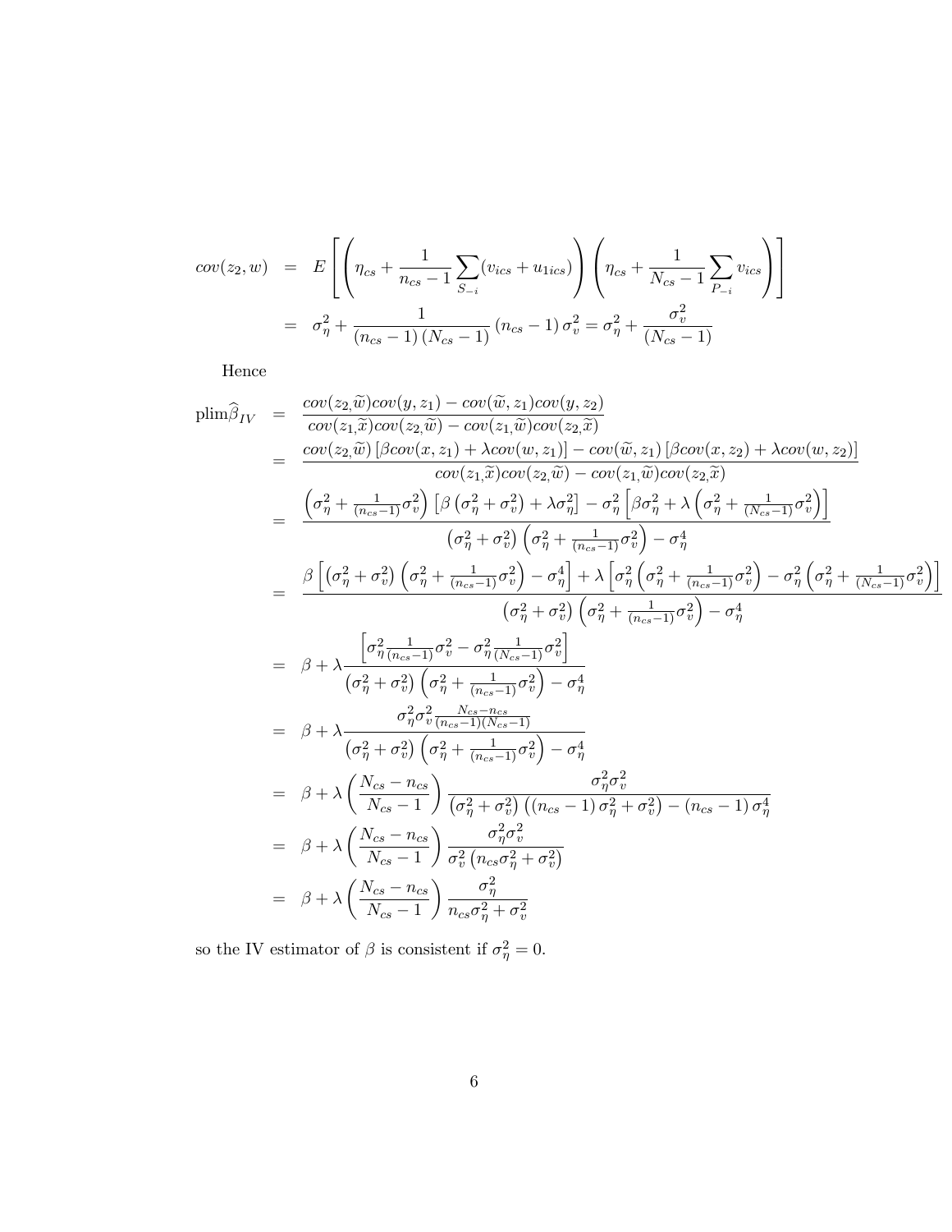$$
\begin{aligned}
cov(z_2, w) &= E\left[\left(\eta_{cs} + \frac{1}{n_{cs}-1}\sum_{S_{-i}}(v_{ics} + u_{1ics})\right)\left(\eta_{cs} + \frac{1}{N_{cs}-1}\sum_{P_{-i}} v_{ics}\right)\right] \\
&= \sigma_\eta^2 + \frac{1}{(n_{cs}-1)(N_{cs}-1)}(n_{cs}-1)\sigma_v^2 = \sigma_\eta^2 + \frac{\sigma_v^2}{(N_{cs}-1)}
\end{aligned}
$$

Hence

$$
\begin{aligned}
\text{plim}\widehat{\beta}_{IV} &= \frac{cov(z_2,\widetilde{w})cov(y,z_1) - cov(\widetilde{w},z_1)cov(y,z_2)}{cov(z_1,\widetilde{x})cov(z_2,\widetilde{w}) - cov(z_1,\widetilde{w})cov(z_2,\widetilde{x})} \\
&= \frac{cov(z_2,\widetilde{w})\left[\beta cov(x,z_1) + \lambda cov(w,z_1)\right] - cov(\widetilde{w},z_1)\left[\beta cov(x,z_2) + \lambda cov(w,z_2)\right]}{cov(z_1,\widetilde{x})cov(z_2,\widetilde{w}) - cov(z_1,\widetilde{w})cov(z_2,\widetilde{x})} \\
&= \frac{\left(\sigma_\eta^2 + \frac{1}{(n_{cs}-1)}\sigma_v^2\right)\left[\beta\left(\sigma_\eta^2+\sigma_v^2\right) + \lambda\sigma_\eta^2\right] - \sigma_\eta^2\left[\beta\sigma_\eta^2 + \lambda\left(\sigma_\eta^2 + \frac{1}{(N_{cs}-1)}\sigma_v^2\right)\right]}{\left(\sigma_\eta^2+\sigma_v^2\right)\left(\sigma_\eta^2 + \frac{1}{(n_{cs}-1)}\sigma_v^2\right) - \sigma_\eta^4} \\
&= \frac{\beta\left[\left(\sigma_\eta^2+\sigma_v^2\right)\left(\sigma_\eta^2 + \frac{1}{(n_{cs}-1)}\sigma_v^2\right) - \sigma_\eta^4\right] + \lambda\left[\sigma_\eta^2\left(\sigma_\eta^2 + \frac{1}{(n_{cs}-1)}\sigma_v^2\right) - \sigma_\eta^2\left(\sigma_\eta^2 + \frac{1}{(N_{cs}-1)}\sigma_v^2\right)\right]}{\left(\sigma_\eta^2+\sigma_v^2\right)\left(\sigma_\eta^2 + \frac{1}{(n_{cs}-1)}\sigma_v^2\right) - \sigma_\eta^4} \\
&= \beta + \lambda\frac{\left[\sigma_\eta^2\frac{1}{(n_{cs}-1)}\sigma_v^2 - \sigma_\eta^2\frac{1}{(N_{cs}-1)}\sigma_v^2\right]}{\left(\sigma_\eta^2+\sigma_v^2\right)\left(\sigma_\eta^2 + \frac{1}{(n_{cs}-1)}\sigma_v^2\right) - \sigma_\eta^4} \\
&= \beta + \lambda\frac{\sigma_\eta^2\sigma_v^2\frac{N_{cs}-n_{cs}}{(n_{cs}-1)(N_{cs}-1)}}{\left(\sigma_\eta^2+\sigma_v^2\right)\left(\sigma_\eta^2 + \frac{1}{(n_{cs}-1)}\sigma_v^2\right) - \sigma_\eta^4} \\
&= \beta + \lambda\left(\frac{N_{cs}-n_{cs}}{N_{cs}-1}\right)\frac{\sigma_\eta^2\sigma_v^2}{\left(\sigma_\eta^2+\sigma_v^2\right)\left((n_{cs}-1)\sigma_\eta^2 + \sigma_v^2\right) - (n_{cs}-1)\sigma_\eta^4} \\
&= \beta + \lambda\left(\frac{N_{cs}-n_{cs}}{N_{cs}-1}\right)\frac{\sigma_\eta^2\sigma_v^2}{\sigma_v^2\left(n_{cs}\sigma_\eta^2 + \sigma_v^2\right)} \\
&= \beta + \lambda\left(\frac{N_{cs}-n_{cs}}{N_{cs}-1}\right)\frac{\sigma_\eta^2}{n_{cs}\sigma_\eta^2 + \sigma_v^2}
\end{aligned}
$$

so the IV estimator of $\beta$ is consistent if $\sigma_\eta^2 = 0$.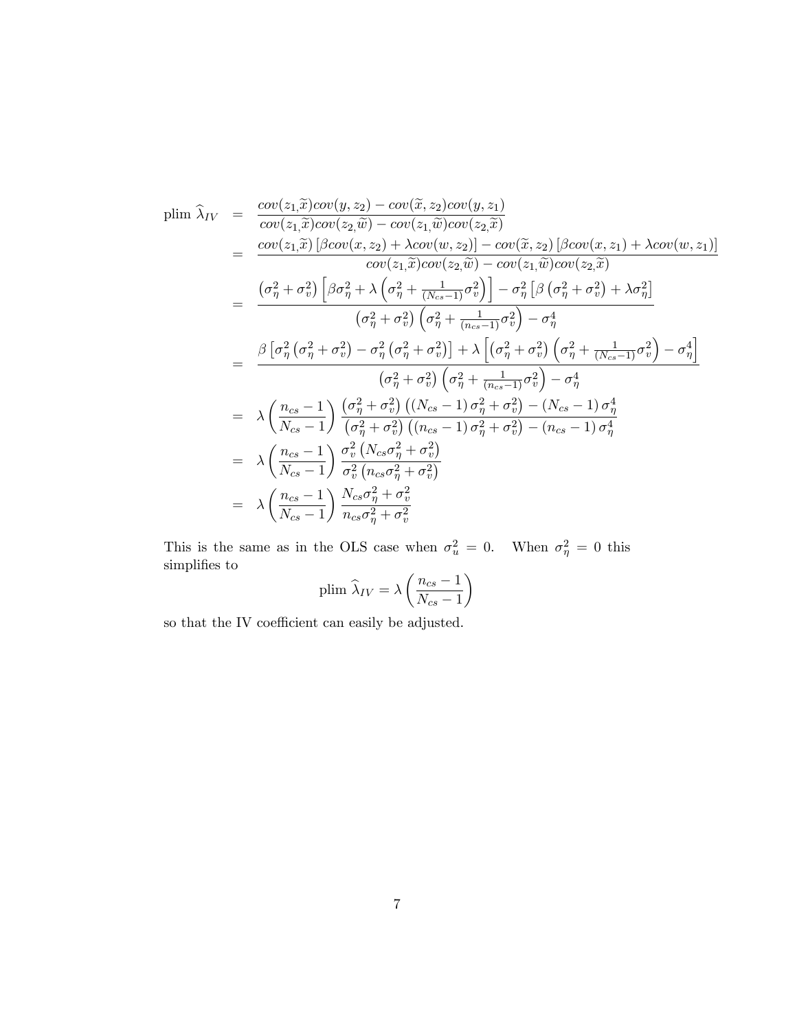$$
\begin{aligned}
\text{plim } \widehat{\lambda}_{IV} &= \frac{cov(z_1,\widetilde{x})cov(y,z_2) - cov(\widetilde{x},z_2)cov(y,z_1)}{cov(z_1,\widetilde{x})cov(z_2,\widetilde{w}) - cov(z_1,\widetilde{w})cov(z_2,\widetilde{x})} \\
&= \frac{cov(z_1,\widetilde{x})\left[\beta cov(x,z_2) + \lambda cov(w,z_2)\right] - cov(\widetilde{x},z_2)\left[\beta cov(x,z_1) + \lambda cov(w,z_1)\right]}{cov(z_1,\widetilde{x})cov(z_2,\widetilde{w}) - cov(z_1,\widetilde{w})cov(z_2,\widetilde{x})} \\
&= \frac{\left(\sigma_\eta^2 + \sigma_v^2\right)\left[\beta\sigma_\eta^2 + \lambda\left(\sigma_\eta^2 + \frac{1}{(N_{cs}-1)}\sigma_v^2\right)\right] - \sigma_\eta^2\left[\beta\left(\sigma_\eta^2 + \sigma_v^2\right) + \lambda\sigma_\eta^2\right]}{\left(\sigma_\eta^2 + \sigma_v^2\right)\left(\sigma_\eta^2 + \frac{1}{(n_{cs}-1)}\sigma_v^2\right) - \sigma_\eta^4} \\
&= \frac{\beta\left[\sigma_\eta^2\left(\sigma_\eta^2 + \sigma_v^2\right) - \sigma_\eta^2\left(\sigma_\eta^2 + \sigma_v^2\right)\right] + \lambda\left[\left(\sigma_\eta^2 + \sigma_v^2\right)\left(\sigma_\eta^2 + \frac{1}{(N_{cs}-1)}\sigma_v^2\right) - \sigma_\eta^4\right]}{\left(\sigma_\eta^2 + \sigma_v^2\right)\left(\sigma_\eta^2 + \frac{1}{(n_{cs}-1)}\sigma_v^2\right) - \sigma_\eta^4} \\
&= \lambda\left(\frac{n_{cs}-1}{N_{cs}-1}\right)\frac{\left(\sigma_\eta^2 + \sigma_v^2\right)\left(\left(N_{cs}-1\right)\sigma_\eta^2 + \sigma_v^2\right) - \left(N_{cs}-1\right)\sigma_\eta^4}{\left(\sigma_\eta^2 + \sigma_v^2\right)\left(\left(n_{cs}-1\right)\sigma_\eta^2 + \sigma_v^2\right) - \left(n_{cs}-1\right)\sigma_\eta^4} \\
&= \lambda\left(\frac{n_{cs}-1}{N_{cs}-1}\right)\frac{\sigma_v^2\left(N_{cs}\sigma_\eta^2 + \sigma_v^2\right)}{\sigma_v^2\left(n_{cs}\sigma_\eta^2 + \sigma_v^2\right)} \\
&= \lambda\left(\frac{n_{cs}-1}{N_{cs}-1}\right)\frac{N_{cs}\sigma_\eta^2 + \sigma_v^2}{n_{cs}\sigma_\eta^2 + \sigma_v^2}
\end{aligned}
$$

This is the same as in the OLS case when $\sigma_u^2 = 0$. When $\sigma_\eta^2 = 0$ this simplifies to

$$
\text{plim } \widehat{\lambda}_{IV} = \lambda\left(\frac{n_{cs}-1}{N_{cs}-1}\right)
$$

so that the IV coefficient can easily be adjusted.